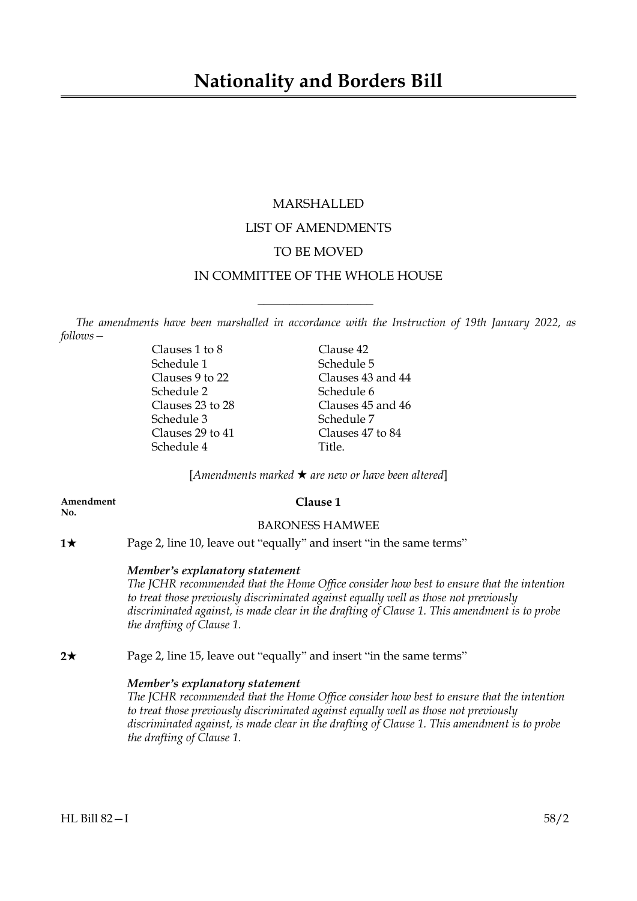# Nationality and Borders Bill

MARSHALLED

LIST OF AMENDMENTS

TO BE MOVED

IN COMMITTEE OF THE WHOLE HOUSE

---

*The amendments have been marshalled in accordance with the Instruction of 19th January 2022, as follows—*

| | |
|---|---|
| Clauses 1 to 8 | Clause 42 |
| Schedule 1 | Schedule 5 |
| Clauses 9 to 22 | Clauses 43 and 44 |
| Schedule 2 | Schedule 6 |
| Clauses 23 to 28 | Clauses 45 and 46 |
| Schedule 3 | Schedule 7 |
| Clauses 29 to 41 | Clauses 47 to 84 |
| Schedule 4 | Title. |

[*Amendments marked ★ are new or have been altered*]

**Amendment No.**

**Clause 1**

BARONESS HAMWEE

**1★** Page 2, line 10, leave out "equally" and insert "in the same terms"

***Member's explanatory statement***
*The JCHR recommended that the Home Office consider how best to ensure that the intention to treat those previously discriminated against equally well as those not previously discriminated against, is made clear in the drafting of Clause 1. This amendment is to probe the drafting of Clause 1.*

**2★** Page 2, line 15, leave out "equally" and insert "in the same terms"

***Member's explanatory statement***
*The JCHR recommended that the Home Office consider how best to ensure that the intention to treat those previously discriminated against equally well as those not previously discriminated against, is made clear in the drafting of Clause 1. This amendment is to probe the drafting of Clause 1.*

HL Bill 82—I 58/2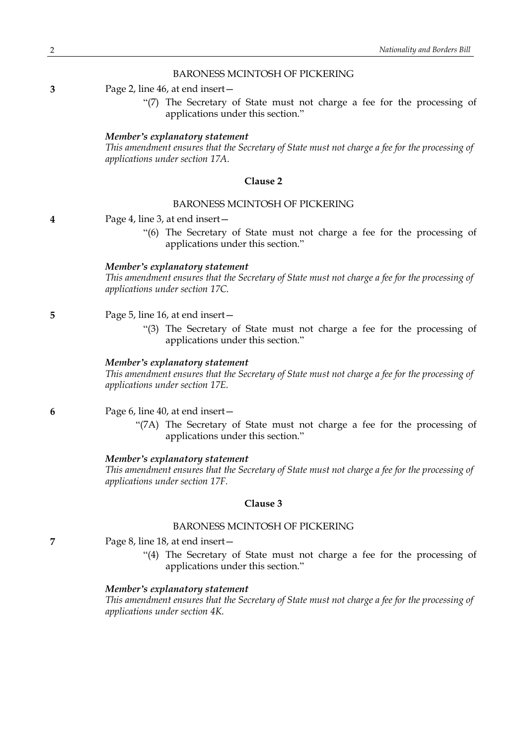BARONESS MCINTOSH OF PICKERING

**3** Page 2, line 46, at end insert—

"(7) The Secretary of State must not charge a fee for the processing of applications under this section."

***Member's explanatory statement***

*This amendment ensures that the Secretary of State must not charge a fee for the processing of applications under section 17A.*

**Clause 2**

BARONESS MCINTOSH OF PICKERING

**4** Page 4, line 3, at end insert—

"(6) The Secretary of State must not charge a fee for the processing of applications under this section."

***Member's explanatory statement***

*This amendment ensures that the Secretary of State must not charge a fee for the processing of applications under section 17C.*

**5** Page 5, line 16, at end insert—

"(3) The Secretary of State must not charge a fee for the processing of applications under this section."

***Member's explanatory statement***

*This amendment ensures that the Secretary of State must not charge a fee for the processing of applications under section 17E.*

**6** Page 6, line 40, at end insert—

"(7A) The Secretary of State must not charge a fee for the processing of applications under this section."

***Member's explanatory statement***

*This amendment ensures that the Secretary of State must not charge a fee for the processing of applications under section 17F.*

**Clause 3**

BARONESS MCINTOSH OF PICKERING

**7** Page 8, line 18, at end insert—

"(4) The Secretary of State must not charge a fee for the processing of applications under this section."

***Member's explanatory statement***

*This amendment ensures that the Secretary of State must not charge a fee for the processing of applications under section 4K.*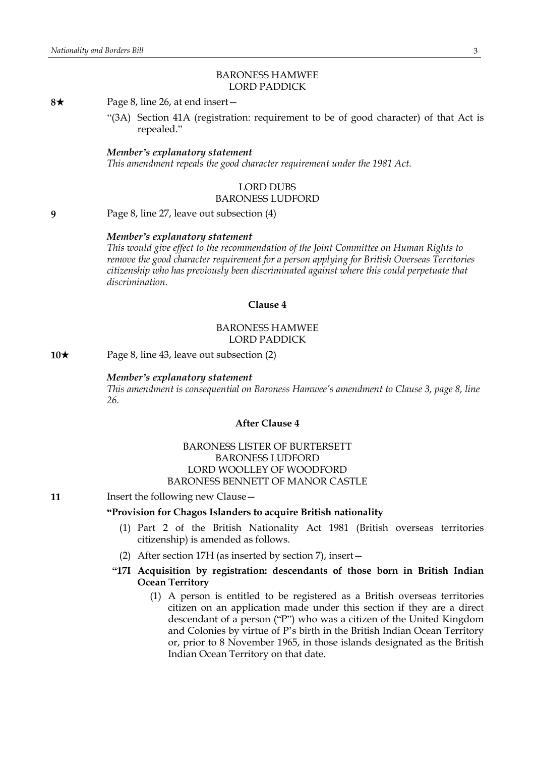BARONESS HAMWEE
LORD PADDICK

**8★** Page 8, line 26, at end insert—

"(3A) Section 41A (registration: requirement to be of good character) of that Act is repealed."

***Member's explanatory statement***

*This amendment repeals the good character requirement under the 1981 Act.*

LORD DUBS
BARONESS LUDFORD

**9** Page 8, line 27, leave out subsection (4)

***Member's explanatory statement***

*This would give effect to the recommendation of the Joint Committee on Human Rights to remove the good character requirement for a person applying for British Overseas Territories citizenship who has previously been discriminated against where this could perpetuate that discrimination.*

**Clause 4**

BARONESS HAMWEE
LORD PADDICK

**10★** Page 8, line 43, leave out subsection (2)

***Member's explanatory statement***

*This amendment is consequential on Baroness Hamwee's amendment to Clause 3, page 8, line 26.*

**After Clause 4**

BARONESS LISTER OF BURTERSETT
BARONESS LUDFORD
LORD WOOLLEY OF WOODFORD
BARONESS BENNETT OF MANOR CASTLE

**11** Insert the following new Clause—

**"Provision for Chagos Islanders to acquire British nationality**

(1) Part 2 of the British Nationality Act 1981 (British overseas territories citizenship) is amended as follows.

(2) After section 17H (as inserted by section 7), insert—

**"17I Acquisition by registration: descendants of those born in British Indian Ocean Territory**

(1) A person is entitled to be registered as a British overseas territories citizen on an application made under this section if they are a direct descendant of a person ("P") who was a citizen of the United Kingdom and Colonies by virtue of P's birth in the British Indian Ocean Territory or, prior to 8 November 1965, in those islands designated as the British Indian Ocean Territory on that date.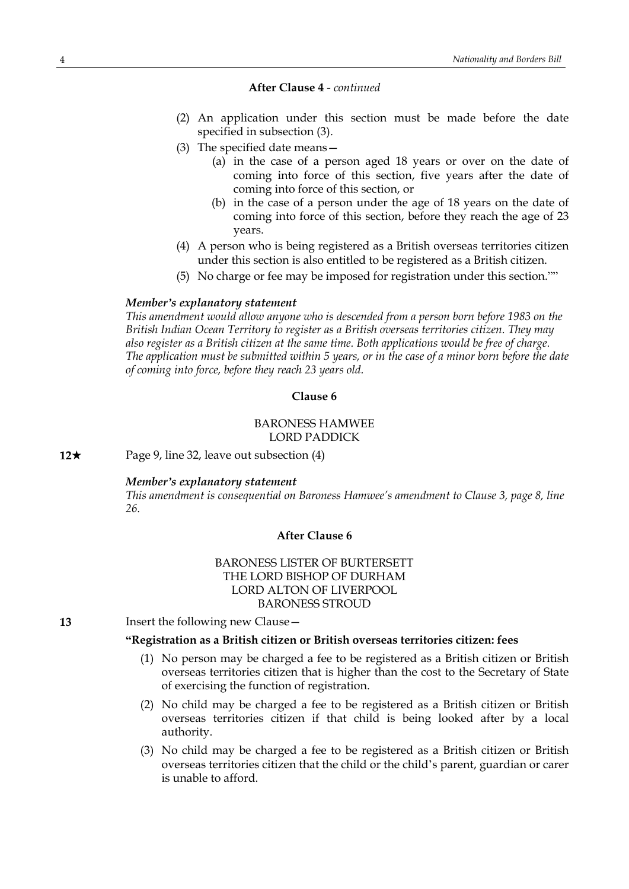**After Clause 4** - *continued*

(2) An application under this section must be made before the date specified in subsection (3).

(3) The specified date means—

(a) in the case of a person aged 18 years or over on the date of coming into force of this section, five years after the date of coming into force of this section, or

(b) in the case of a person under the age of 18 years on the date of coming into force of this section, before they reach the age of 23 years.

(4) A person who is being registered as a British overseas territories citizen under this section is also entitled to be registered as a British citizen.

(5) No charge or fee may be imposed for registration under this section.""

***Member's explanatory statement***

*This amendment would allow anyone who is descended from a person born before 1983 on the British Indian Ocean Territory to register as a British overseas territories citizen. They may also register as a British citizen at the same time. Both applications would be free of charge. The application must be submitted within 5 years, or in the case of a minor born before the date of coming into force, before they reach 23 years old.*

**Clause 6**

BARONESS HAMWEE
LORD PADDICK

**12★** Page 9, line 32, leave out subsection (4)

***Member's explanatory statement***

*This amendment is consequential on Baroness Hamwee's amendment to Clause 3, page 8, line 26.*

**After Clause 6**

BARONESS LISTER OF BURTERSETT
THE LORD BISHOP OF DURHAM
LORD ALTON OF LIVERPOOL
BARONESS STROUD

**13** Insert the following new Clause—

**"Registration as a British citizen or British overseas territories citizen: fees**

(1) No person may be charged a fee to be registered as a British citizen or British overseas territories citizen that is higher than the cost to the Secretary of State of exercising the function of registration.

(2) No child may be charged a fee to be registered as a British citizen or British overseas territories citizen if that child is being looked after by a local authority.

(3) No child may be charged a fee to be registered as a British citizen or British overseas territories citizen that the child or the child's parent, guardian or carer is unable to afford.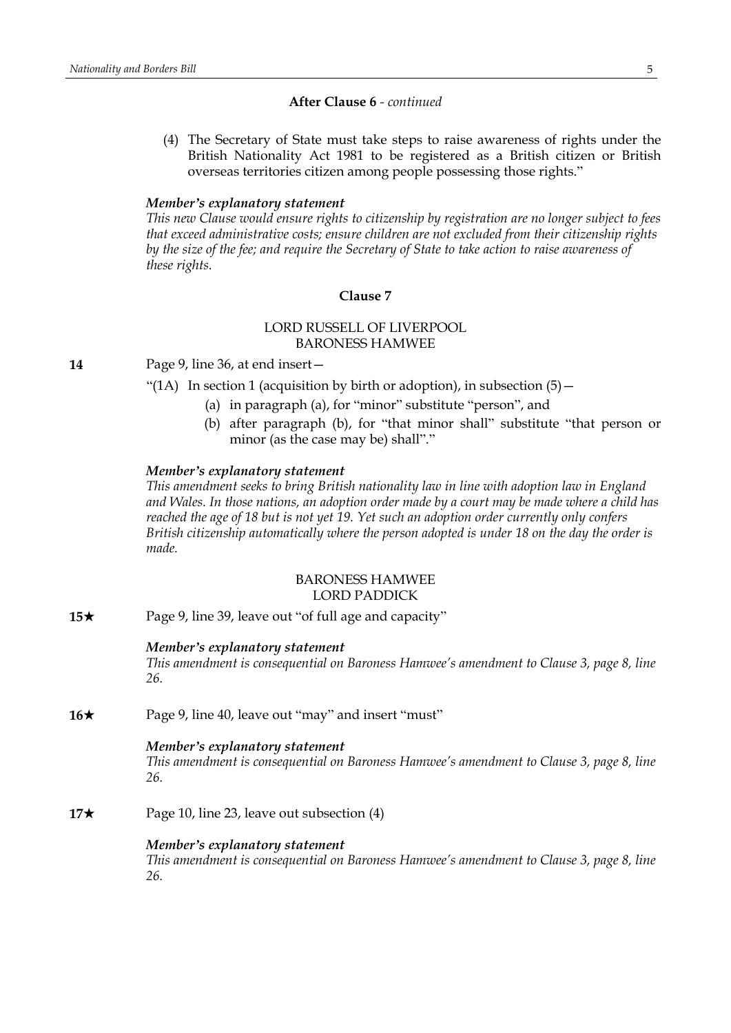**After Clause 6** - *continued*

(4) The Secretary of State must take steps to raise awareness of rights under the British Nationality Act 1981 to be registered as a British citizen or British overseas territories citizen among people possessing those rights."

***Member's explanatory statement***

*This new Clause would ensure rights to citizenship by registration are no longer subject to fees that exceed administrative costs; ensure children are not excluded from their citizenship rights by the size of the fee; and require the Secretary of State to take action to raise awareness of these rights.*

**Clause 7**

LORD RUSSELL OF LIVERPOOL
BARONESS HAMWEE

**14** Page 9, line 36, at end insert—

"(1A) In section 1 (acquisition by birth or adoption), in subsection (5)—

(a) in paragraph (a), for "minor" substitute "person", and

(b) after paragraph (b), for "that minor shall" substitute "that person or minor (as the case may be) shall"."

***Member's explanatory statement***

*This amendment seeks to bring British nationality law in line with adoption law in England and Wales. In those nations, an adoption order made by a court may be made where a child has reached the age of 18 but is not yet 19. Yet such an adoption order currently only confers British citizenship automatically where the person adopted is under 18 on the day the order is made.*

BARONESS HAMWEE
LORD PADDICK

**15★** Page 9, line 39, leave out "of full age and capacity"

***Member's explanatory statement***

*This amendment is consequential on Baroness Hamwee's amendment to Clause 3, page 8, line 26.*

**16★** Page 9, line 40, leave out "may" and insert "must"

***Member's explanatory statement***

*This amendment is consequential on Baroness Hamwee's amendment to Clause 3, page 8, line 26.*

**17★** Page 10, line 23, leave out subsection (4)

***Member's explanatory statement***

*This amendment is consequential on Baroness Hamwee's amendment to Clause 3, page 8, line 26.*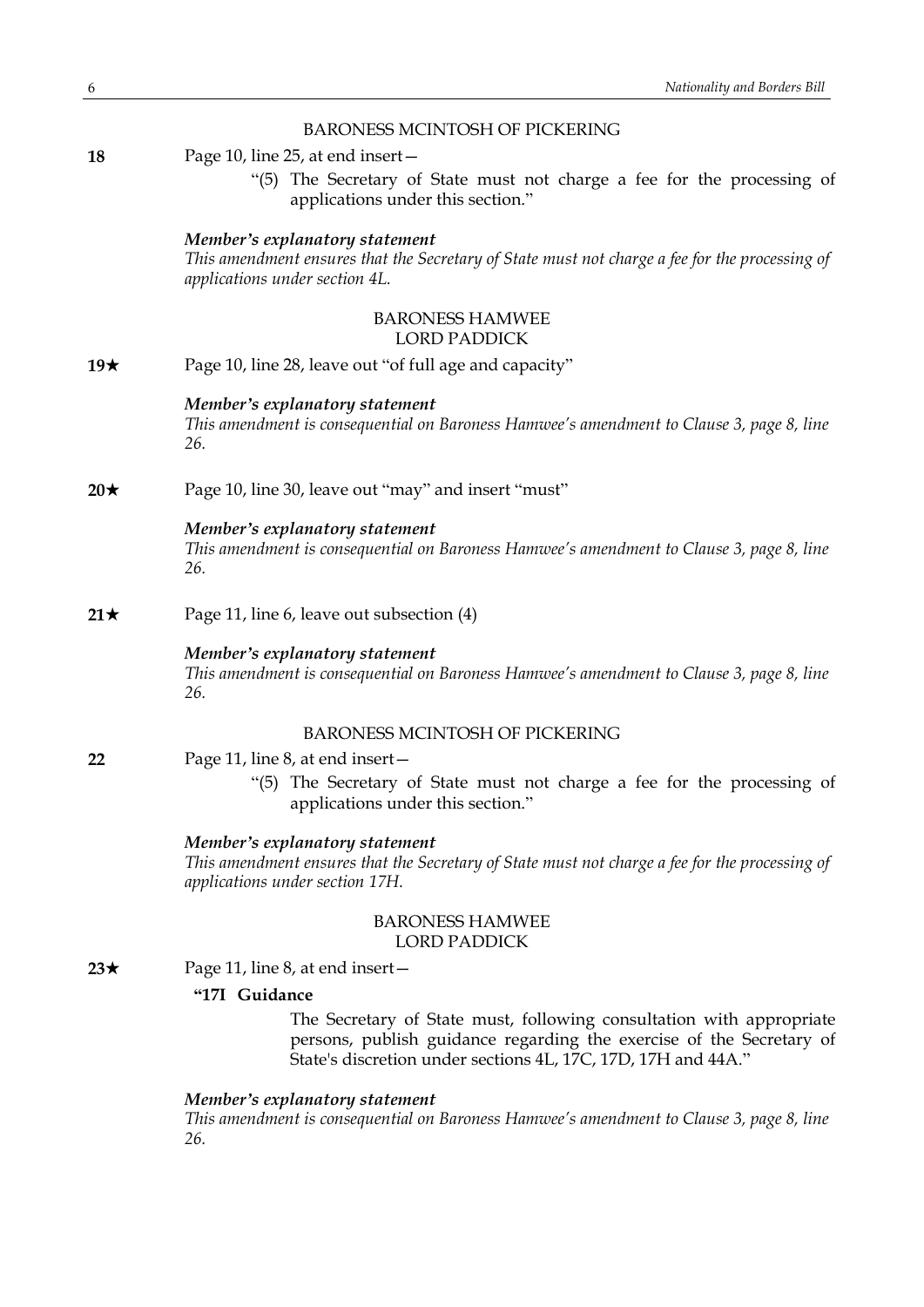BARONESS MCINTOSH OF PICKERING

**18** Page 10, line 25, at end insert—

"(5) The Secretary of State must not charge a fee for the processing of applications under this section."

***Member's explanatory statement***

*This amendment ensures that the Secretary of State must not charge a fee for the processing of applications under section 4L.*

BARONESS HAMWEE
LORD PADDICK

**19★** Page 10, line 28, leave out "of full age and capacity"

***Member's explanatory statement***

*This amendment is consequential on Baroness Hamwee's amendment to Clause 3, page 8, line 26.*

**20★** Page 10, line 30, leave out "may" and insert "must"

***Member's explanatory statement***

*This amendment is consequential on Baroness Hamwee's amendment to Clause 3, page 8, line 26.*

**21★** Page 11, line 6, leave out subsection (4)

***Member's explanatory statement***

*This amendment is consequential on Baroness Hamwee's amendment to Clause 3, page 8, line 26.*

BARONESS MCINTOSH OF PICKERING

**22** Page 11, line 8, at end insert—

"(5) The Secretary of State must not charge a fee for the processing of applications under this section."

***Member's explanatory statement***

*This amendment ensures that the Secretary of State must not charge a fee for the processing of applications under section 17H.*

BARONESS HAMWEE
LORD PADDICK

**23★** Page 11, line 8, at end insert—

**"17I Guidance**

The Secretary of State must, following consultation with appropriate persons, publish guidance regarding the exercise of the Secretary of State's discretion under sections 4L, 17C, 17D, 17H and 44A."

***Member's explanatory statement***

*This amendment is consequential on Baroness Hamwee's amendment to Clause 3, page 8, line 26.*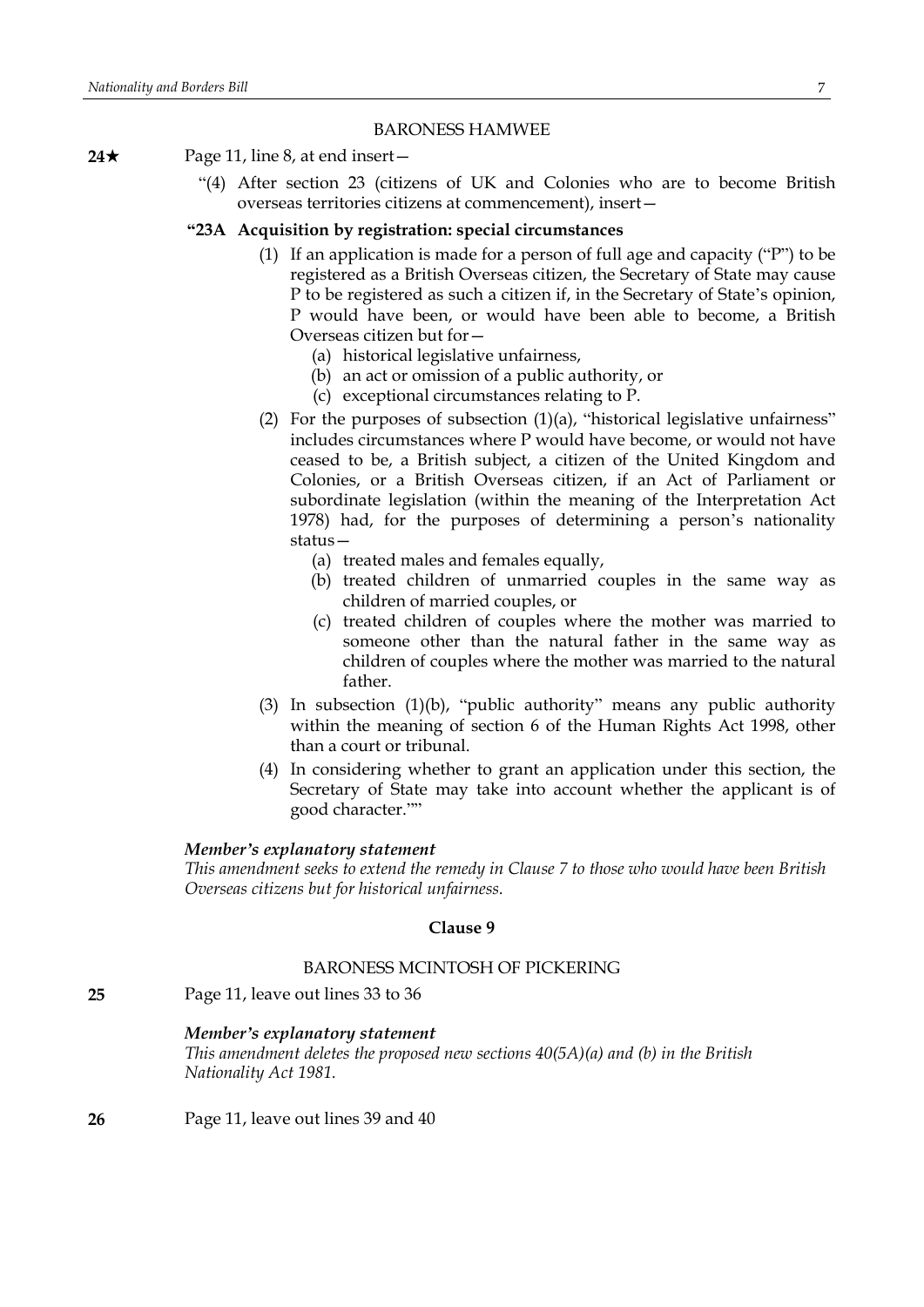BARONESS HAMWEE

**24★** Page 11, line 8, at end insert—

"(4) After section 23 (citizens of UK and Colonies who are to become British overseas territories citizens at commencement), insert—

**"23A Acquisition by registration: special circumstances**

(1) If an application is made for a person of full age and capacity ("P") to be registered as a British Overseas citizen, the Secretary of State may cause P to be registered as such a citizen if, in the Secretary of State's opinion, P would have been, or would have been able to become, a British Overseas citizen but for—

(a) historical legislative unfairness,

(b) an act or omission of a public authority, or

(c) exceptional circumstances relating to P.

(2) For the purposes of subsection (1)(a), "historical legislative unfairness" includes circumstances where P would have become, or would not have ceased to be, a British subject, a citizen of the United Kingdom and Colonies, or a British Overseas citizen, if an Act of Parliament or subordinate legislation (within the meaning of the Interpretation Act 1978) had, for the purposes of determining a person's nationality status—

(a) treated males and females equally,

(b) treated children of unmarried couples in the same way as children of married couples, or

(c) treated children of couples where the mother was married to someone other than the natural father in the same way as children of couples where the mother was married to the natural father.

(3) In subsection (1)(b), "public authority" means any public authority within the meaning of section 6 of the Human Rights Act 1998, other than a court or tribunal.

(4) In considering whether to grant an application under this section, the Secretary of State may take into account whether the applicant is of good character.""

***Member's explanatory statement***

*This amendment seeks to extend the remedy in Clause 7 to those who would have been British Overseas citizens but for historical unfairness.*

**Clause 9**

BARONESS MCINTOSH OF PICKERING

**25** Page 11, leave out lines 33 to 36

***Member's explanatory statement***

*This amendment deletes the proposed new sections 40(5A)(a) and (b) in the British Nationality Act 1981.*

**26** Page 11, leave out lines 39 and 40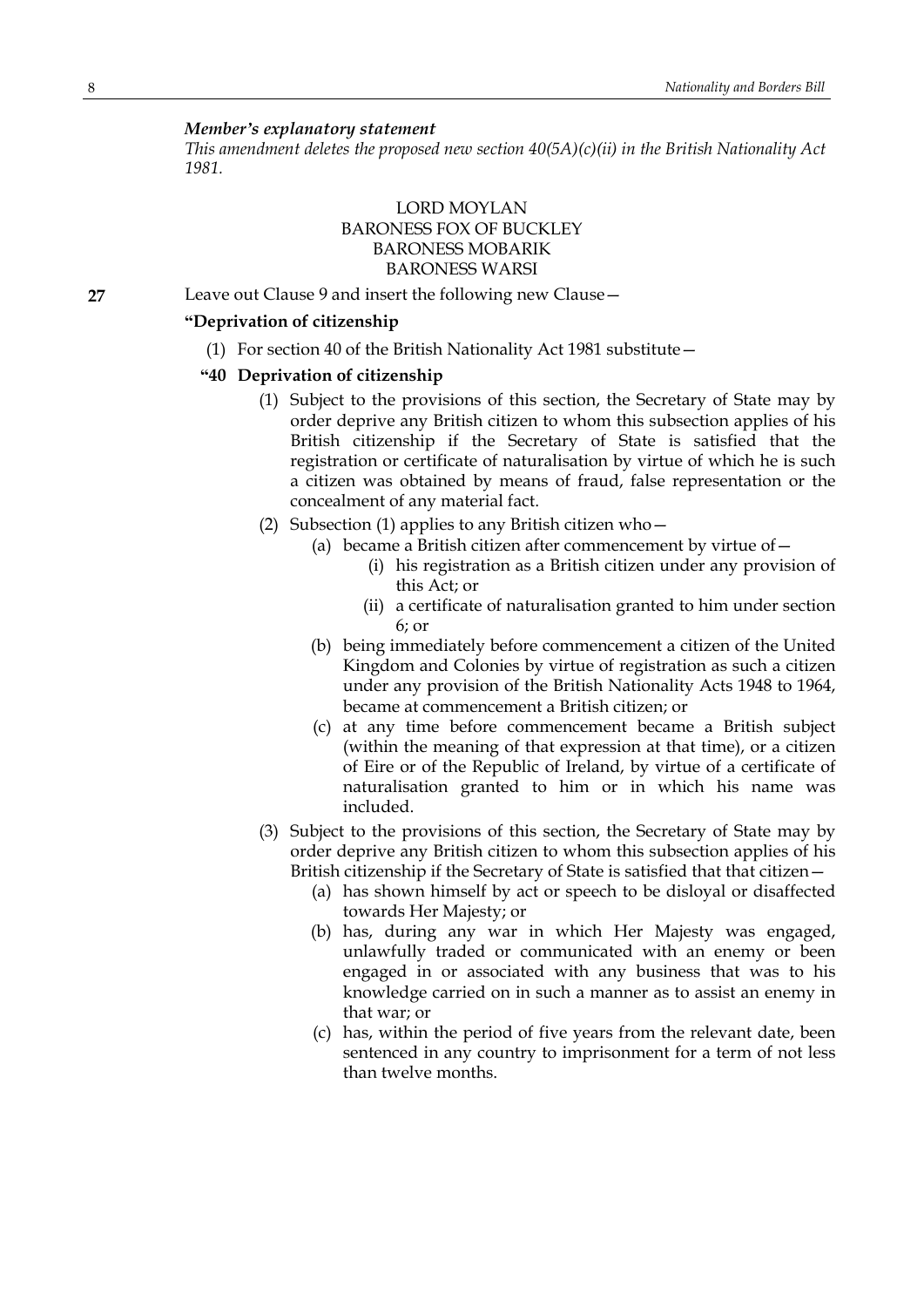***Member's explanatory statement***

*This amendment deletes the proposed new section 40(5A)(c)(ii) in the British Nationality Act 1981.*

LORD MOYLAN
BARONESS FOX OF BUCKLEY
BARONESS MOBARIK
BARONESS WARSI

**27** Leave out Clause 9 and insert the following new Clause—

**"Deprivation of citizenship**

(1) For section 40 of the British Nationality Act 1981 substitute—

**"40 Deprivation of citizenship**

(1) Subject to the provisions of this section, the Secretary of State may by order deprive any British citizen to whom this subsection applies of his British citizenship if the Secretary of State is satisfied that the registration or certificate of naturalisation by virtue of which he is such a citizen was obtained by means of fraud, false representation or the concealment of any material fact.

(2) Subsection (1) applies to any British citizen who—

(a) became a British citizen after commencement by virtue of—

(i) his registration as a British citizen under any provision of this Act; or

(ii) a certificate of naturalisation granted to him under section 6; or

(b) being immediately before commencement a citizen of the United Kingdom and Colonies by virtue of registration as such a citizen under any provision of the British Nationality Acts 1948 to 1964, became at commencement a British citizen; or

(c) at any time before commencement became a British subject (within the meaning of that expression at that time), or a citizen of Eire or of the Republic of Ireland, by virtue of a certificate of naturalisation granted to him or in which his name was included.

(3) Subject to the provisions of this section, the Secretary of State may by order deprive any British citizen to whom this subsection applies of his British citizenship if the Secretary of State is satisfied that that citizen—

(a) has shown himself by act or speech to be disloyal or disaffected towards Her Majesty; or

(b) has, during any war in which Her Majesty was engaged, unlawfully traded or communicated with an enemy or been engaged in or associated with any business that was to his knowledge carried on in such a manner as to assist an enemy in that war; or

(c) has, within the period of five years from the relevant date, been sentenced in any country to imprisonment for a term of not less than twelve months.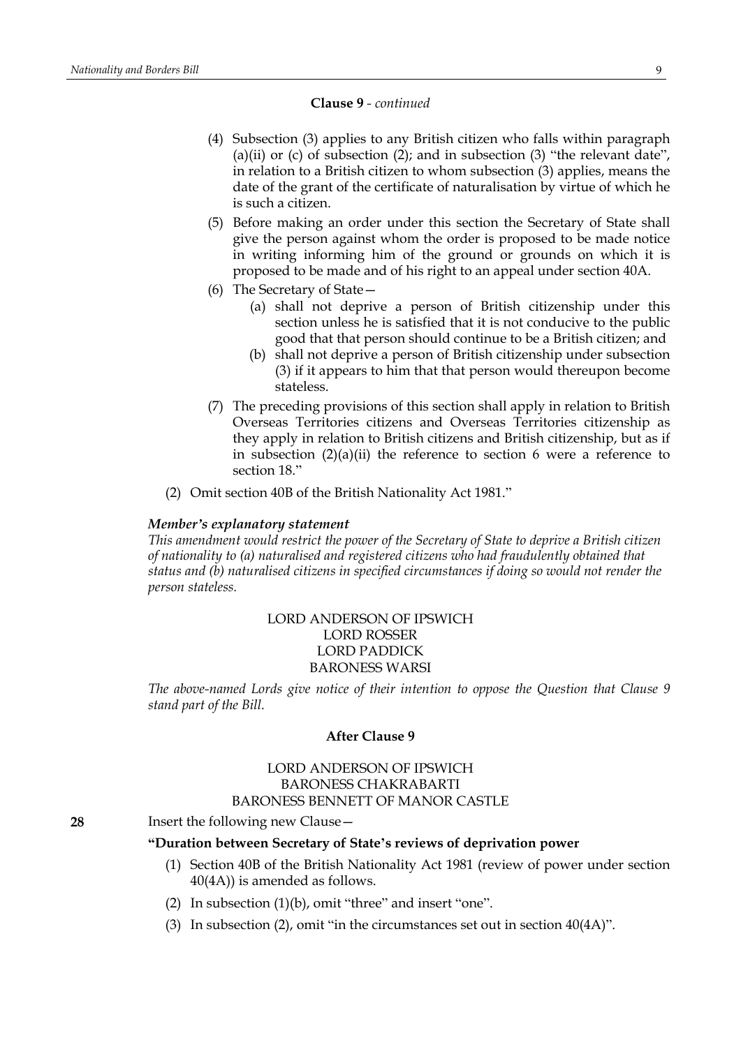**Clause 9** - *continued*

(4) Subsection (3) applies to any British citizen who falls within paragraph (a)(ii) or (c) of subsection (2); and in subsection (3) "the relevant date", in relation to a British citizen to whom subsection (3) applies, means the date of the grant of the certificate of naturalisation by virtue of which he is such a citizen.

(5) Before making an order under this section the Secretary of State shall give the person against whom the order is proposed to be made notice in writing informing him of the ground or grounds on which it is proposed to be made and of his right to an appeal under section 40A.

(6) The Secretary of State—

(a) shall not deprive a person of British citizenship under this section unless he is satisfied that it is not conducive to the public good that that person should continue to be a British citizen; and

(b) shall not deprive a person of British citizenship under subsection (3) if it appears to him that that person would thereupon become stateless.

(7) The preceding provisions of this section shall apply in relation to British Overseas Territories citizens and Overseas Territories citizenship as they apply in relation to British citizens and British citizenship, but as if in subsection (2)(a)(ii) the reference to section 6 were a reference to section 18."

(2) Omit section 40B of the British Nationality Act 1981."

***Member's explanatory statement***

*This amendment would restrict the power of the Secretary of State to deprive a British citizen of nationality to (a) naturalised and registered citizens who had fraudulently obtained that status and (b) naturalised citizens in specified circumstances if doing so would not render the person stateless.*

LORD ANDERSON OF IPSWICH
LORD ROSSER
LORD PADDICK
BARONESS WARSI

*The above-named Lords give notice of their intention to oppose the Question that Clause 9 stand part of the Bill.*

**After Clause 9**

LORD ANDERSON OF IPSWICH
BARONESS CHAKRABARTI
BARONESS BENNETT OF MANOR CASTLE

**28** Insert the following new Clause—

**"Duration between Secretary of State's reviews of deprivation power**

(1) Section 40B of the British Nationality Act 1981 (review of power under section 40(4A)) is amended as follows.

(2) In subsection (1)(b), omit "three" and insert "one".

(3) In subsection (2), omit "in the circumstances set out in section 40(4A)".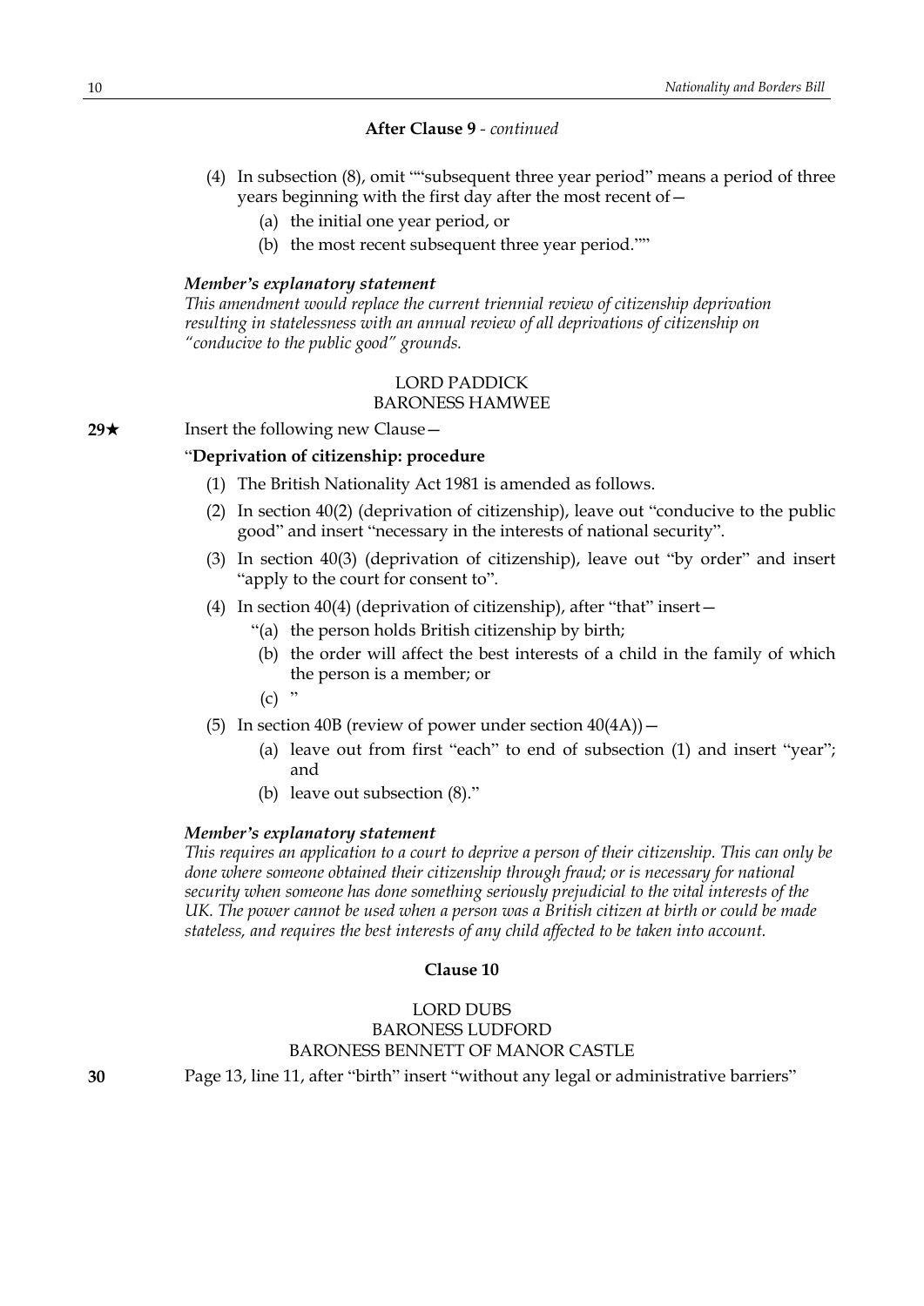**After Clause 9** - *continued*

(4) In subsection (8), omit ""subsequent three year period" means a period of three years beginning with the first day after the most recent of—

(a) the initial one year period, or

(b) the most recent subsequent three year period.""

***Member's explanatory statement***

*This amendment would replace the current triennial review of citizenship deprivation resulting in statelessness with an annual review of all deprivations of citizenship on "conducive to the public good" grounds.*

LORD PADDICK
BARONESS HAMWEE

**29★** Insert the following new Clause—

"**Deprivation of citizenship: procedure**

(1) The British Nationality Act 1981 is amended as follows.

(2) In section 40(2) (deprivation of citizenship), leave out "conducive to the public good" and insert "necessary in the interests of national security".

(3) In section 40(3) (deprivation of citizenship), leave out "by order" and insert "apply to the court for consent to".

(4) In section 40(4) (deprivation of citizenship), after "that" insert—

"(a) the person holds British citizenship by birth;

(b) the order will affect the best interests of a child in the family of which the person is a member; or

(c) "

(5) In section 40B (review of power under section 40(4A))—

(a) leave out from first "each" to end of subsection (1) and insert "year"; and

(b) leave out subsection (8)."

***Member's explanatory statement***

*This requires an application to a court to deprive a person of their citizenship. This can only be done where someone obtained their citizenship through fraud; or is necessary for national security when someone has done something seriously prejudicial to the vital interests of the UK. The power cannot be used when a person was a British citizen at birth or could be made stateless, and requires the best interests of any child affected to be taken into account.*

**Clause 10**

LORD DUBS
BARONESS LUDFORD
BARONESS BENNETT OF MANOR CASTLE

**30** Page 13, line 11, after "birth" insert "without any legal or administrative barriers"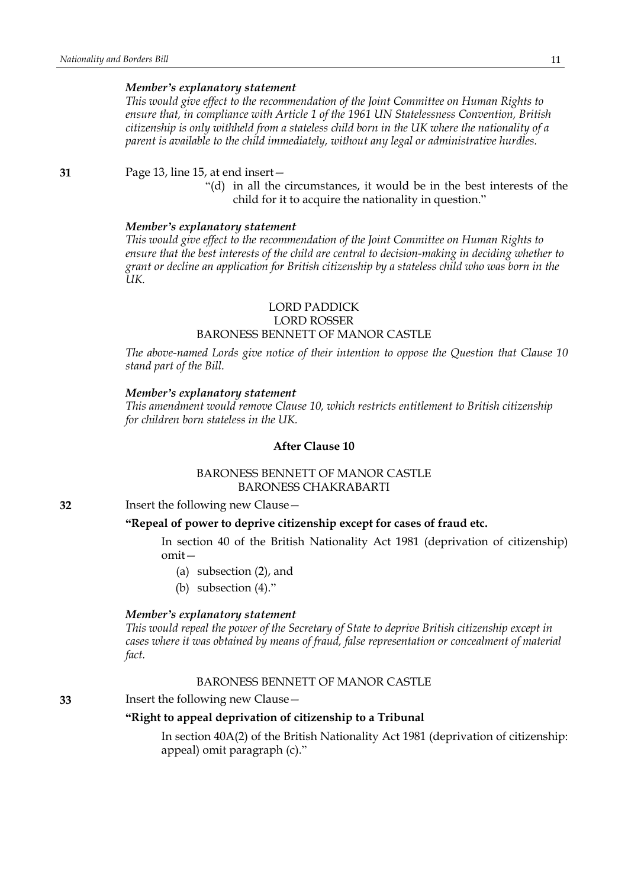*Member's explanatory statement*

*This would give effect to the recommendation of the Joint Committee on Human Rights to ensure that, in compliance with Article 1 of the 1961 UN Statelessness Convention, British citizenship is only withheld from a stateless child born in the UK where the nationality of a parent is available to the child immediately, without any legal or administrative hurdles.*

**31** Page 13, line 15, at end insert—

> "(d) in all the circumstances, it would be in the best interests of the child for it to acquire the nationality in question."

*Member's explanatory statement*

*This would give effect to the recommendation of the Joint Committee on Human Rights to ensure that the best interests of the child are central to decision-making in deciding whether to grant or decline an application for British citizenship by a stateless child who was born in the UK.*

LORD PADDICK
LORD ROSSER
BARONESS BENNETT OF MANOR CASTLE

*The above-named Lords give notice of their intention to oppose the Question that Clause 10 stand part of the Bill.*

*Member's explanatory statement*

*This amendment would remove Clause 10, which restricts entitlement to British citizenship for children born stateless in the UK.*

### After Clause 10

BARONESS BENNETT OF MANOR CASTLE
BARONESS CHAKRABARTI

**32** Insert the following new Clause—

**"Repeal of power to deprive citizenship except for cases of fraud etc.**

In section 40 of the British Nationality Act 1981 (deprivation of citizenship) omit—

(a) subsection (2), and

(b) subsection (4)."

*Member's explanatory statement*

*This would repeal the power of the Secretary of State to deprive British citizenship except in cases where it was obtained by means of fraud, false representation or concealment of material fact.*

BARONESS BENNETT OF MANOR CASTLE

**33** Insert the following new Clause—

**"Right to appeal deprivation of citizenship to a Tribunal**

In section 40A(2) of the British Nationality Act 1981 (deprivation of citizenship: appeal) omit paragraph (c)."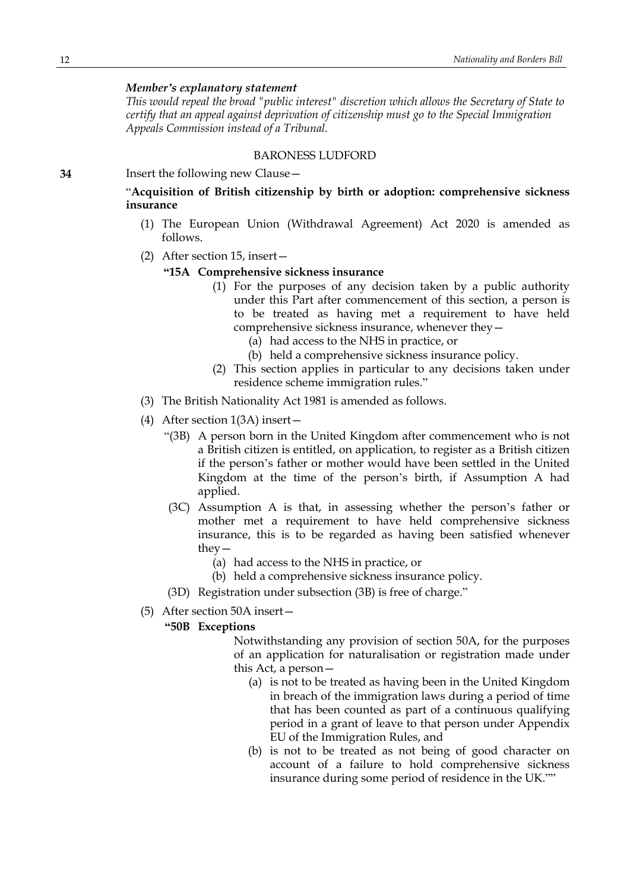*Member's explanatory statement*

*This would repeal the broad "public interest" discretion which allows the Secretary of State to certify that an appeal against deprivation of citizenship must go to the Special Immigration Appeals Commission instead of a Tribunal.*

BARONESS LUDFORD

**34** Insert the following new Clause—

"**Acquisition of British citizenship by birth or adoption: comprehensive sickness insurance**

(1) The European Union (Withdrawal Agreement) Act 2020 is amended as follows.

(2) After section 15, insert—

**"15A Comprehensive sickness insurance**

(1) For the purposes of any decision taken by a public authority under this Part after commencement of this section, a person is to be treated as having met a requirement to have held comprehensive sickness insurance, whenever they—

(a) had access to the NHS in practice, or

(b) held a comprehensive sickness insurance policy.

(2) This section applies in particular to any decisions taken under residence scheme immigration rules."

(3) The British Nationality Act 1981 is amended as follows.

(4) After section 1(3A) insert—

"(3B) A person born in the United Kingdom after commencement who is not a British citizen is entitled, on application, to register as a British citizen if the person's father or mother would have been settled in the United Kingdom at the time of the person's birth, if Assumption A had applied.

(3C) Assumption A is that, in assessing whether the person's father or mother met a requirement to have held comprehensive sickness insurance, this is to be regarded as having been satisfied whenever they—

(a) had access to the NHS in practice, or

(b) held a comprehensive sickness insurance policy.

(3D) Registration under subsection (3B) is free of charge."

(5) After section 50A insert—

**"50B Exceptions**

Notwithstanding any provision of section 50A, for the purposes of an application for naturalisation or registration made under this Act, a person—

(a) is not to be treated as having been in the United Kingdom in breach of the immigration laws during a period of time that has been counted as part of a continuous qualifying period in a grant of leave to that person under Appendix EU of the Immigration Rules, and

(b) is not to be treated as not being of good character on account of a failure to hold comprehensive sickness insurance during some period of residence in the UK.""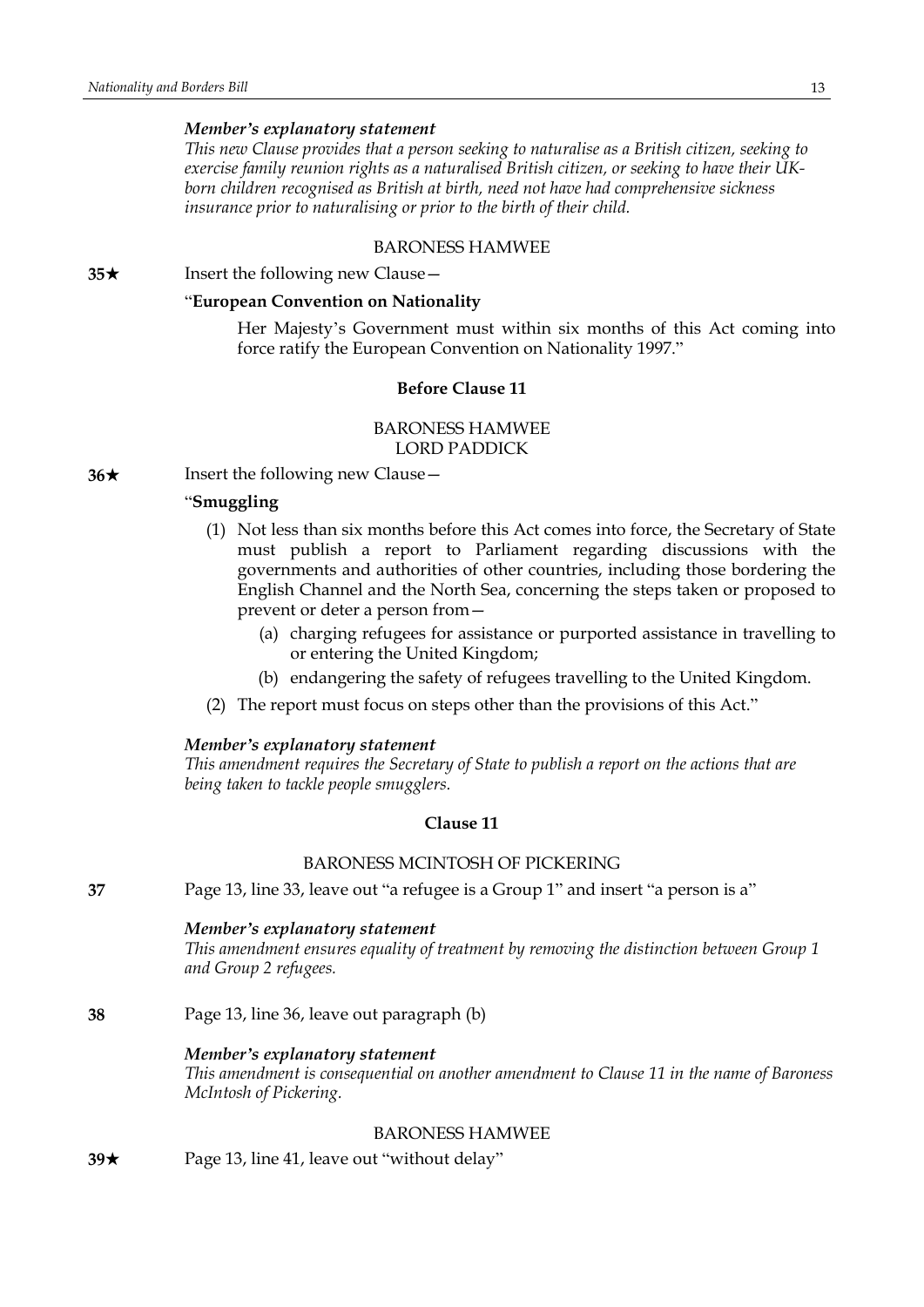*Member's explanatory statement*

*This new Clause provides that a person seeking to naturalise as a British citizen, seeking to exercise family reunion rights as a naturalised British citizen, or seeking to have their UK-born children recognised as British at birth, need not have had comprehensive sickness insurance prior to naturalising or prior to the birth of their child.*

BARONESS HAMWEE

**35★** Insert the following new Clause—

"**European Convention on Nationality**

Her Majesty's Government must within six months of this Act coming into force ratify the European Convention on Nationality 1997."

**Before Clause 11**

BARONESS HAMWEE
LORD PADDICK

**36★** Insert the following new Clause—

"**Smuggling**

(1) Not less than six months before this Act comes into force, the Secretary of State must publish a report to Parliament regarding discussions with the governments and authorities of other countries, including those bordering the English Channel and the North Sea, concerning the steps taken or proposed to prevent or deter a person from—

(a) charging refugees for assistance or purported assistance in travelling to or entering the United Kingdom;

(b) endangering the safety of refugees travelling to the United Kingdom.

(2) The report must focus on steps other than the provisions of this Act."

*Member's explanatory statement*

*This amendment requires the Secretary of State to publish a report on the actions that are being taken to tackle people smugglers.*

**Clause 11**

BARONESS MCINTOSH OF PICKERING

**37** Page 13, line 33, leave out "a refugee is a Group 1" and insert "a person is a"

*Member's explanatory statement*

*This amendment ensures equality of treatment by removing the distinction between Group 1 and Group 2 refugees.*

**38** Page 13, line 36, leave out paragraph (b)

*Member's explanatory statement*

*This amendment is consequential on another amendment to Clause 11 in the name of Baroness McIntosh of Pickering.*

BARONESS HAMWEE

**39★** Page 13, line 41, leave out "without delay"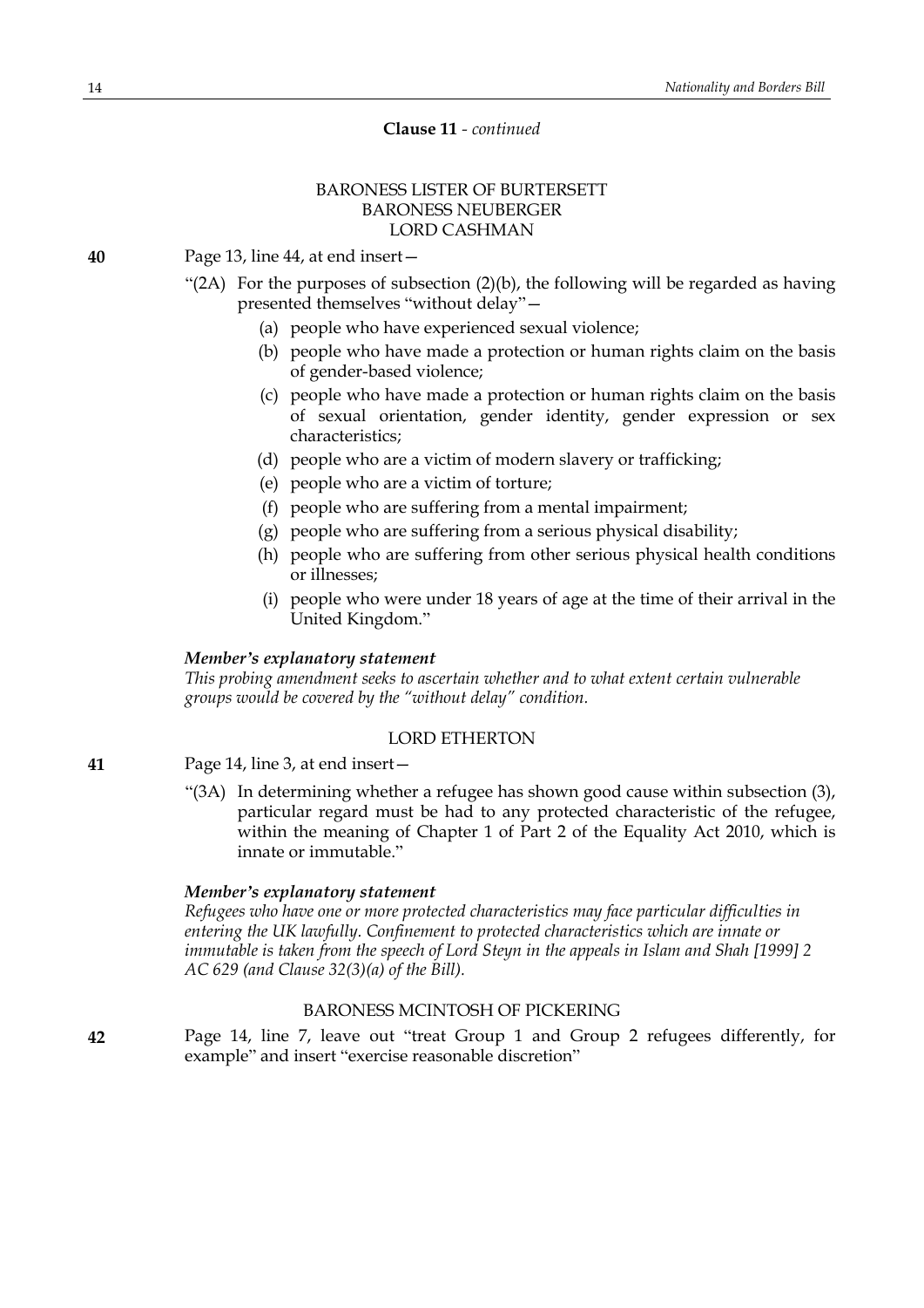**Clause 11** - *continued*

BARONESS LISTER OF BURTERSETT
BARONESS NEUBERGER
LORD CASHMAN

**40** Page 13, line 44, at end insert—

"(2A) For the purposes of subsection (2)(b), the following will be regarded as having presented themselves "without delay"—

(a) people who have experienced sexual violence;

(b) people who have made a protection or human rights claim on the basis of gender-based violence;

(c) people who have made a protection or human rights claim on the basis of sexual orientation, gender identity, gender expression or sex characteristics;

(d) people who are a victim of modern slavery or trafficking;

(e) people who are a victim of torture;

(f) people who are suffering from a mental impairment;

(g) people who are suffering from a serious physical disability;

(h) people who are suffering from other serious physical health conditions or illnesses;

(i) people who were under 18 years of age at the time of their arrival in the United Kingdom."

***Member's explanatory statement***

*This probing amendment seeks to ascertain whether and to what extent certain vulnerable groups would be covered by the "without delay" condition.*

LORD ETHERTON

**41** Page 14, line 3, at end insert—

"(3A) In determining whether a refugee has shown good cause within subsection (3), particular regard must be had to any protected characteristic of the refugee, within the meaning of Chapter 1 of Part 2 of the Equality Act 2010, which is innate or immutable."

***Member's explanatory statement***

*Refugees who have one or more protected characteristics may face particular difficulties in entering the UK lawfully. Confinement to protected characteristics which are innate or immutable is taken from the speech of Lord Steyn in the appeals in Islam and Shah [1999] 2 AC 629 (and Clause 32(3)(a) of the Bill).*

BARONESS MCINTOSH OF PICKERING

**42** Page 14, line 7, leave out "treat Group 1 and Group 2 refugees differently, for example" and insert "exercise reasonable discretion"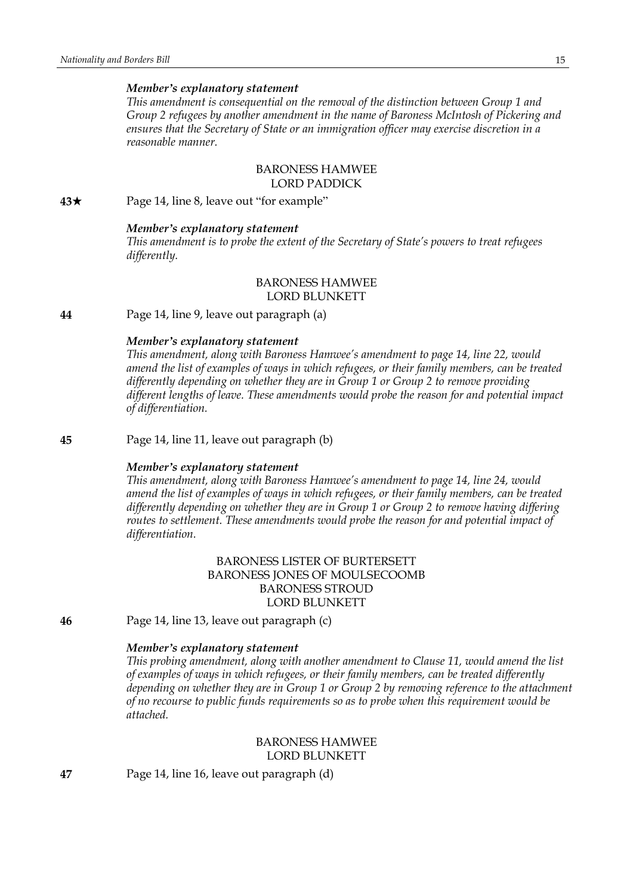*Member's explanatory statement*

*This amendment is consequential on the removal of the distinction between Group 1 and Group 2 refugees by another amendment in the name of Baroness McIntosh of Pickering and ensures that the Secretary of State or an immigration officer may exercise discretion in a reasonable manner.*

BARONESS HAMWEE
LORD PADDICK

**43★** Page 14, line 8, leave out "for example"

*Member's explanatory statement*

*This amendment is to probe the extent of the Secretary of State's powers to treat refugees differently.*

BARONESS HAMWEE
LORD BLUNKETT

**44** Page 14, line 9, leave out paragraph (a)

*Member's explanatory statement*

*This amendment, along with Baroness Hamwee's amendment to page 14, line 22, would amend the list of examples of ways in which refugees, or their family members, can be treated differently depending on whether they are in Group 1 or Group 2 to remove providing different lengths of leave. These amendments would probe the reason for and potential impact of differentiation.*

**45** Page 14, line 11, leave out paragraph (b)

*Member's explanatory statement*

*This amendment, along with Baroness Hamwee's amendment to page 14, line 24, would amend the list of examples of ways in which refugees, or their family members, can be treated differently depending on whether they are in Group 1 or Group 2 to remove having differing routes to settlement. These amendments would probe the reason for and potential impact of differentiation.*

BARONESS LISTER OF BURTERSETT
BARONESS JONES OF MOULSECOOMB
BARONESS STROUD
LORD BLUNKETT

**46** Page 14, line 13, leave out paragraph (c)

*Member's explanatory statement*

*This probing amendment, along with another amendment to Clause 11, would amend the list of examples of ways in which refugees, or their family members, can be treated differently depending on whether they are in Group 1 or Group 2 by removing reference to the attachment of no recourse to public funds requirements so as to probe when this requirement would be attached.*

BARONESS HAMWEE
LORD BLUNKETT

**47** Page 14, line 16, leave out paragraph (d)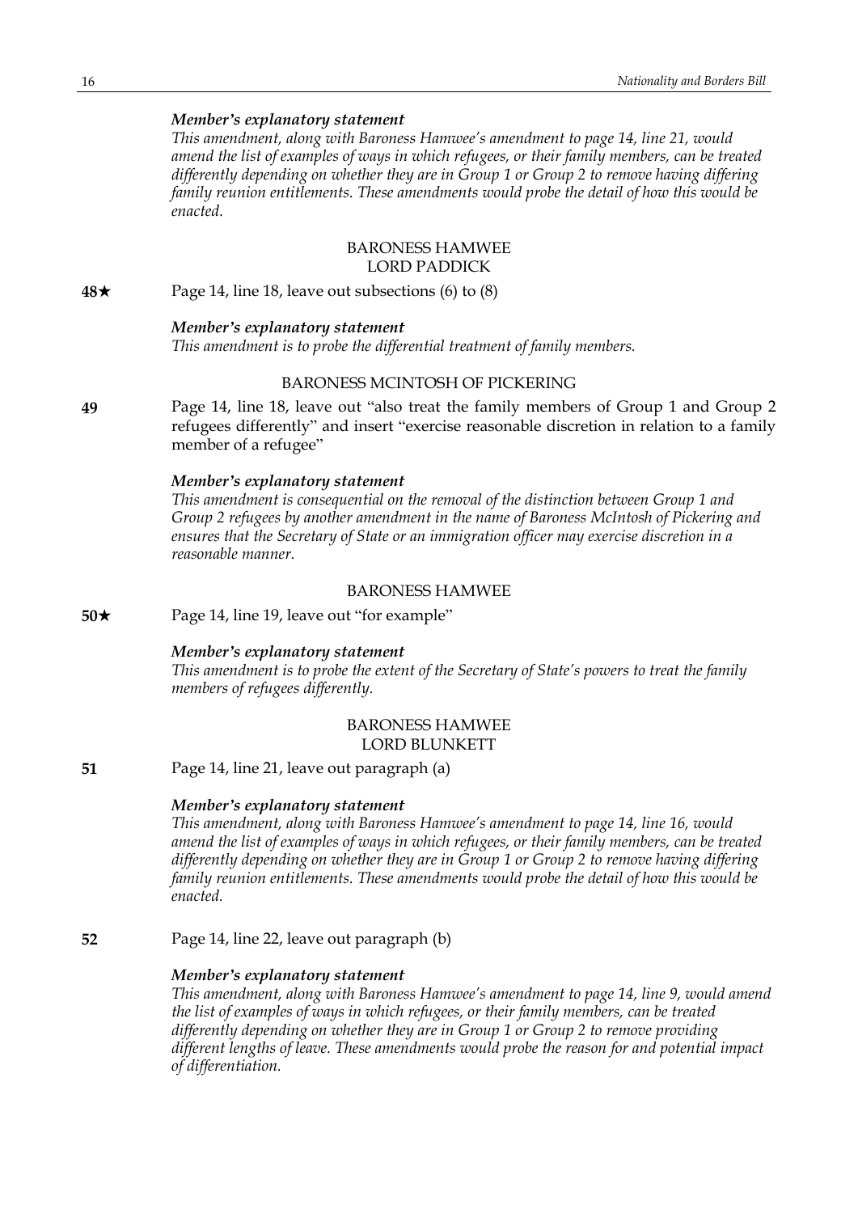*Member's explanatory statement*

*This amendment, along with Baroness Hamwee's amendment to page 14, line 21, would amend the list of examples of ways in which refugees, or their family members, can be treated differently depending on whether they are in Group 1 or Group 2 to remove having differing family reunion entitlements. These amendments would probe the detail of how this would be enacted.*

BARONESS HAMWEE
LORD PADDICK

**48★** Page 14, line 18, leave out subsections (6) to (8)

*Member's explanatory statement*

*This amendment is to probe the differential treatment of family members.*

BARONESS MCINTOSH OF PICKERING

**49** Page 14, line 18, leave out "also treat the family members of Group 1 and Group 2 refugees differently" and insert "exercise reasonable discretion in relation to a family member of a refugee"

*Member's explanatory statement*

*This amendment is consequential on the removal of the distinction between Group 1 and Group 2 refugees by another amendment in the name of Baroness McIntosh of Pickering and ensures that the Secretary of State or an immigration officer may exercise discretion in a reasonable manner.*

BARONESS HAMWEE

**50★** Page 14, line 19, leave out "for example"

*Member's explanatory statement*

*This amendment is to probe the extent of the Secretary of State's powers to treat the family members of refugees differently.*

BARONESS HAMWEE
LORD BLUNKETT

**51** Page 14, line 21, leave out paragraph (a)

*Member's explanatory statement*

*This amendment, along with Baroness Hamwee's amendment to page 14, line 16, would amend the list of examples of ways in which refugees, or their family members, can be treated differently depending on whether they are in Group 1 or Group 2 to remove having differing family reunion entitlements. These amendments would probe the detail of how this would be enacted.*

**52** Page 14, line 22, leave out paragraph (b)

*Member's explanatory statement*

*This amendment, along with Baroness Hamwee's amendment to page 14, line 9, would amend the list of examples of ways in which refugees, or their family members, can be treated differently depending on whether they are in Group 1 or Group 2 to remove providing different lengths of leave. These amendments would probe the reason for and potential impact of differentiation.*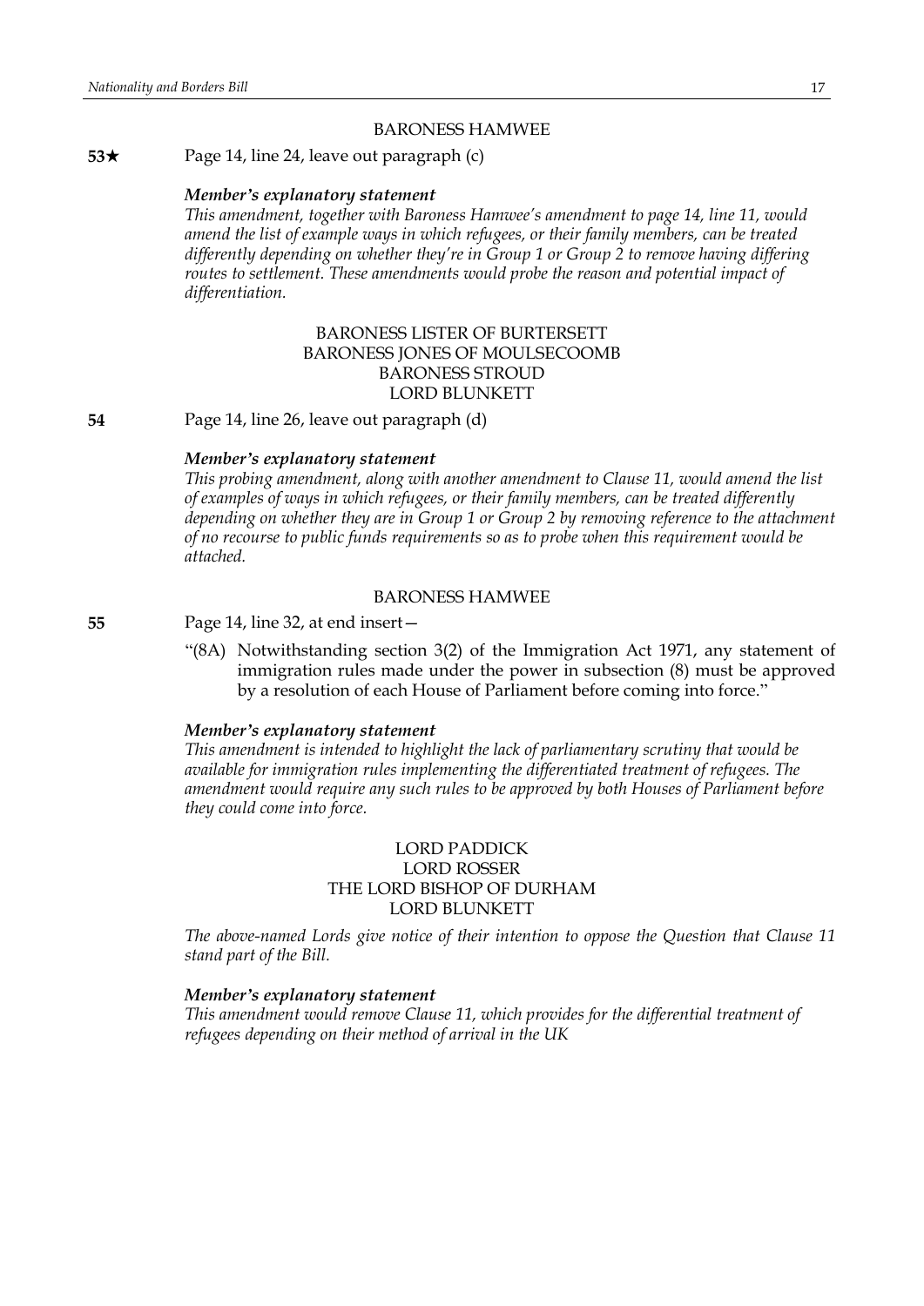BARONESS HAMWEE

**53★** Page 14, line 24, leave out paragraph (c)

***Member's explanatory statement***

*This amendment, together with Baroness Hamwee's amendment to page 14, line 11, would amend the list of example ways in which refugees, or their family members, can be treated differently depending on whether they're in Group 1 or Group 2 to remove having differing routes to settlement. These amendments would probe the reason and potential impact of differentiation.*

BARONESS LISTER OF BURTERSETT
BARONESS JONES OF MOULSECOOMB
BARONESS STROUD
LORD BLUNKETT

**54** Page 14, line 26, leave out paragraph (d)

***Member's explanatory statement***

*This probing amendment, along with another amendment to Clause 11, would amend the list of examples of ways in which refugees, or their family members, can be treated differently depending on whether they are in Group 1 or Group 2 by removing reference to the attachment of no recourse to public funds requirements so as to probe when this requirement would be attached.*

BARONESS HAMWEE

**55** Page 14, line 32, at end insert—

"(8A) Notwithstanding section 3(2) of the Immigration Act 1971, any statement of immigration rules made under the power in subsection (8) must be approved by a resolution of each House of Parliament before coming into force."

***Member's explanatory statement***

*This amendment is intended to highlight the lack of parliamentary scrutiny that would be available for immigration rules implementing the differentiated treatment of refugees. The amendment would require any such rules to be approved by both Houses of Parliament before they could come into force.*

LORD PADDICK
LORD ROSSER
THE LORD BISHOP OF DURHAM
LORD BLUNKETT

*The above-named Lords give notice of their intention to oppose the Question that Clause 11 stand part of the Bill.*

***Member's explanatory statement***

*This amendment would remove Clause 11, which provides for the differential treatment of refugees depending on their method of arrival in the UK*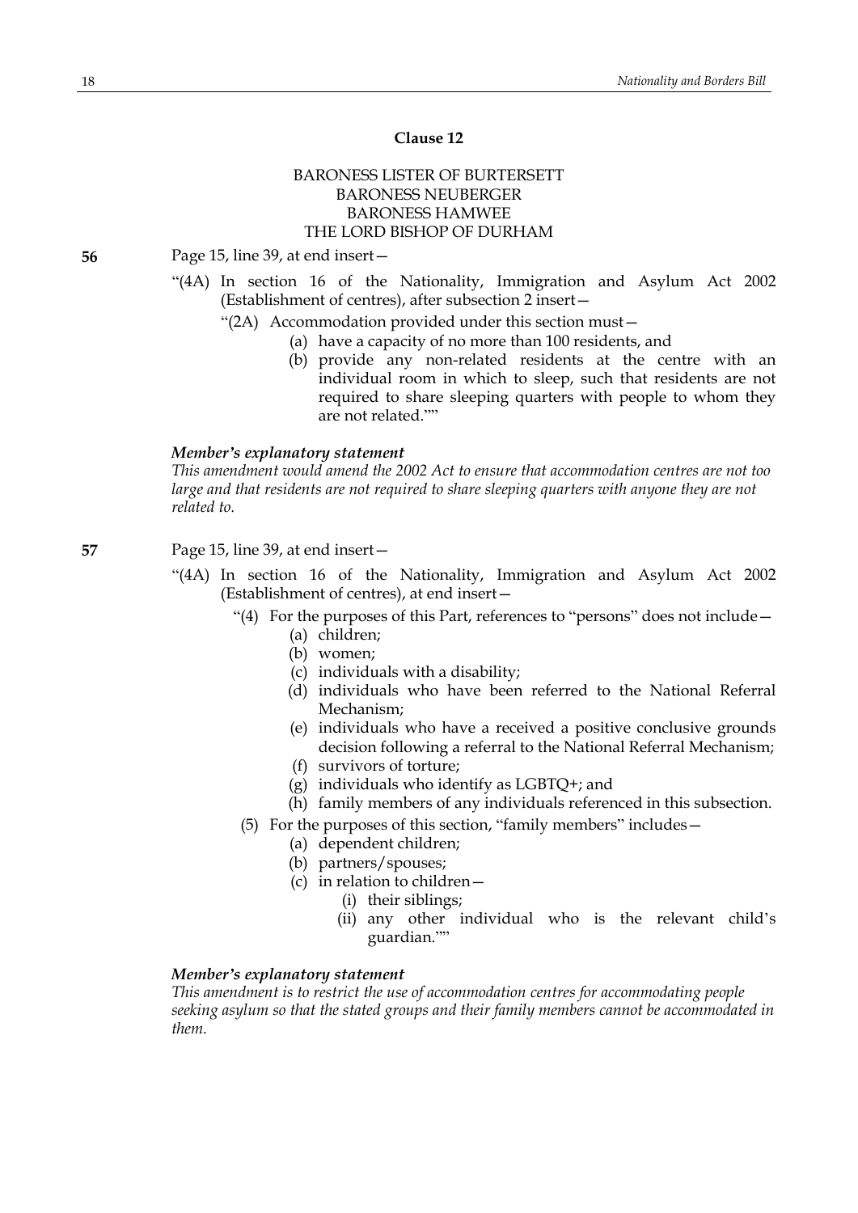**Clause 12**

BARONESS LISTER OF BURTERSETT
BARONESS NEUBERGER
BARONESS HAMWEE
THE LORD BISHOP OF DURHAM

**56** Page 15, line 39, at end insert—

"(4A) In section 16 of the Nationality, Immigration and Asylum Act 2002 (Establishment of centres), after subsection 2 insert—

"(2A) Accommodation provided under this section must—

(a) have a capacity of no more than 100 residents, and

(b) provide any non-related residents at the centre with an individual room in which to sleep, such that residents are not required to share sleeping quarters with people to whom they are not related.""

***Member's explanatory statement***

*This amendment would amend the 2002 Act to ensure that accommodation centres are not too large and that residents are not required to share sleeping quarters with anyone they are not related to.*

**57** Page 15, line 39, at end insert—

"(4A) In section 16 of the Nationality, Immigration and Asylum Act 2002 (Establishment of centres), at end insert—

"(4) For the purposes of this Part, references to "persons" does not include—

(a) children;

(b) women;

(c) individuals with a disability;

(d) individuals who have been referred to the National Referral Mechanism;

(e) individuals who have a received a positive conclusive grounds decision following a referral to the National Referral Mechanism;

(f) survivors of torture;

(g) individuals who identify as LGBTQ+; and

(h) family members of any individuals referenced in this subsection.

(5) For the purposes of this section, "family members" includes—

(a) dependent children;

(b) partners/spouses;

(c) in relation to children—

(i) their siblings;

(ii) any other individual who is the relevant child's guardian.""

***Member's explanatory statement***

*This amendment is to restrict the use of accommodation centres for accommodating people seeking asylum so that the stated groups and their family members cannot be accommodated in them.*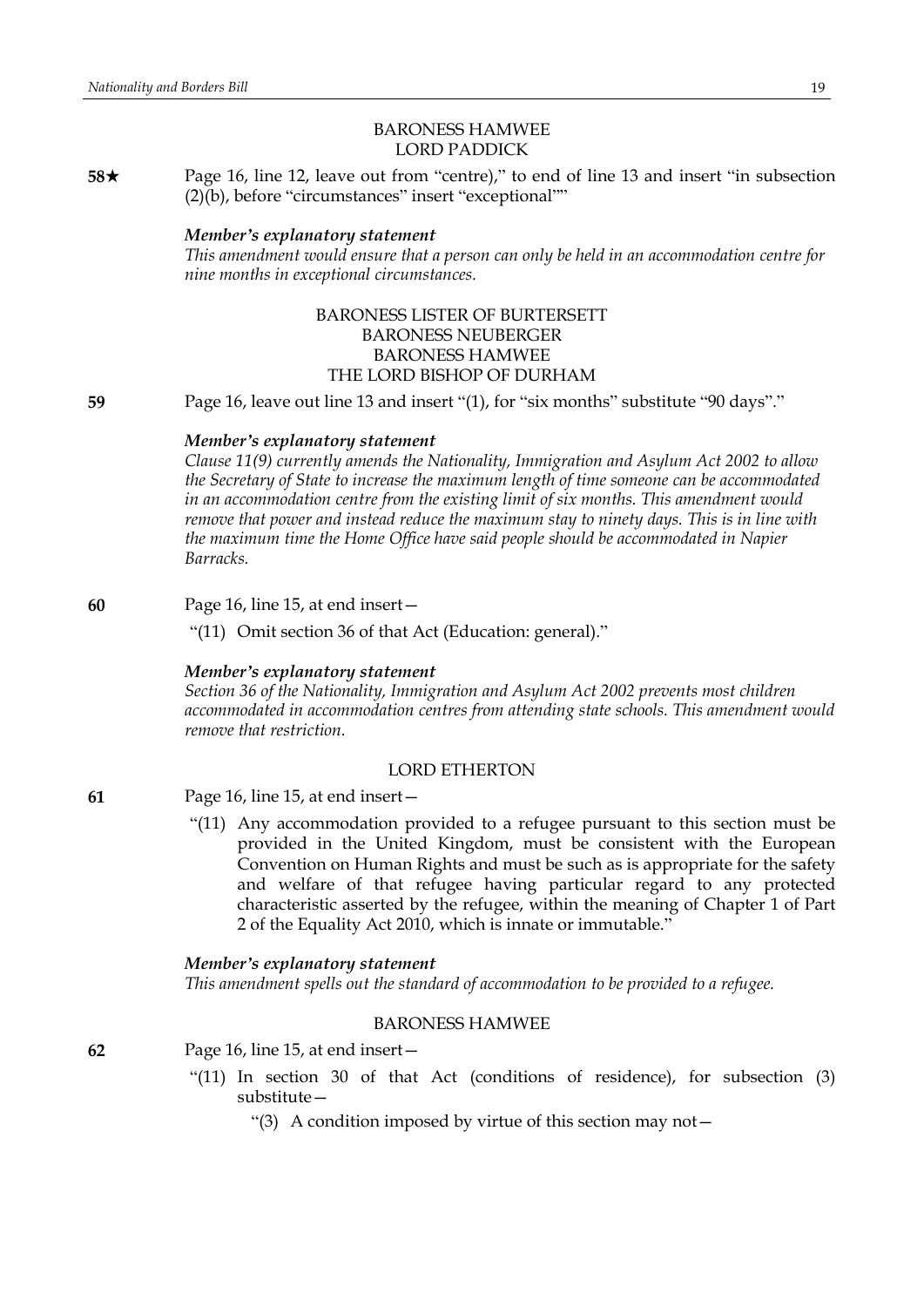BARONESS HAMWEE
LORD PADDICK

**58★** Page 16, line 12, leave out from "centre)," to end of line 13 and insert "in subsection (2)(b), before "circumstances" insert "exceptional""

***Member's explanatory statement***

*This amendment would ensure that a person can only be held in an accommodation centre for nine months in exceptional circumstances.*

BARONESS LISTER OF BURTERSETT
BARONESS NEUBERGER
BARONESS HAMWEE
THE LORD BISHOP OF DURHAM

**59** Page 16, leave out line 13 and insert "(1), for "six months" substitute "90 days"."

***Member's explanatory statement***

*Clause 11(9) currently amends the Nationality, Immigration and Asylum Act 2002 to allow the Secretary of State to increase the maximum length of time someone can be accommodated in an accommodation centre from the existing limit of six months. This amendment would remove that power and instead reduce the maximum stay to ninety days. This is in line with the maximum time the Home Office have said people should be accommodated in Napier Barracks.*

**60** Page 16, line 15, at end insert—

"(11) Omit section 36 of that Act (Education: general)."

***Member's explanatory statement***

*Section 36 of the Nationality, Immigration and Asylum Act 2002 prevents most children accommodated in accommodation centres from attending state schools. This amendment would remove that restriction.*

LORD ETHERTON

**61** Page 16, line 15, at end insert—

"(11) Any accommodation provided to a refugee pursuant to this section must be provided in the United Kingdom, must be consistent with the European Convention on Human Rights and must be such as is appropriate for the safety and welfare of that refugee having particular regard to any protected characteristic asserted by the refugee, within the meaning of Chapter 1 of Part 2 of the Equality Act 2010, which is innate or immutable."

***Member's explanatory statement***

*This amendment spells out the standard of accommodation to be provided to a refugee.*

BARONESS HAMWEE

**62** Page 16, line 15, at end insert—

"(11) In section 30 of that Act (conditions of residence), for subsection (3) substitute—

"(3) A condition imposed by virtue of this section may not—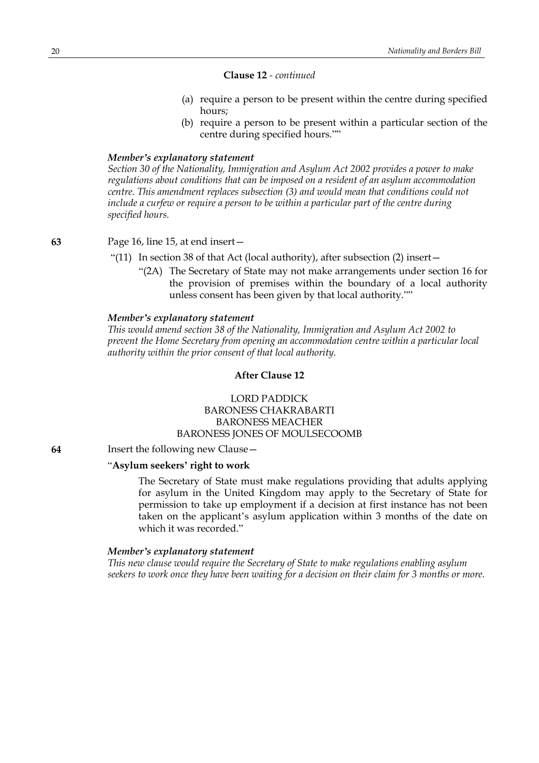**Clause 12** - *continued*

(a) require a person to be present within the centre during specified hours;

(b) require a person to be present within a particular section of the centre during specified hours.""

***Member's explanatory statement***

*Section 30 of the Nationality, Immigration and Asylum Act 2002 provides a power to make regulations about conditions that can be imposed on a resident of an asylum accommodation centre. This amendment replaces subsection (3) and would mean that conditions could not include a curfew or require a person to be within a particular part of the centre during specified hours.*

**63** Page 16, line 15, at end insert—

"(11) In section 38 of that Act (local authority), after subsection (2) insert—

"(2A) The Secretary of State may not make arrangements under section 16 for the provision of premises within the boundary of a local authority unless consent has been given by that local authority.""

***Member's explanatory statement***

*This would amend section 38 of the Nationality, Immigration and Asylum Act 2002 to prevent the Home Secretary from opening an accommodation centre within a particular local authority within the prior consent of that local authority.*

**After Clause 12**

LORD PADDICK
BARONESS CHAKRABARTI
BARONESS MEACHER
BARONESS JONES OF MOULSECOOMB

**64** Insert the following new Clause—

"**Asylum seekers' right to work**

The Secretary of State must make regulations providing that adults applying for asylum in the United Kingdom may apply to the Secretary of State for permission to take up employment if a decision at first instance has not been taken on the applicant's asylum application within 3 months of the date on which it was recorded."

***Member's explanatory statement***

*This new clause would require the Secretary of State to make regulations enabling asylum seekers to work once they have been waiting for a decision on their claim for 3 months or more.*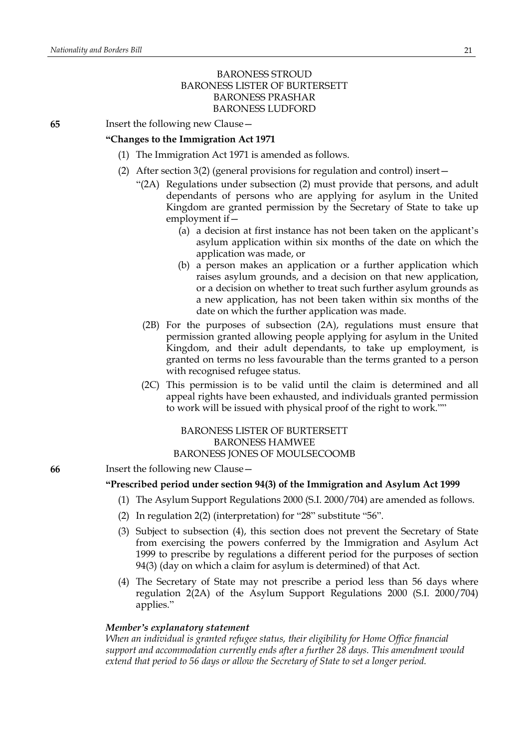BARONESS STROUD
BARONESS LISTER OF BURTERSETT
BARONESS PRASHAR
BARONESS LUDFORD

**65** Insert the following new Clause—

**"Changes to the Immigration Act 1971**

(1) The Immigration Act 1971 is amended as follows.

(2) After section 3(2) (general provisions for regulation and control) insert—

"(2A) Regulations under subsection (2) must provide that persons, and adult dependants of persons who are applying for asylum in the United Kingdom are granted permission by the Secretary of State to take up employment if—

(a) a decision at first instance has not been taken on the applicant's asylum application within six months of the date on which the application was made, or

(b) a person makes an application or a further application which raises asylum grounds, and a decision on that new application, or a decision on whether to treat such further asylum grounds as a new application, has not been taken within six months of the date on which the further application was made.

(2B) For the purposes of subsection (2A), regulations must ensure that permission granted allowing people applying for asylum in the United Kingdom, and their adult dependants, to take up employment, is granted on terms no less favourable than the terms granted to a person with recognised refugee status.

(2C) This permission is to be valid until the claim is determined and all appeal rights have been exhausted, and individuals granted permission to work will be issued with physical proof of the right to work.""

BARONESS LISTER OF BURTERSETT
BARONESS HAMWEE
BARONESS JONES OF MOULSECOOMB

**66** Insert the following new Clause—

**"Prescribed period under section 94(3) of the Immigration and Asylum Act 1999**

(1) The Asylum Support Regulations 2000 (S.I. 2000/704) are amended as follows.

(2) In regulation 2(2) (interpretation) for "28" substitute "56".

(3) Subject to subsection (4), this section does not prevent the Secretary of State from exercising the powers conferred by the Immigration and Asylum Act 1999 to prescribe by regulations a different period for the purposes of section 94(3) (day on which a claim for asylum is determined) of that Act.

(4) The Secretary of State may not prescribe a period less than 56 days where regulation 2(2A) of the Asylum Support Regulations 2000 (S.I. 2000/704) applies."

***Member's explanatory statement***

*When an individual is granted refugee status, their eligibility for Home Office financial support and accommodation currently ends after a further 28 days. This amendment would extend that period to 56 days or allow the Secretary of State to set a longer period.*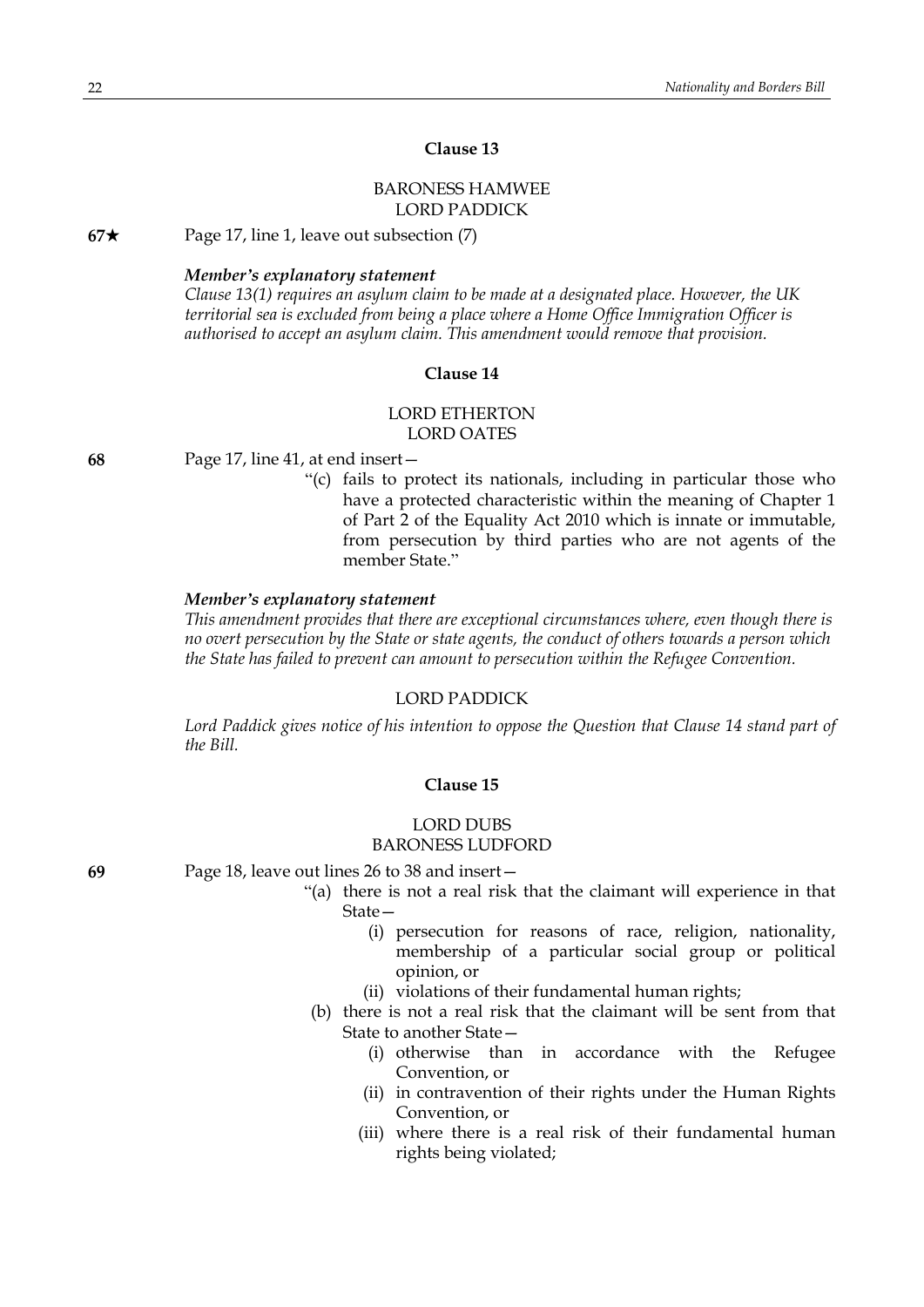### Clause 13

BARONESS HAMWEE
LORD PADDICK

**67★** Page 17, line 1, leave out subsection (7)

***Member's explanatory statement***

*Clause 13(1) requires an asylum claim to be made at a designated place. However, the UK territorial sea is excluded from being a place where a Home Office Immigration Officer is authorised to accept an asylum claim. This amendment would remove that provision.*

### Clause 14

LORD ETHERTON
LORD OATES

**68** Page 17, line 41, at end insert—

"(c) fails to protect its nationals, including in particular those who have a protected characteristic within the meaning of Chapter 1 of Part 2 of the Equality Act 2010 which is innate or immutable, from persecution by third parties who are not agents of the member State."

***Member's explanatory statement***

*This amendment provides that there are exceptional circumstances where, even though there is no overt persecution by the State or state agents, the conduct of others towards a person which the State has failed to prevent can amount to persecution within the Refugee Convention.*

LORD PADDICK

*Lord Paddick gives notice of his intention to oppose the Question that Clause 14 stand part of the Bill.*

### Clause 15

LORD DUBS
BARONESS LUDFORD

**69** Page 18, leave out lines 26 to 38 and insert—

"(a) there is not a real risk that the claimant will experience in that State—

(i) persecution for reasons of race, religion, nationality, membership of a particular social group or political opinion, or

(ii) violations of their fundamental human rights;

(b) there is not a real risk that the claimant will be sent from that State to another State—

(i) otherwise than in accordance with the Refugee Convention, or

(ii) in contravention of their rights under the Human Rights Convention, or

(iii) where there is a real risk of their fundamental human rights being violated;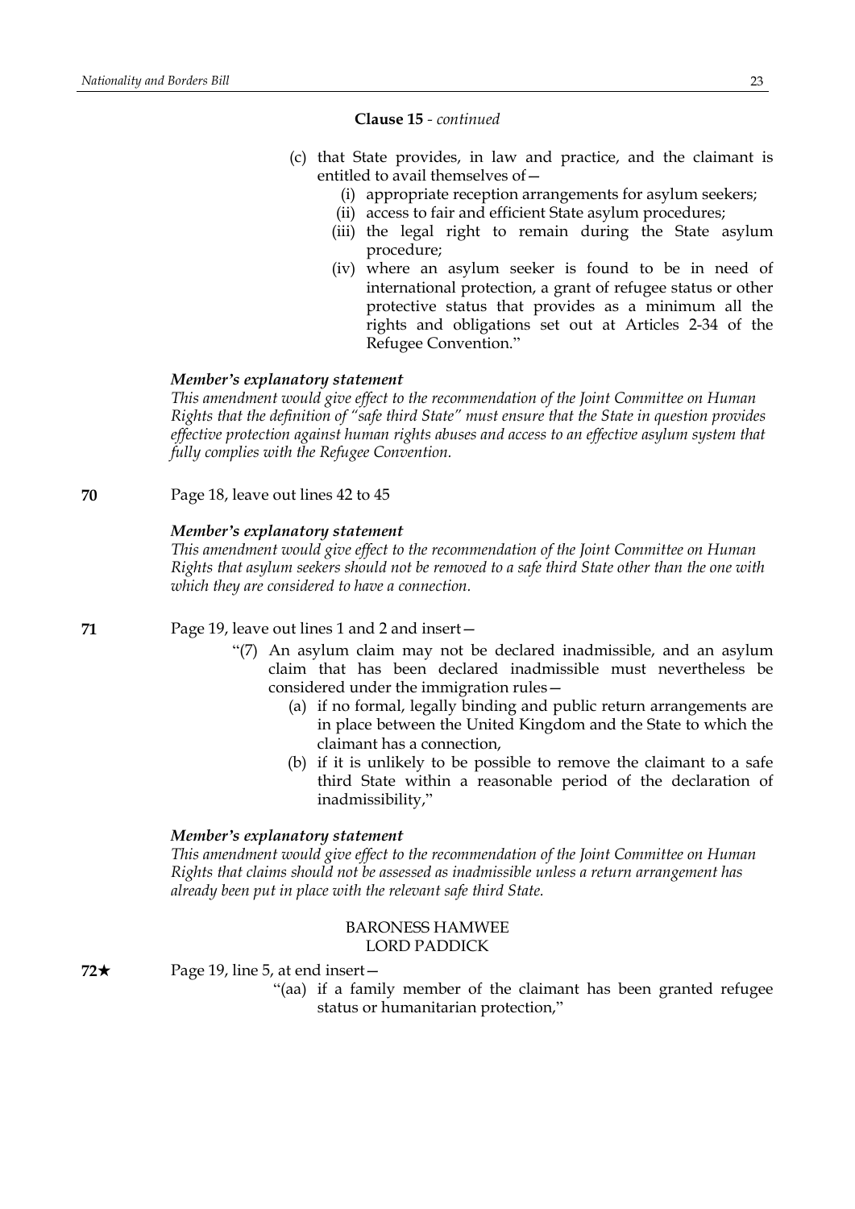**Clause 15** - *continued*

(c) that State provides, in law and practice, and the claimant is entitled to avail themselves of—

(i) appropriate reception arrangements for asylum seekers;

(ii) access to fair and efficient State asylum procedures;

(iii) the legal right to remain during the State asylum procedure;

(iv) where an asylum seeker is found to be in need of international protection, a grant of refugee status or other protective status that provides as a minimum all the rights and obligations set out at Articles 2-34 of the Refugee Convention."

***Member's explanatory statement***

*This amendment would give effect to the recommendation of the Joint Committee on Human Rights that the definition of "safe third State" must ensure that the State in question provides effective protection against human rights abuses and access to an effective asylum system that fully complies with the Refugee Convention.*

**70** Page 18, leave out lines 42 to 45

***Member's explanatory statement***

*This amendment would give effect to the recommendation of the Joint Committee on Human Rights that asylum seekers should not be removed to a safe third State other than the one with which they are considered to have a connection.*

**71** Page 19, leave out lines 1 and 2 and insert—

"(7) An asylum claim may not be declared inadmissible, and an asylum claim that has been declared inadmissible must nevertheless be considered under the immigration rules—

(a) if no formal, legally binding and public return arrangements are in place between the United Kingdom and the State to which the claimant has a connection,

(b) if it is unlikely to be possible to remove the claimant to a safe third State within a reasonable period of the declaration of inadmissibility,"

***Member's explanatory statement***

*This amendment would give effect to the recommendation of the Joint Committee on Human Rights that claims should not be assessed as inadmissible unless a return arrangement has already been put in place with the relevant safe third State.*

BARONESS HAMWEE
LORD PADDICK

**72★** Page 19, line 5, at end insert—

"(aa) if a family member of the claimant has been granted refugee status or humanitarian protection,"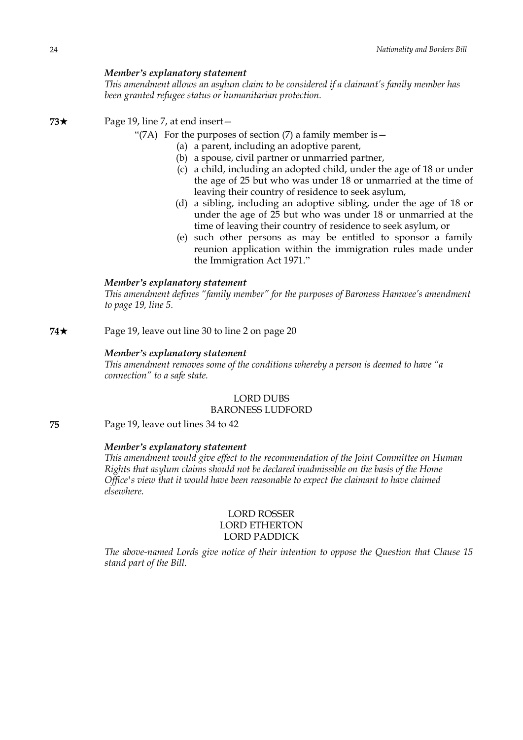*Member's explanatory statement*

*This amendment allows an asylum claim to be considered if a claimant's family member has been granted refugee status or humanitarian protection.*

**73★** Page 19, line 7, at end insert—

"(7A) For the purposes of section (7) a family member is—

(a) a parent, including an adoptive parent,

(b) a spouse, civil partner or unmarried partner,

(c) a child, including an adopted child, under the age of 18 or under the age of 25 but who was under 18 or unmarried at the time of leaving their country of residence to seek asylum,

(d) a sibling, including an adoptive sibling, under the age of 18 or under the age of 25 but who was under 18 or unmarried at the time of leaving their country of residence to seek asylum, or

(e) such other persons as may be entitled to sponsor a family reunion application within the immigration rules made under the Immigration Act 1971."

*Member's explanatory statement*

*This amendment defines "family member" for the purposes of Baroness Hamwee's amendment to page 19, line 5.*

**74★** Page 19, leave out line 30 to line 2 on page 20

*Member's explanatory statement*

*This amendment removes some of the conditions whereby a person is deemed to have "a connection" to a safe state.*

LORD DUBS
BARONESS LUDFORD

**75** Page 19, leave out lines 34 to 42

*Member's explanatory statement*

*This amendment would give effect to the recommendation of the Joint Committee on Human Rights that asylum claims should not be declared inadmissible on the basis of the Home Office's view that it would have been reasonable to expect the claimant to have claimed elsewhere.*

LORD ROSSER
LORD ETHERTON
LORD PADDICK

*The above-named Lords give notice of their intention to oppose the Question that Clause 15 stand part of the Bill.*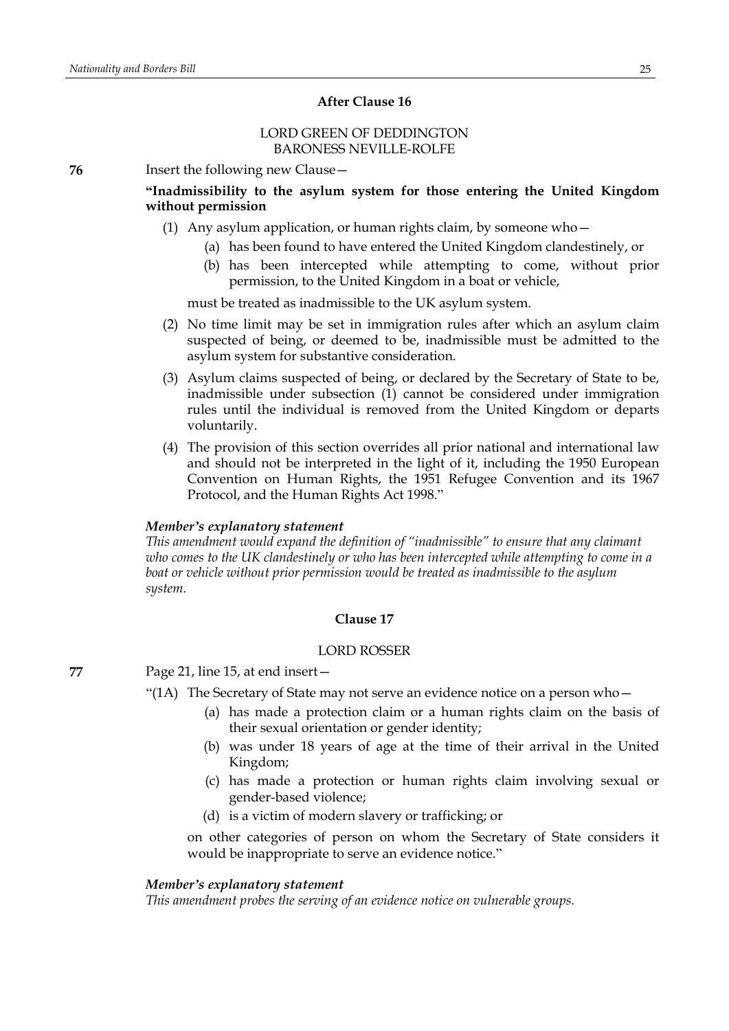### After Clause 16

LORD GREEN OF DEDDINGTON
BARONESS NEVILLE-ROLFE

**76** Insert the following new Clause—

**"Inadmissibility to the asylum system for those entering the United Kingdom without permission**

(1) Any asylum application, or human rights claim, by someone who—

(a) has been found to have entered the United Kingdom clandestinely, or

(b) has been intercepted while attempting to come, without prior permission, to the United Kingdom in a boat or vehicle,

must be treated as inadmissible to the UK asylum system.

(2) No time limit may be set in immigration rules after which an asylum claim suspected of being, or deemed to be, inadmissible must be admitted to the asylum system for substantive consideration.

(3) Asylum claims suspected of being, or declared by the Secretary of State to be, inadmissible under subsection (1) cannot be considered under immigration rules until the individual is removed from the United Kingdom or departs voluntarily.

(4) The provision of this section overrides all prior national and international law and should not be interpreted in the light of it, including the 1950 European Convention on Human Rights, the 1951 Refugee Convention and its 1967 Protocol, and the Human Rights Act 1998."

***Member's explanatory statement***

*This amendment would expand the definition of "inadmissible" to ensure that any claimant who comes to the UK clandestinely or who has been intercepted while attempting to come in a boat or vehicle without prior permission would be treated as inadmissible to the asylum system.*

### Clause 17

LORD ROSSER

**77** Page 21, line 15, at end insert—

"(1A) The Secretary of State may not serve an evidence notice on a person who—

(a) has made a protection claim or a human rights claim on the basis of their sexual orientation or gender identity;

(b) was under 18 years of age at the time of their arrival in the United Kingdom;

(c) has made a protection or human rights claim involving sexual or gender-based violence;

(d) is a victim of modern slavery or trafficking; or

on other categories of person on whom the Secretary of State considers it would be inappropriate to serve an evidence notice."

***Member's explanatory statement***

*This amendment probes the serving of an evidence notice on vulnerable groups.*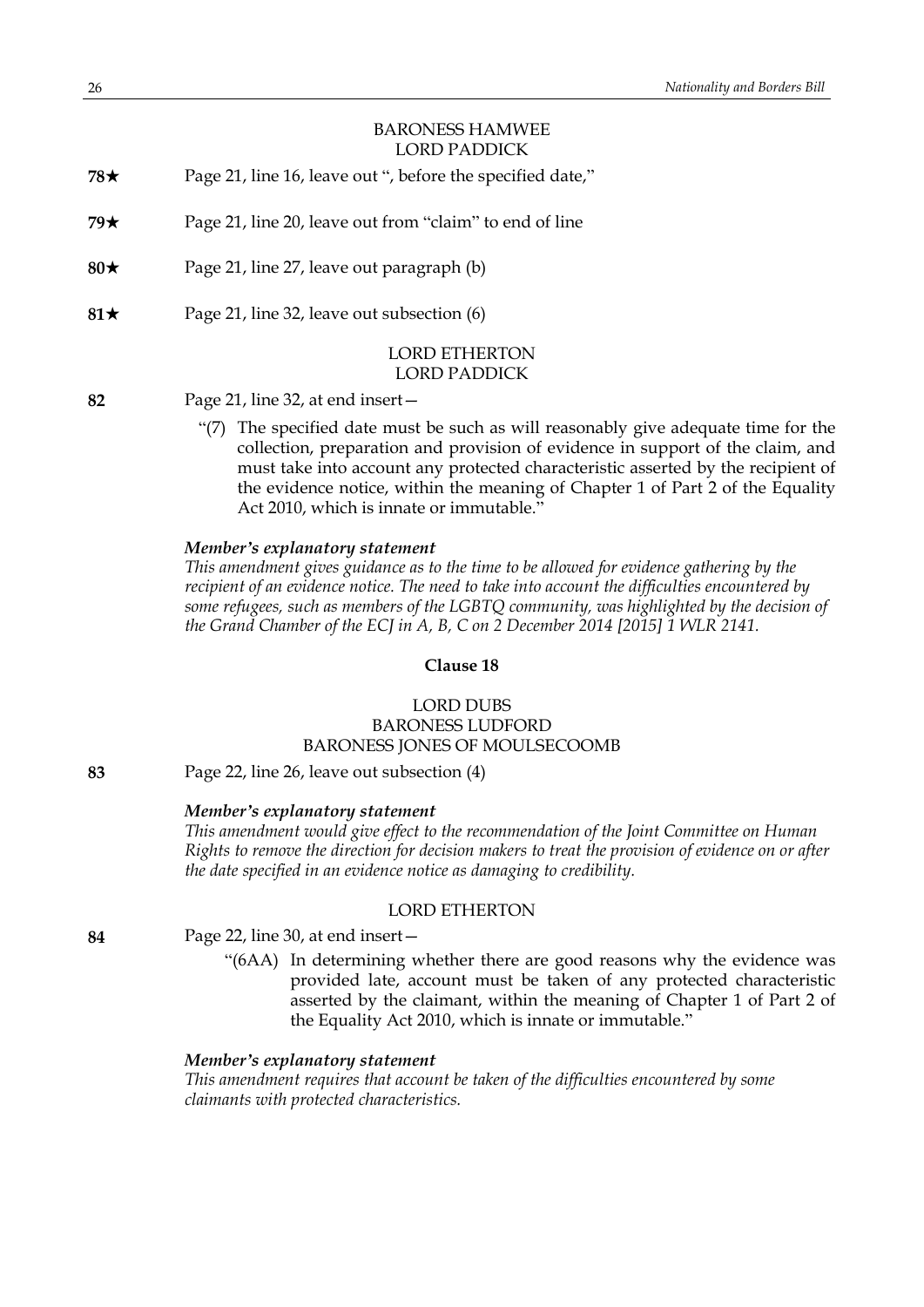BARONESS HAMWEE
LORD PADDICK

**78★** Page 21, line 16, leave out ", before the specified date,"

**79★** Page 21, line 20, leave out from "claim" to end of line

**80★** Page 21, line 27, leave out paragraph (b)

**81★** Page 21, line 32, leave out subsection (6)

LORD ETHERTON
LORD PADDICK

**82** Page 21, line 32, at end insert—

"(7) The specified date must be such as will reasonably give adequate time for the collection, preparation and provision of evidence in support of the claim, and must take into account any protected characteristic asserted by the recipient of the evidence notice, within the meaning of Chapter 1 of Part 2 of the Equality Act 2010, which is innate or immutable."

***Member's explanatory statement***
*This amendment gives guidance as to the time to be allowed for evidence gathering by the recipient of an evidence notice. The need to take into account the difficulties encountered by some refugees, such as members of the LGBTQ community, was highlighted by the decision of the Grand Chamber of the ECJ in A, B, C on 2 December 2014 [2015] 1 WLR 2141.*

## Clause 18

LORD DUBS
BARONESS LUDFORD
BARONESS JONES OF MOULSECOOMB

**83** Page 22, line 26, leave out subsection (4)

***Member's explanatory statement***
*This amendment would give effect to the recommendation of the Joint Committee on Human Rights to remove the direction for decision makers to treat the provision of evidence on or after the date specified in an evidence notice as damaging to credibility.*

LORD ETHERTON

**84** Page 22, line 30, at end insert—

"(6AA) In determining whether there are good reasons why the evidence was provided late, account must be taken of any protected characteristic asserted by the claimant, within the meaning of Chapter 1 of Part 2 of the Equality Act 2010, which is innate or immutable."

***Member's explanatory statement***
*This amendment requires that account be taken of the difficulties encountered by some claimants with protected characteristics.*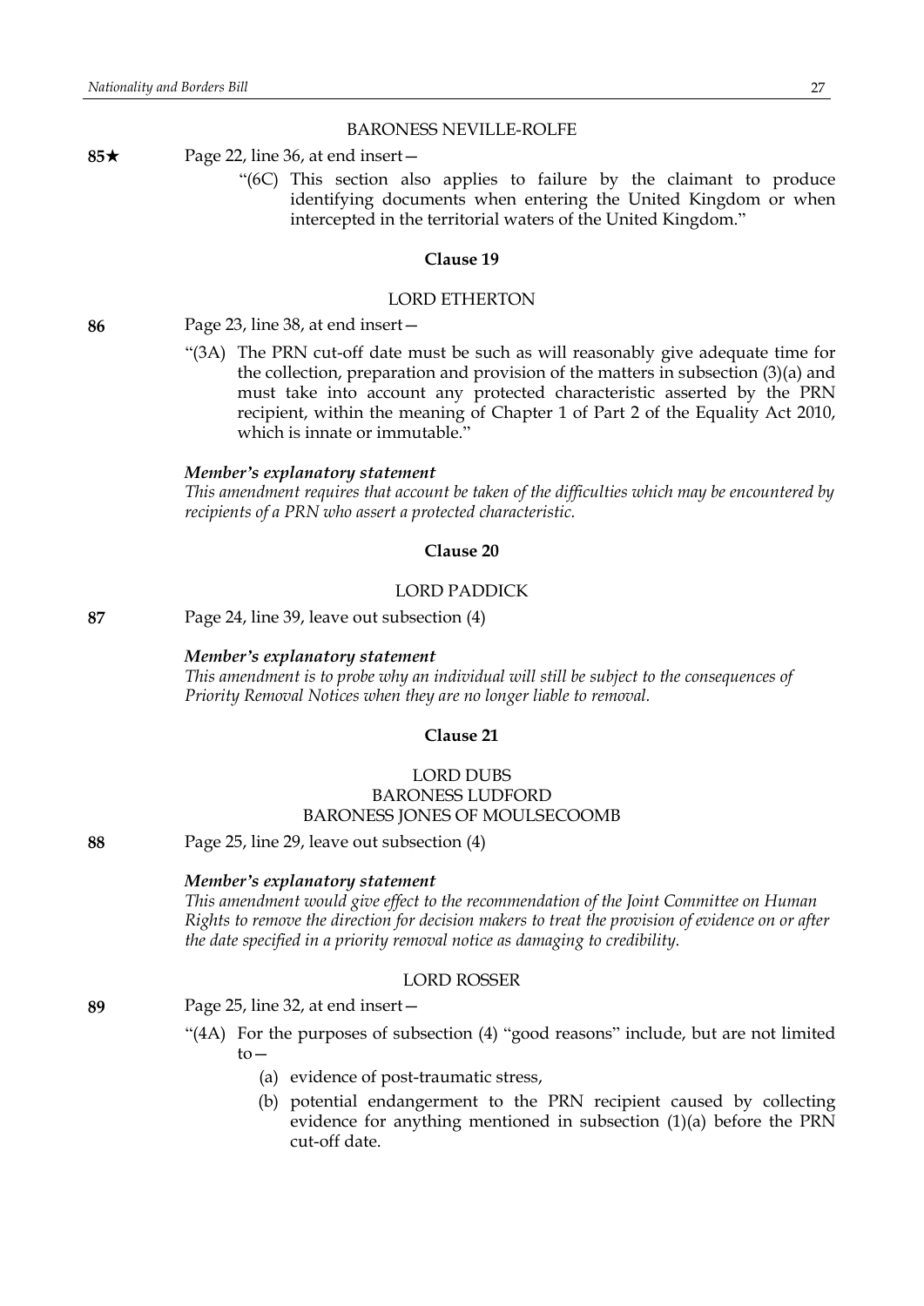BARONESS NEVILLE-ROLFE

**85★** Page 22, line 36, at end insert—

"(6C) This section also applies to failure by the claimant to produce identifying documents when entering the United Kingdom or when intercepted in the territorial waters of the United Kingdom."

### Clause 19

LORD ETHERTON

**86** Page 23, line 38, at end insert—

"(3A) The PRN cut-off date must be such as will reasonably give adequate time for the collection, preparation and provision of the matters in subsection (3)(a) and must take into account any protected characteristic asserted by the PRN recipient, within the meaning of Chapter 1 of Part 2 of the Equality Act 2010, which is innate or immutable."

***Member's explanatory statement***

*This amendment requires that account be taken of the difficulties which may be encountered by recipients of a PRN who assert a protected characteristic.*

### Clause 20

LORD PADDICK

**87** Page 24, line 39, leave out subsection (4)

***Member's explanatory statement***

*This amendment is to probe why an individual will still be subject to the consequences of Priority Removal Notices when they are no longer liable to removal.*

### Clause 21

LORD DUBS
BARONESS LUDFORD
BARONESS JONES OF MOULSECOOMB

**88** Page 25, line 29, leave out subsection (4)

***Member's explanatory statement***

*This amendment would give effect to the recommendation of the Joint Committee on Human Rights to remove the direction for decision makers to treat the provision of evidence on or after the date specified in a priority removal notice as damaging to credibility.*

LORD ROSSER

**89** Page 25, line 32, at end insert—

"(4A) For the purposes of subsection (4) "good reasons" include, but are not limited to—

(a) evidence of post-traumatic stress,

(b) potential endangerment to the PRN recipient caused by collecting evidence for anything mentioned in subsection (1)(a) before the PRN cut-off date.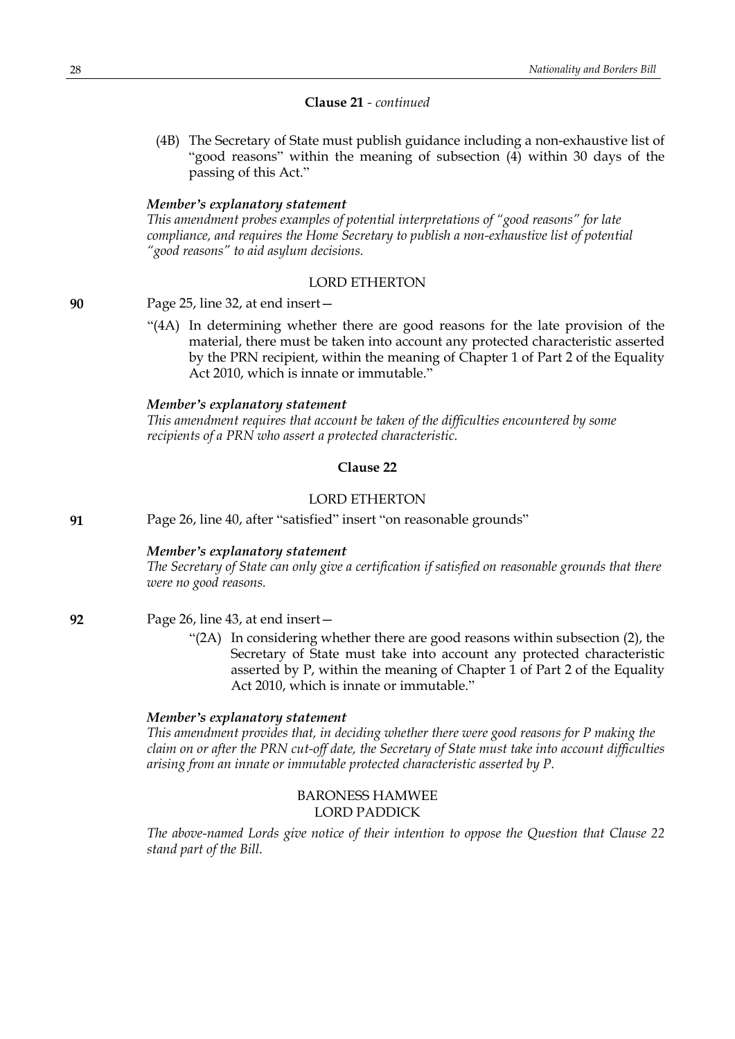**Clause 21** - *continued*

(4B) The Secretary of State must publish guidance including a non-exhaustive list of "good reasons" within the meaning of subsection (4) within 30 days of the passing of this Act."

***Member's explanatory statement***

*This amendment probes examples of potential interpretations of "good reasons" for late compliance, and requires the Home Secretary to publish a non-exhaustive list of potential "good reasons" to aid asylum decisions.*

LORD ETHERTON

**90** Page 25, line 32, at end insert—

"(4A) In determining whether there are good reasons for the late provision of the material, there must be taken into account any protected characteristic asserted by the PRN recipient, within the meaning of Chapter 1 of Part 2 of the Equality Act 2010, which is innate or immutable."

***Member's explanatory statement***

*This amendment requires that account be taken of the difficulties encountered by some recipients of a PRN who assert a protected characteristic.*

**Clause 22**

LORD ETHERTON

**91** Page 26, line 40, after "satisfied" insert "on reasonable grounds"

***Member's explanatory statement***

*The Secretary of State can only give a certification if satisfied on reasonable grounds that there were no good reasons.*

**92** Page 26, line 43, at end insert—

"(2A) In considering whether there are good reasons within subsection (2), the Secretary of State must take into account any protected characteristic asserted by P, within the meaning of Chapter 1 of Part 2 of the Equality Act 2010, which is innate or immutable."

***Member's explanatory statement***

*This amendment provides that, in deciding whether there were good reasons for P making the claim on or after the PRN cut-off date, the Secretary of State must take into account difficulties arising from an innate or immutable protected characteristic asserted by P.*

BARONESS HAMWEE
LORD PADDICK

*The above-named Lords give notice of their intention to oppose the Question that Clause 22 stand part of the Bill.*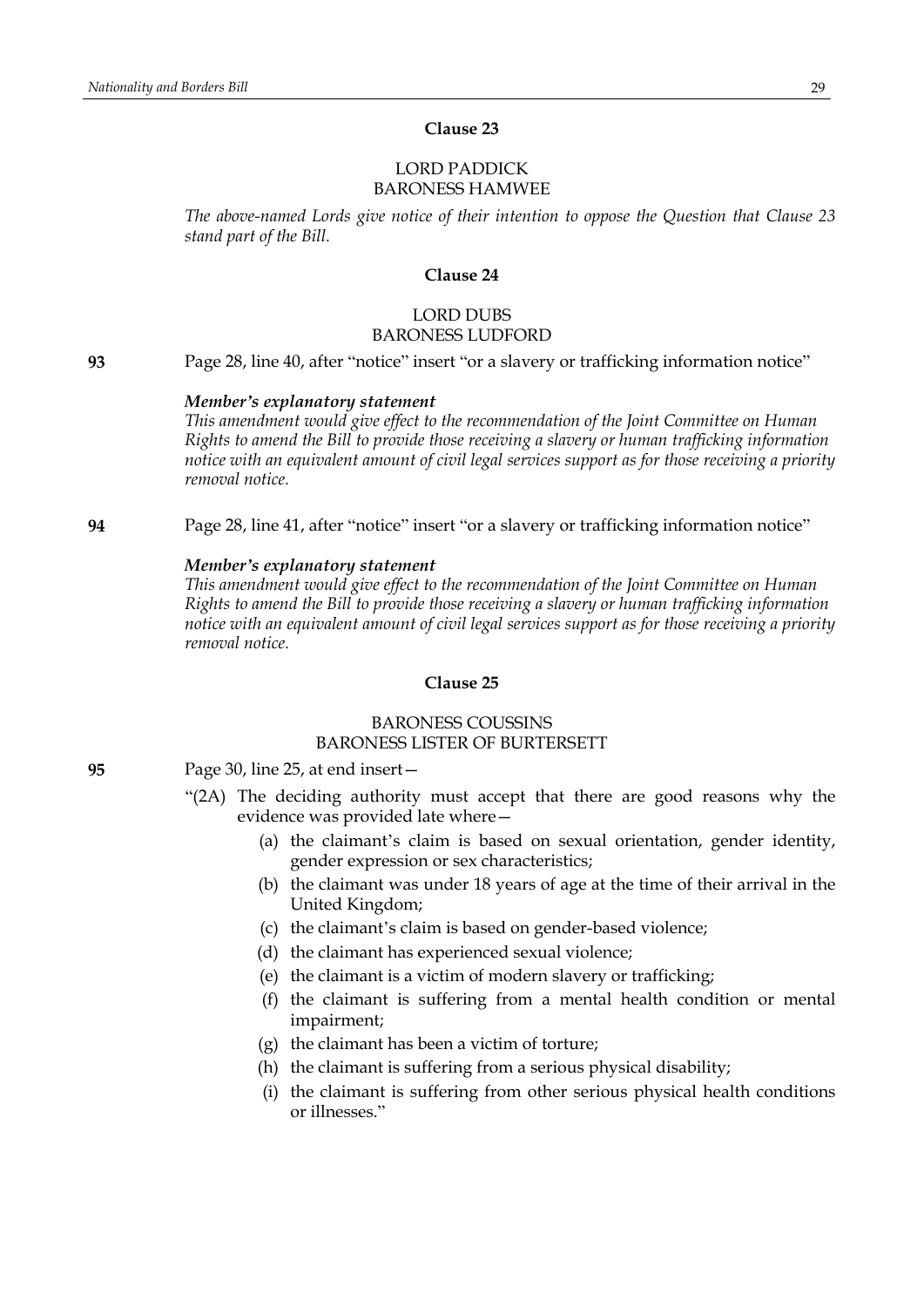## Clause 23

LORD PADDICK
BARONESS HAMWEE

*The above-named Lords give notice of their intention to oppose the Question that Clause 23 stand part of the Bill.*

## Clause 24

LORD DUBS
BARONESS LUDFORD

**93** Page 28, line 40, after "notice" insert "or a slavery or trafficking information notice"

***Member's explanatory statement***
*This amendment would give effect to the recommendation of the Joint Committee on Human Rights to amend the Bill to provide those receiving a slavery or human trafficking information notice with an equivalent amount of civil legal services support as for those receiving a priority removal notice.*

**94** Page 28, line 41, after "notice" insert "or a slavery or trafficking information notice"

***Member's explanatory statement***
*This amendment would give effect to the recommendation of the Joint Committee on Human Rights to amend the Bill to provide those receiving a slavery or human trafficking information notice with an equivalent amount of civil legal services support as for those receiving a priority removal notice.*

## Clause 25

BARONESS COUSSINS
BARONESS LISTER OF BURTERSETT

**95** Page 30, line 25, at end insert—

"(2A) The deciding authority must accept that there are good reasons why the evidence was provided late where—

(a) the claimant's claim is based on sexual orientation, gender identity, gender expression or sex characteristics;

(b) the claimant was under 18 years of age at the time of their arrival in the United Kingdom;

(c) the claimant's claim is based on gender-based violence;

(d) the claimant has experienced sexual violence;

(e) the claimant is a victim of modern slavery or trafficking;

(f) the claimant is suffering from a mental health condition or mental impairment;

(g) the claimant has been a victim of torture;

(h) the claimant is suffering from a serious physical disability;

(i) the claimant is suffering from other serious physical health conditions or illnesses."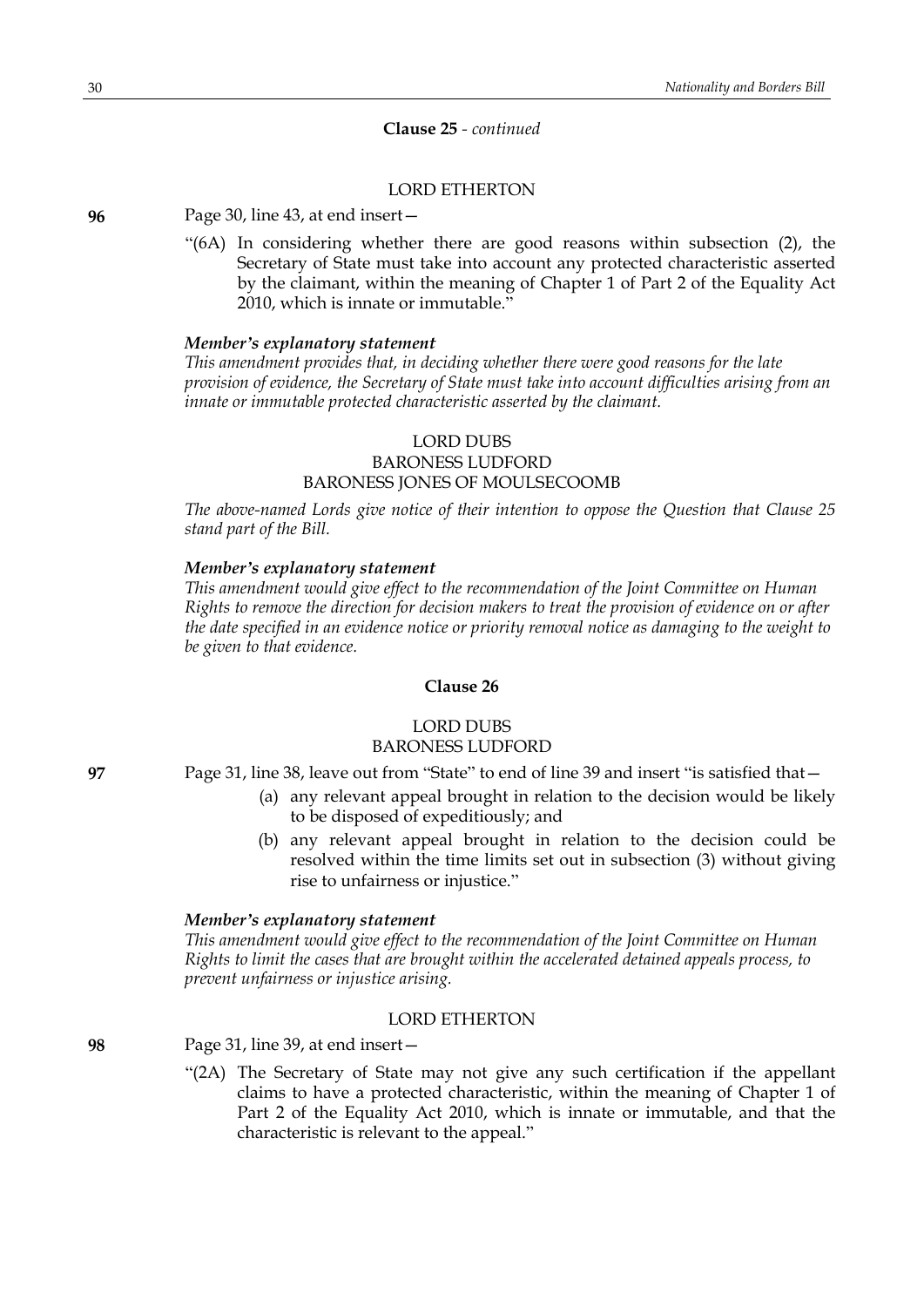**Clause 25** - *continued*

LORD ETHERTON

**96** Page 30, line 43, at end insert—

"(6A) In considering whether there are good reasons within subsection (2), the Secretary of State must take into account any protected characteristic asserted by the claimant, within the meaning of Chapter 1 of Part 2 of the Equality Act 2010, which is innate or immutable."

***Member's explanatory statement***

*This amendment provides that, in deciding whether there were good reasons for the late provision of evidence, the Secretary of State must take into account difficulties arising from an innate or immutable protected characteristic asserted by the claimant.*

LORD DUBS
BARONESS LUDFORD
BARONESS JONES OF MOULSECOOMB

*The above-named Lords give notice of their intention to oppose the Question that Clause 25 stand part of the Bill.*

***Member's explanatory statement***

*This amendment would give effect to the recommendation of the Joint Committee on Human Rights to remove the direction for decision makers to treat the provision of evidence on or after the date specified in an evidence notice or priority removal notice as damaging to the weight to be given to that evidence.*

**Clause 26**

LORD DUBS
BARONESS LUDFORD

**97** Page 31, line 38, leave out from "State" to end of line 39 and insert "is satisfied that—

(a) any relevant appeal brought in relation to the decision would be likely to be disposed of expeditiously; and

(b) any relevant appeal brought in relation to the decision could be resolved within the time limits set out in subsection (3) without giving rise to unfairness or injustice."

***Member's explanatory statement***

*This amendment would give effect to the recommendation of the Joint Committee on Human Rights to limit the cases that are brought within the accelerated detained appeals process, to prevent unfairness or injustice arising.*

LORD ETHERTON

**98** Page 31, line 39, at end insert—

"(2A) The Secretary of State may not give any such certification if the appellant claims to have a protected characteristic, within the meaning of Chapter 1 of Part 2 of the Equality Act 2010, which is innate or immutable, and that the characteristic is relevant to the appeal."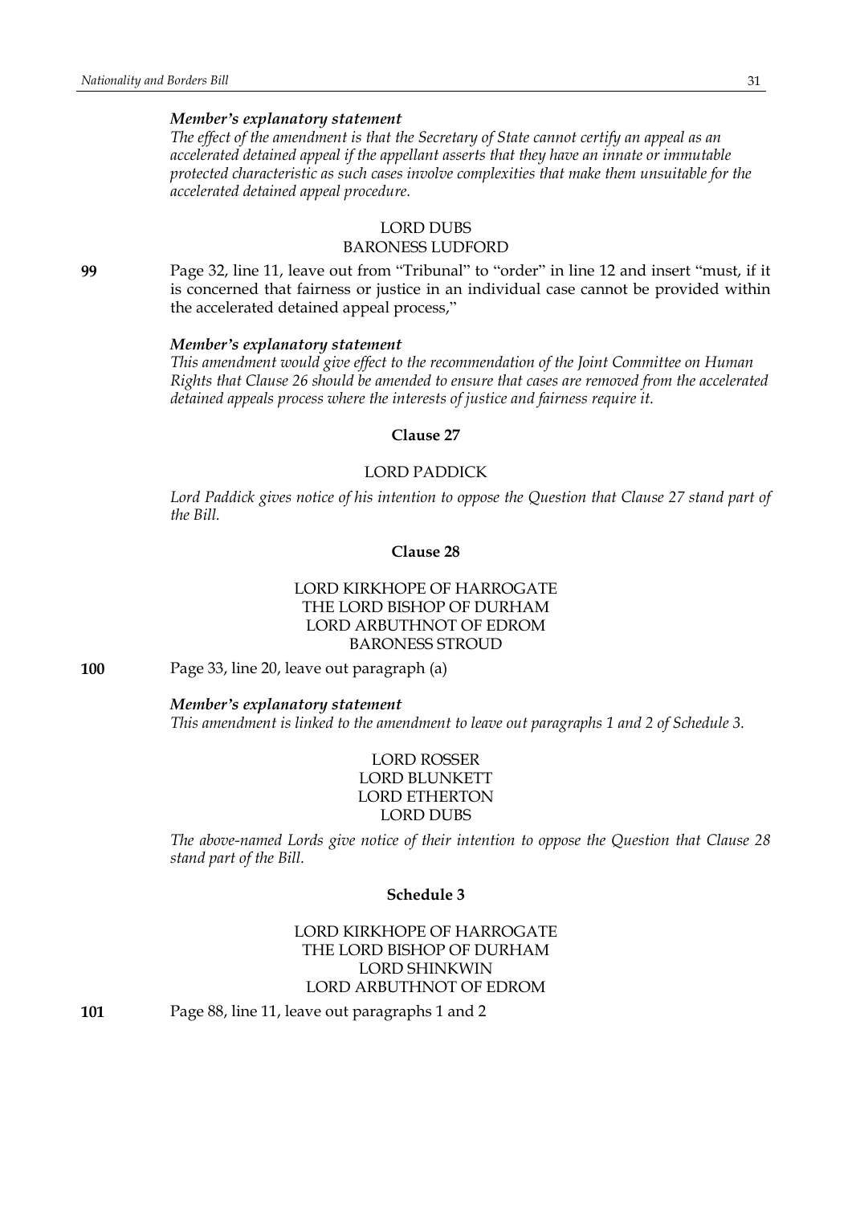*Member's explanatory statement*

*The effect of the amendment is that the Secretary of State cannot certify an appeal as an accelerated detained appeal if the appellant asserts that they have an innate or immutable protected characteristic as such cases involve complexities that make them unsuitable for the accelerated detained appeal procedure.*

LORD DUBS
BARONESS LUDFORD

**99** Page 32, line 11, leave out from "Tribunal" to "order" in line 12 and insert "must, if it is concerned that fairness or justice in an individual case cannot be provided within the accelerated detained appeal process,"

*Member's explanatory statement*

*This amendment would give effect to the recommendation of the Joint Committee on Human Rights that Clause 26 should be amended to ensure that cases are removed from the accelerated detained appeals process where the interests of justice and fairness require it.*

**Clause 27**

LORD PADDICK

*Lord Paddick gives notice of his intention to oppose the Question that Clause 27 stand part of the Bill.*

**Clause 28**

LORD KIRKHOPE OF HARROGATE
THE LORD BISHOP OF DURHAM
LORD ARBUTHNOT OF EDROM
BARONESS STROUD

**100** Page 33, line 20, leave out paragraph (a)

*Member's explanatory statement*

*This amendment is linked to the amendment to leave out paragraphs 1 and 2 of Schedule 3.*

LORD ROSSER
LORD BLUNKETT
LORD ETHERTON
LORD DUBS

*The above-named Lords give notice of their intention to oppose the Question that Clause 28 stand part of the Bill.*

**Schedule 3**

LORD KIRKHOPE OF HARROGATE
THE LORD BISHOP OF DURHAM
LORD SHINKWIN
LORD ARBUTHNOT OF EDROM

**101** Page 88, line 11, leave out paragraphs 1 and 2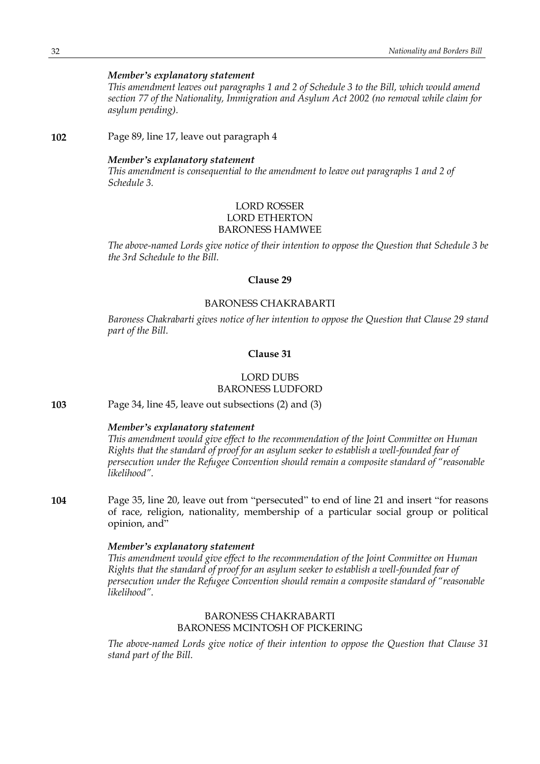*Member's explanatory statement*

*This amendment leaves out paragraphs 1 and 2 of Schedule 3 to the Bill, which would amend section 77 of the Nationality, Immigration and Asylum Act 2002 (no removal while claim for asylum pending).*

**102** Page 89, line 17, leave out paragraph 4

*Member's explanatory statement*

*This amendment is consequential to the amendment to leave out paragraphs 1 and 2 of Schedule 3.*

LORD ROSSER
LORD ETHERTON
BARONESS HAMWEE

*The above-named Lords give notice of their intention to oppose the Question that Schedule 3 be the 3rd Schedule to the Bill.*

### Clause 29

BARONESS CHAKRABARTI

*Baroness Chakrabarti gives notice of her intention to oppose the Question that Clause 29 stand part of the Bill.*

### Clause 31

LORD DUBS
BARONESS LUDFORD

**103** Page 34, line 45, leave out subsections (2) and (3)

*Member's explanatory statement*

*This amendment would give effect to the recommendation of the Joint Committee on Human Rights that the standard of proof for an asylum seeker to establish a well-founded fear of persecution under the Refugee Convention should remain a composite standard of "reasonable likelihood".*

**104** Page 35, line 20, leave out from "persecuted" to end of line 21 and insert "for reasons of race, religion, nationality, membership of a particular social group or political opinion, and"

*Member's explanatory statement*

*This amendment would give effect to the recommendation of the Joint Committee on Human Rights that the standard of proof for an asylum seeker to establish a well-founded fear of persecution under the Refugee Convention should remain a composite standard of "reasonable likelihood".*

BARONESS CHAKRABARTI
BARONESS MCINTOSH OF PICKERING

*The above-named Lords give notice of their intention to oppose the Question that Clause 31 stand part of the Bill.*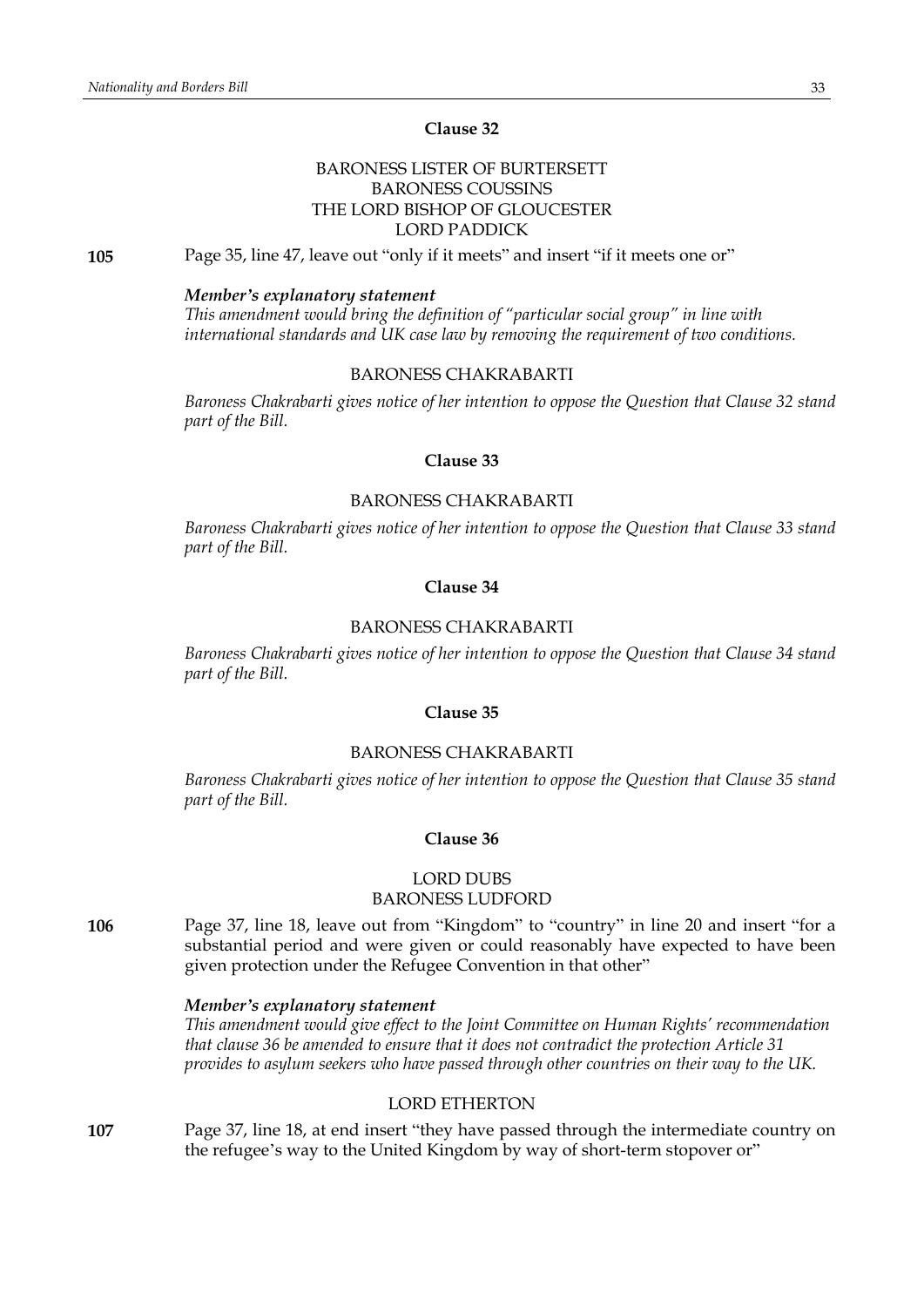## Clause 32

BARONESS LISTER OF BURTERSETT
BARONESS COUSSINS
THE LORD BISHOP OF GLOUCESTER
LORD PADDICK

**105** Page 35, line 47, leave out "only if it meets" and insert "if it meets one or"

***Member's explanatory statement***
*This amendment would bring the definition of "particular social group" in line with international standards and UK case law by removing the requirement of two conditions.*

BARONESS CHAKRABARTI

*Baroness Chakrabarti gives notice of her intention to oppose the Question that Clause 32 stand part of the Bill.*

## Clause 33

BARONESS CHAKRABARTI

*Baroness Chakrabarti gives notice of her intention to oppose the Question that Clause 33 stand part of the Bill.*

## Clause 34

BARONESS CHAKRABARTI

*Baroness Chakrabarti gives notice of her intention to oppose the Question that Clause 34 stand part of the Bill.*

## Clause 35

BARONESS CHAKRABARTI

*Baroness Chakrabarti gives notice of her intention to oppose the Question that Clause 35 stand part of the Bill.*

## Clause 36

LORD DUBS
BARONESS LUDFORD

**106** Page 37, line 18, leave out from "Kingdom" to "country" in line 20 and insert "for a substantial period and were given or could reasonably have expected to have been given protection under the Refugee Convention in that other"

***Member's explanatory statement***
*This amendment would give effect to the Joint Committee on Human Rights' recommendation that clause 36 be amended to ensure that it does not contradict the protection Article 31 provides to asylum seekers who have passed through other countries on their way to the UK.*

LORD ETHERTON

**107** Page 37, line 18, at end insert "they have passed through the intermediate country on the refugee's way to the United Kingdom by way of short-term stopover or"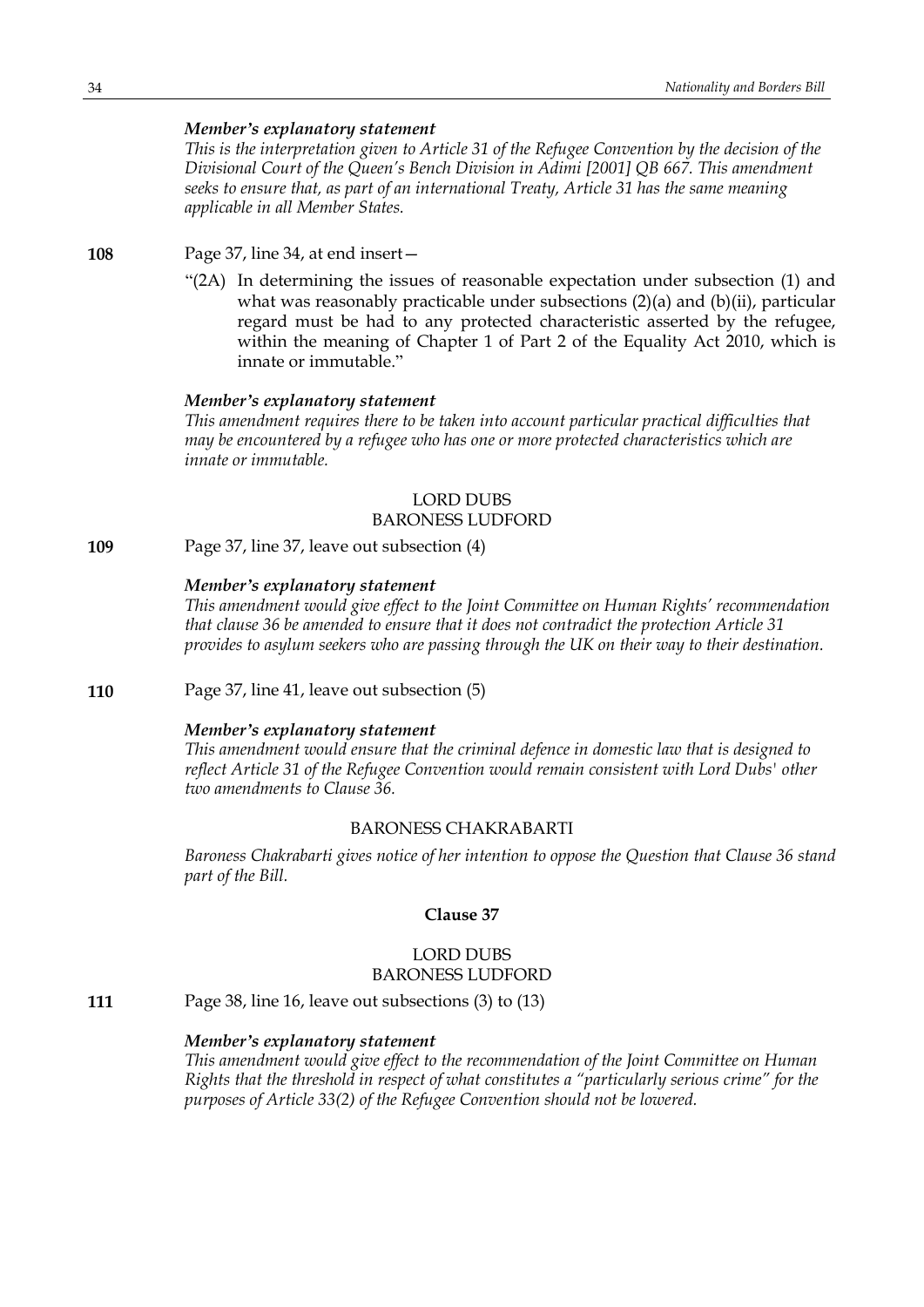*Member's explanatory statement*

*This is the interpretation given to Article 31 of the Refugee Convention by the decision of the Divisional Court of the Queen's Bench Division in Adimi [2001] QB 667. This amendment seeks to ensure that, as part of an international Treaty, Article 31 has the same meaning applicable in all Member States.*

**108** Page 37, line 34, at end insert—

"(2A) In determining the issues of reasonable expectation under subsection (1) and what was reasonably practicable under subsections (2)(a) and (b)(ii), particular regard must be had to any protected characteristic asserted by the refugee, within the meaning of Chapter 1 of Part 2 of the Equality Act 2010, which is innate or immutable."

*Member's explanatory statement*

*This amendment requires there to be taken into account particular practical difficulties that may be encountered by a refugee who has one or more protected characteristics which are innate or immutable.*

LORD DUBS
BARONESS LUDFORD

**109** Page 37, line 37, leave out subsection (4)

*Member's explanatory statement*

*This amendment would give effect to the Joint Committee on Human Rights' recommendation that clause 36 be amended to ensure that it does not contradict the protection Article 31 provides to asylum seekers who are passing through the UK on their way to their destination.*

**110** Page 37, line 41, leave out subsection (5)

*Member's explanatory statement*

*This amendment would ensure that the criminal defence in domestic law that is designed to reflect Article 31 of the Refugee Convention would remain consistent with Lord Dubs' other two amendments to Clause 36.*

BARONESS CHAKRABARTI

*Baroness Chakrabarti gives notice of her intention to oppose the Question that Clause 36 stand part of the Bill.*

**Clause 37**

LORD DUBS
BARONESS LUDFORD

**111** Page 38, line 16, leave out subsections (3) to (13)

*Member's explanatory statement*

*This amendment would give effect to the recommendation of the Joint Committee on Human Rights that the threshold in respect of what constitutes a "particularly serious crime" for the purposes of Article 33(2) of the Refugee Convention should not be lowered.*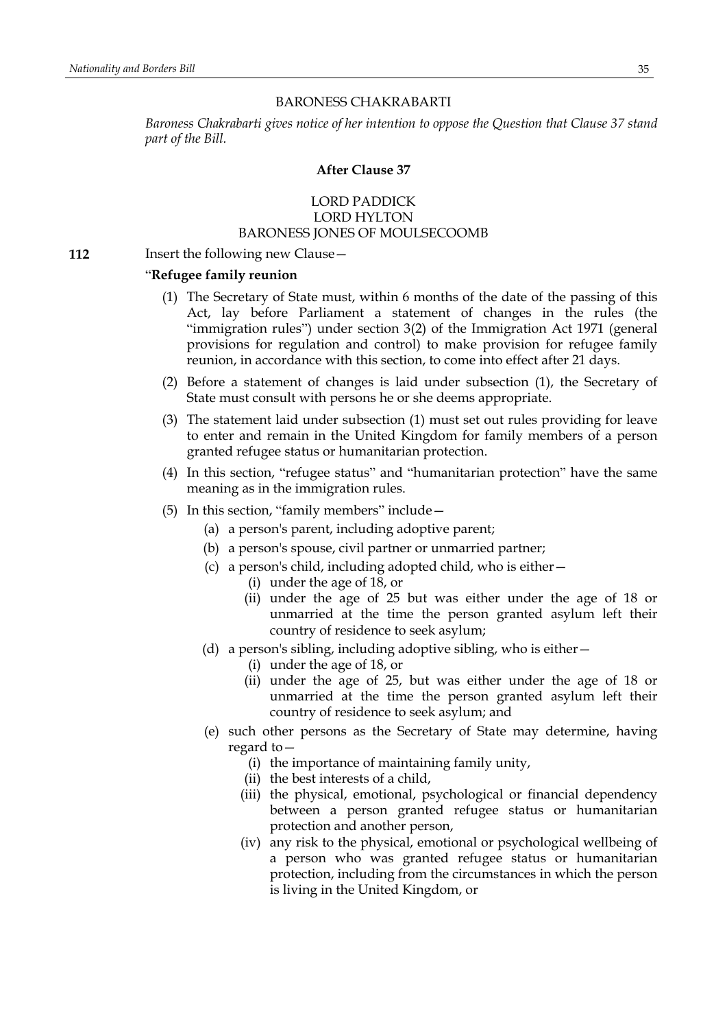BARONESS CHAKRABARTI

*Baroness Chakrabarti gives notice of her intention to oppose the Question that Clause 37 stand part of the Bill.*

**After Clause 37**

LORD PADDICK
LORD HYLTON
BARONESS JONES OF MOULSECOOMB

**112** Insert the following new Clause—

"**Refugee family reunion**

(1) The Secretary of State must, within 6 months of the date of the passing of this Act, lay before Parliament a statement of changes in the rules (the "immigration rules") under section 3(2) of the Immigration Act 1971 (general provisions for regulation and control) to make provision for refugee family reunion, in accordance with this section, to come into effect after 21 days.

(2) Before a statement of changes is laid under subsection (1), the Secretary of State must consult with persons he or she deems appropriate.

(3) The statement laid under subsection (1) must set out rules providing for leave to enter and remain in the United Kingdom for family members of a person granted refugee status or humanitarian protection.

(4) In this section, "refugee status" and "humanitarian protection" have the same meaning as in the immigration rules.

(5) In this section, "family members" include—

(a) a person's parent, including adoptive parent;

(b) a person's spouse, civil partner or unmarried partner;

(c) a person's child, including adopted child, who is either—

(i) under the age of 18, or

(ii) under the age of 25 but was either under the age of 18 or unmarried at the time the person granted asylum left their country of residence to seek asylum;

(d) a person's sibling, including adoptive sibling, who is either—

(i) under the age of 18, or

(ii) under the age of 25, but was either under the age of 18 or unmarried at the time the person granted asylum left their country of residence to seek asylum; and

(e) such other persons as the Secretary of State may determine, having regard to—

(i) the importance of maintaining family unity,

(ii) the best interests of a child,

(iii) the physical, emotional, psychological or financial dependency between a person granted refugee status or humanitarian protection and another person,

(iv) any risk to the physical, emotional or psychological wellbeing of a person who was granted refugee status or humanitarian protection, including from the circumstances in which the person is living in the United Kingdom, or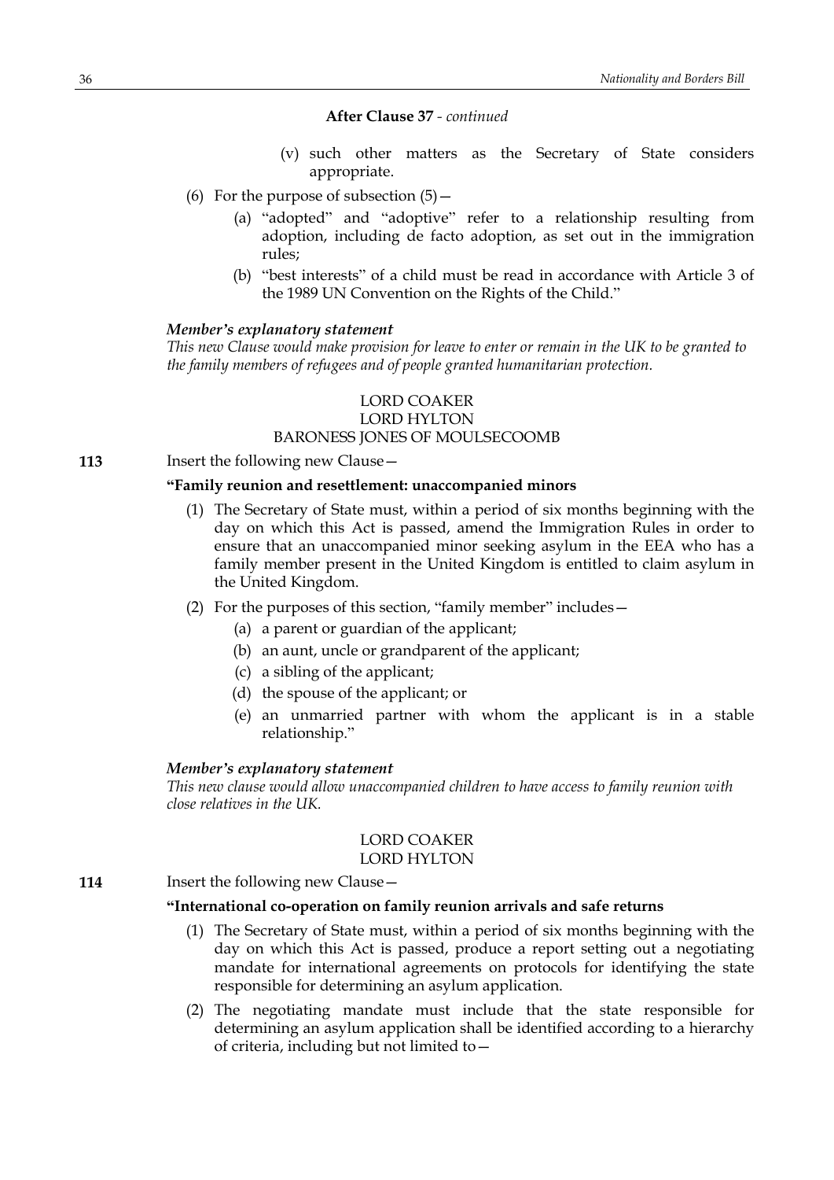**After Clause 37** - *continued*

(v) such other matters as the Secretary of State considers appropriate.

(6) For the purpose of subsection (5)—

(a) "adopted" and "adoptive" refer to a relationship resulting from adoption, including de facto adoption, as set out in the immigration rules;

(b) "best interests" of a child must be read in accordance with Article 3 of the 1989 UN Convention on the Rights of the Child."

***Member's explanatory statement***

*This new Clause would make provision for leave to enter or remain in the UK to be granted to the family members of refugees and of people granted humanitarian protection.*

LORD COAKER
LORD HYLTON
BARONESS JONES OF MOULSECOOMB

**113** Insert the following new Clause—

**"Family reunion and resettlement: unaccompanied minors**

(1) The Secretary of State must, within a period of six months beginning with the day on which this Act is passed, amend the Immigration Rules in order to ensure that an unaccompanied minor seeking asylum in the EEA who has a family member present in the United Kingdom is entitled to claim asylum in the United Kingdom.

(2) For the purposes of this section, "family member" includes—

(a) a parent or guardian of the applicant;

(b) an aunt, uncle or grandparent of the applicant;

(c) a sibling of the applicant;

(d) the spouse of the applicant; or

(e) an unmarried partner with whom the applicant is in a stable relationship."

***Member's explanatory statement***

*This new clause would allow unaccompanied children to have access to family reunion with close relatives in the UK.*

LORD COAKER
LORD HYLTON

**114** Insert the following new Clause—

**"International co-operation on family reunion arrivals and safe returns**

(1) The Secretary of State must, within a period of six months beginning with the day on which this Act is passed, produce a report setting out a negotiating mandate for international agreements on protocols for identifying the state responsible for determining an asylum application.

(2) The negotiating mandate must include that the state responsible for determining an asylum application shall be identified according to a hierarchy of criteria, including but not limited to—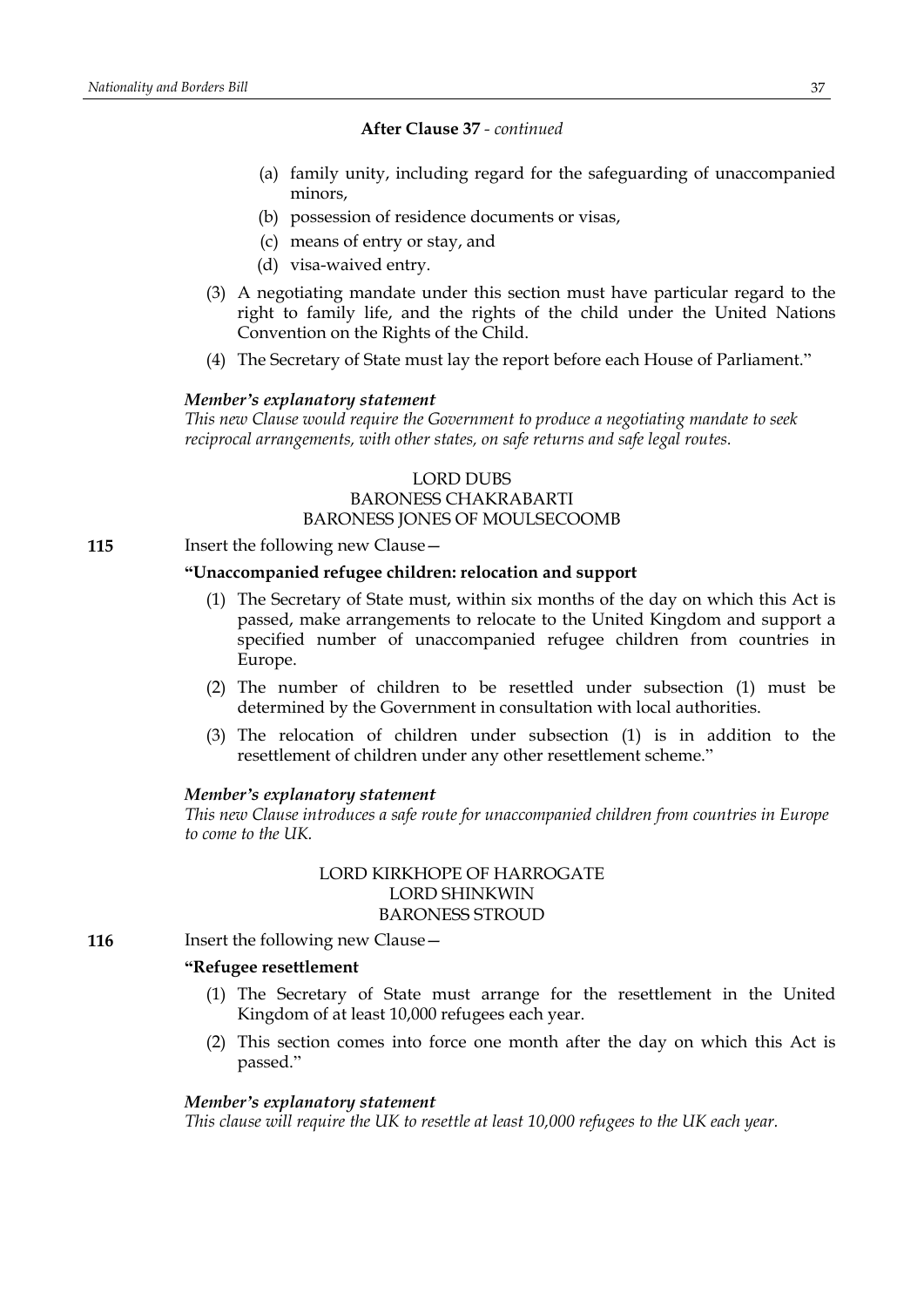**After Clause 37** - *continued*

(a) family unity, including regard for the safeguarding of unaccompanied minors,

(b) possession of residence documents or visas,

(c) means of entry or stay, and

(d) visa-waived entry.

(3) A negotiating mandate under this section must have particular regard to the right to family life, and the rights of the child under the United Nations Convention on the Rights of the Child.

(4) The Secretary of State must lay the report before each House of Parliament."

***Member's explanatory statement***

*This new Clause would require the Government to produce a negotiating mandate to seek reciprocal arrangements, with other states, on safe returns and safe legal routes.*

LORD DUBS
BARONESS CHAKRABARTI
BARONESS JONES OF MOULSECOOMB

**115** Insert the following new Clause—

**"Unaccompanied refugee children: relocation and support**

(1) The Secretary of State must, within six months of the day on which this Act is passed, make arrangements to relocate to the United Kingdom and support a specified number of unaccompanied refugee children from countries in Europe.

(2) The number of children to be resettled under subsection (1) must be determined by the Government in consultation with local authorities.

(3) The relocation of children under subsection (1) is in addition to the resettlement of children under any other resettlement scheme."

***Member's explanatory statement***

*This new Clause introduces a safe route for unaccompanied children from countries in Europe to come to the UK.*

LORD KIRKHOPE OF HARROGATE
LORD SHINKWIN
BARONESS STROUD

**116** Insert the following new Clause—

**"Refugee resettlement**

(1) The Secretary of State must arrange for the resettlement in the United Kingdom of at least 10,000 refugees each year.

(2) This section comes into force one month after the day on which this Act is passed."

***Member's explanatory statement***

*This clause will require the UK to resettle at least 10,000 refugees to the UK each year.*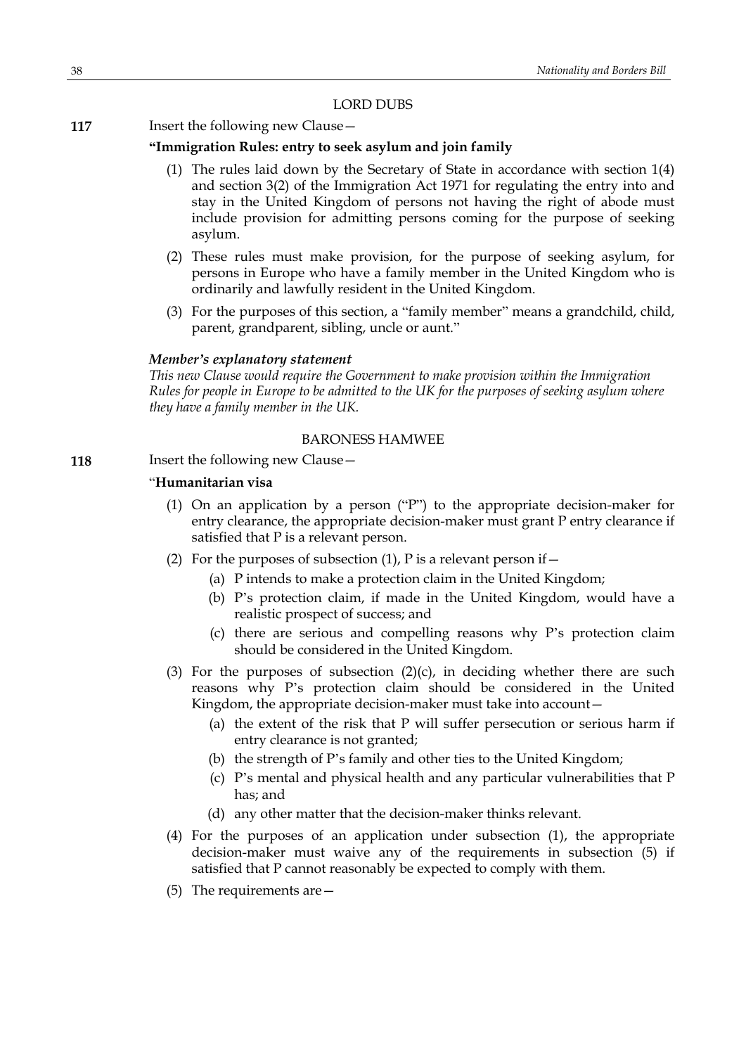LORD DUBS

**117** Insert the following new Clause—

**"Immigration Rules: entry to seek asylum and join family**

(1) The rules laid down by the Secretary of State in accordance with section 1(4) and section 3(2) of the Immigration Act 1971 for regulating the entry into and stay in the United Kingdom of persons not having the right of abode must include provision for admitting persons coming for the purpose of seeking asylum.

(2) These rules must make provision, for the purpose of seeking asylum, for persons in Europe who have a family member in the United Kingdom who is ordinarily and lawfully resident in the United Kingdom.

(3) For the purposes of this section, a "family member" means a grandchild, child, parent, grandparent, sibling, uncle or aunt."

***Member's explanatory statement***

*This new Clause would require the Government to make provision within the Immigration Rules for people in Europe to be admitted to the UK for the purposes of seeking asylum where they have a family member in the UK.*

BARONESS HAMWEE

**118** Insert the following new Clause—

"**Humanitarian visa**

(1) On an application by a person ("P") to the appropriate decision-maker for entry clearance, the appropriate decision-maker must grant P entry clearance if satisfied that P is a relevant person.

(2) For the purposes of subsection (1), P is a relevant person if—

(a) P intends to make a protection claim in the United Kingdom;

(b) P's protection claim, if made in the United Kingdom, would have a realistic prospect of success; and

(c) there are serious and compelling reasons why P's protection claim should be considered in the United Kingdom.

(3) For the purposes of subsection (2)(c), in deciding whether there are such reasons why P's protection claim should be considered in the United Kingdom, the appropriate decision-maker must take into account—

(a) the extent of the risk that P will suffer persecution or serious harm if entry clearance is not granted;

(b) the strength of P's family and other ties to the United Kingdom;

(c) P's mental and physical health and any particular vulnerabilities that P has; and

(d) any other matter that the decision-maker thinks relevant.

(4) For the purposes of an application under subsection (1), the appropriate decision-maker must waive any of the requirements in subsection (5) if satisfied that P cannot reasonably be expected to comply with them.

(5) The requirements are—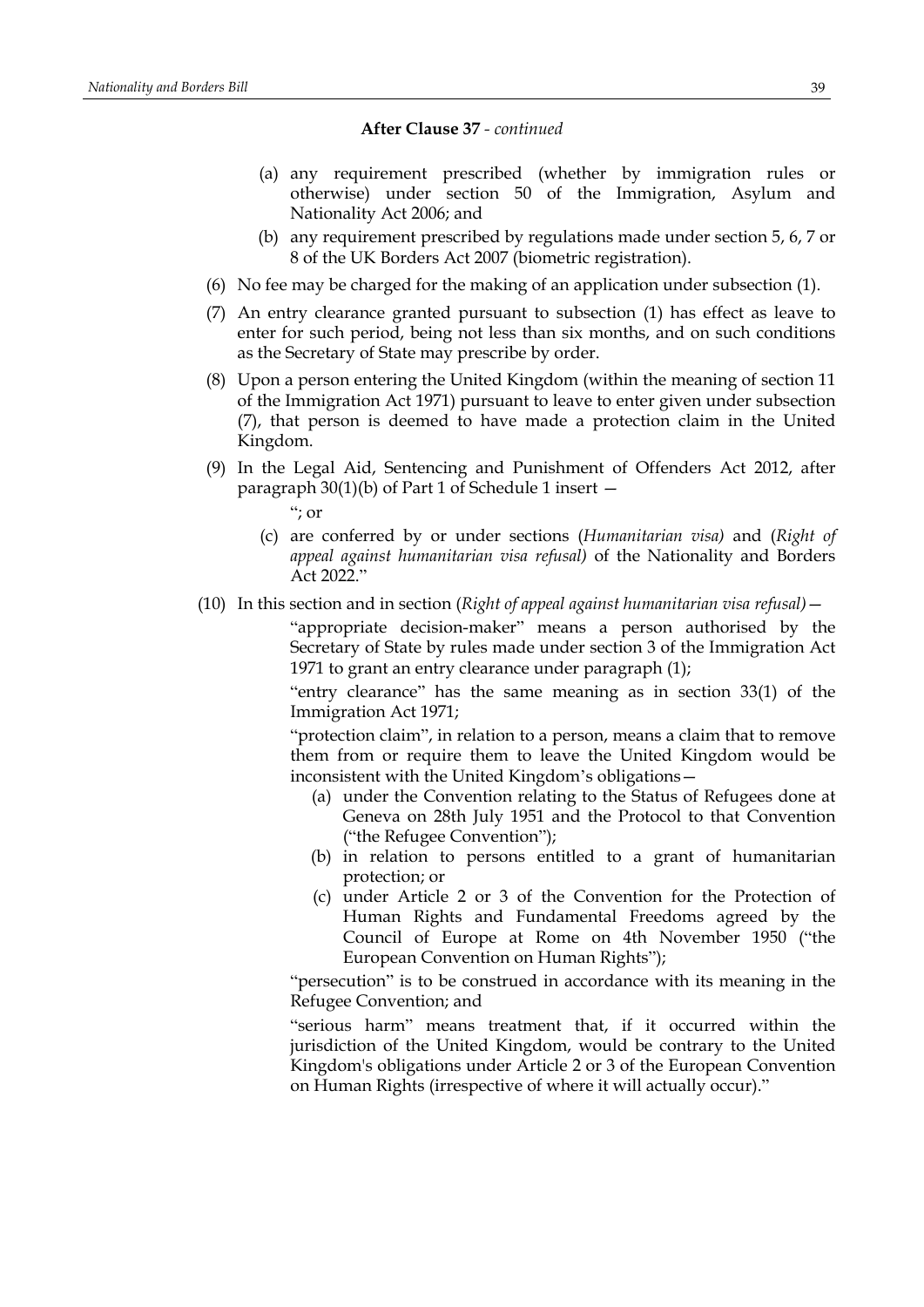**After Clause 37** - *continued*

(a) any requirement prescribed (whether by immigration rules or otherwise) under section 50 of the Immigration, Asylum and Nationality Act 2006; and

(b) any requirement prescribed by regulations made under section 5, 6, 7 or 8 of the UK Borders Act 2007 (biometric registration).

(6) No fee may be charged for the making of an application under subsection (1).

(7) An entry clearance granted pursuant to subsection (1) has effect as leave to enter for such period, being not less than six months, and on such conditions as the Secretary of State may prescribe by order.

(8) Upon a person entering the United Kingdom (within the meaning of section 11 of the Immigration Act 1971) pursuant to leave to enter given under subsection (7), that person is deemed to have made a protection claim in the United Kingdom.

(9) In the Legal Aid, Sentencing and Punishment of Offenders Act 2012, after paragraph 30(1)(b) of Part 1 of Schedule 1 insert —

"; or

(c) are conferred by or under sections (*Humanitarian visa)* and (*Right of appeal against humanitarian visa refusal)* of the Nationality and Borders Act 2022."

(10) In this section and in section (*Right of appeal against humanitarian visa refusal)* —

"appropriate decision-maker" means a person authorised by the Secretary of State by rules made under section 3 of the Immigration Act 1971 to grant an entry clearance under paragraph (1);

"entry clearance" has the same meaning as in section 33(1) of the Immigration Act 1971;

"protection claim", in relation to a person, means a claim that to remove them from or require them to leave the United Kingdom would be inconsistent with the United Kingdom's obligations—

(a) under the Convention relating to the Status of Refugees done at Geneva on 28th July 1951 and the Protocol to that Convention ("the Refugee Convention");

(b) in relation to persons entitled to a grant of humanitarian protection; or

(c) under Article 2 or 3 of the Convention for the Protection of Human Rights and Fundamental Freedoms agreed by the Council of Europe at Rome on 4th November 1950 ("the European Convention on Human Rights");

"persecution" is to be construed in accordance with its meaning in the Refugee Convention; and

"serious harm" means treatment that, if it occurred within the jurisdiction of the United Kingdom, would be contrary to the United Kingdom's obligations under Article 2 or 3 of the European Convention on Human Rights (irrespective of where it will actually occur)."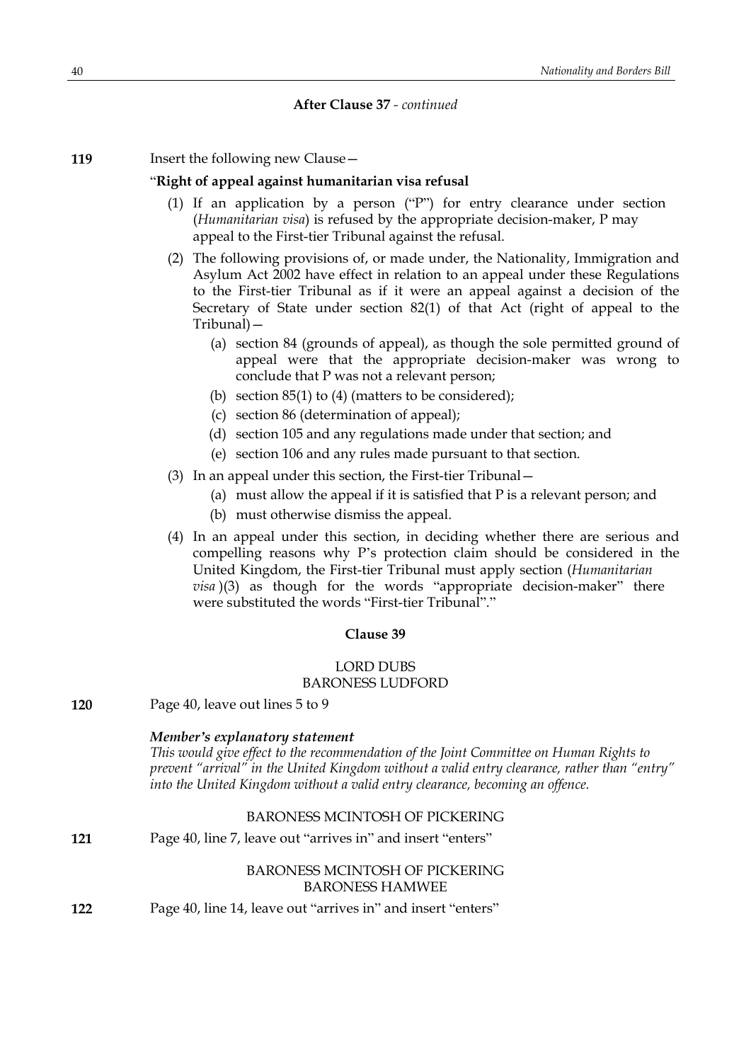**After Clause 37** - *continued*

**119** Insert the following new Clause—

"**Right of appeal against humanitarian visa refusal**

(1) If an application by a person ("P") for entry clearance under section (*Humanitarian visa*) is refused by the appropriate decision-maker, P may appeal to the First-tier Tribunal against the refusal.

(2) The following provisions of, or made under, the Nationality, Immigration and Asylum Act 2002 have effect in relation to an appeal under these Regulations to the First-tier Tribunal as if it were an appeal against a decision of the Secretary of State under section 82(1) of that Act (right of appeal to the Tribunal)—

(a) section 84 (grounds of appeal), as though the sole permitted ground of appeal were that the appropriate decision-maker was wrong to conclude that P was not a relevant person;

(b) section 85(1) to (4) (matters to be considered);

(c) section 86 (determination of appeal);

(d) section 105 and any regulations made under that section; and

(e) section 106 and any rules made pursuant to that section.

(3) In an appeal under this section, the First-tier Tribunal—

(a) must allow the appeal if it is satisfied that P is a relevant person; and

(b) must otherwise dismiss the appeal.

(4) In an appeal under this section, in deciding whether there are serious and compelling reasons why P's protection claim should be considered in the United Kingdom, the First-tier Tribunal must apply section (*Humanitarian visa* )(3) as though for the words "appropriate decision-maker" there were substituted the words "First-tier Tribunal"."

**Clause 39**

LORD DUBS
BARONESS LUDFORD

**120** Page 40, leave out lines 5 to 9

***Member's explanatory statement***
*This would give effect to the recommendation of the Joint Committee on Human Rights to prevent "arrival" in the United Kingdom without a valid entry clearance, rather than "entry" into the United Kingdom without a valid entry clearance, becoming an offence.*

BARONESS MCINTOSH OF PICKERING

**121** Page 40, line 7, leave out "arrives in" and insert "enters"

BARONESS MCINTOSH OF PICKERING
BARONESS HAMWEE

**122** Page 40, line 14, leave out "arrives in" and insert "enters"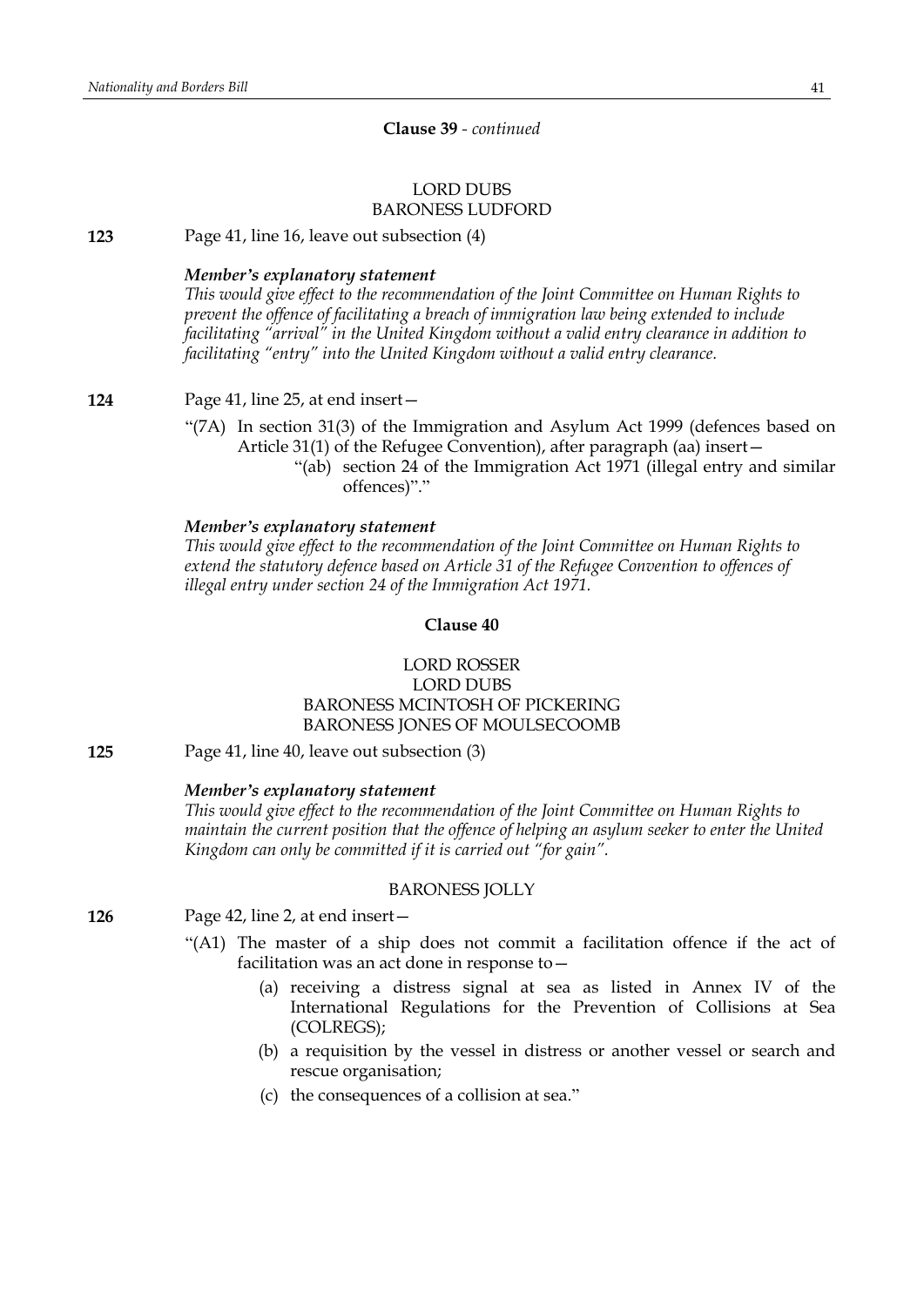**Clause 39** - *continued*

LORD DUBS
BARONESS LUDFORD

**123** Page 41, line 16, leave out subsection (4)

***Member's explanatory statement***

*This would give effect to the recommendation of the Joint Committee on Human Rights to prevent the offence of facilitating a breach of immigration law being extended to include facilitating "arrival" in the United Kingdom without a valid entry clearance in addition to facilitating "entry" into the United Kingdom without a valid entry clearance.*

**124** Page 41, line 25, at end insert—

"(7A) In section 31(3) of the Immigration and Asylum Act 1999 (defences based on Article 31(1) of the Refugee Convention), after paragraph (aa) insert—

"(ab) section 24 of the Immigration Act 1971 (illegal entry and similar offences)"."

***Member's explanatory statement***

*This would give effect to the recommendation of the Joint Committee on Human Rights to extend the statutory defence based on Article 31 of the Refugee Convention to offences of illegal entry under section 24 of the Immigration Act 1971.*

**Clause 40**

LORD ROSSER
LORD DUBS
BARONESS MCINTOSH OF PICKERING
BARONESS JONES OF MOULSECOOMB

**125** Page 41, line 40, leave out subsection (3)

***Member's explanatory statement***

*This would give effect to the recommendation of the Joint Committee on Human Rights to maintain the current position that the offence of helping an asylum seeker to enter the United Kingdom can only be committed if it is carried out "for gain".*

BARONESS JOLLY

**126** Page 42, line 2, at end insert—

"(A1) The master of a ship does not commit a facilitation offence if the act of facilitation was an act done in response to—

(a) receiving a distress signal at sea as listed in Annex IV of the International Regulations for the Prevention of Collisions at Sea (COLREGS);

(b) a requisition by the vessel in distress or another vessel or search and rescue organisation;

(c) the consequences of a collision at sea."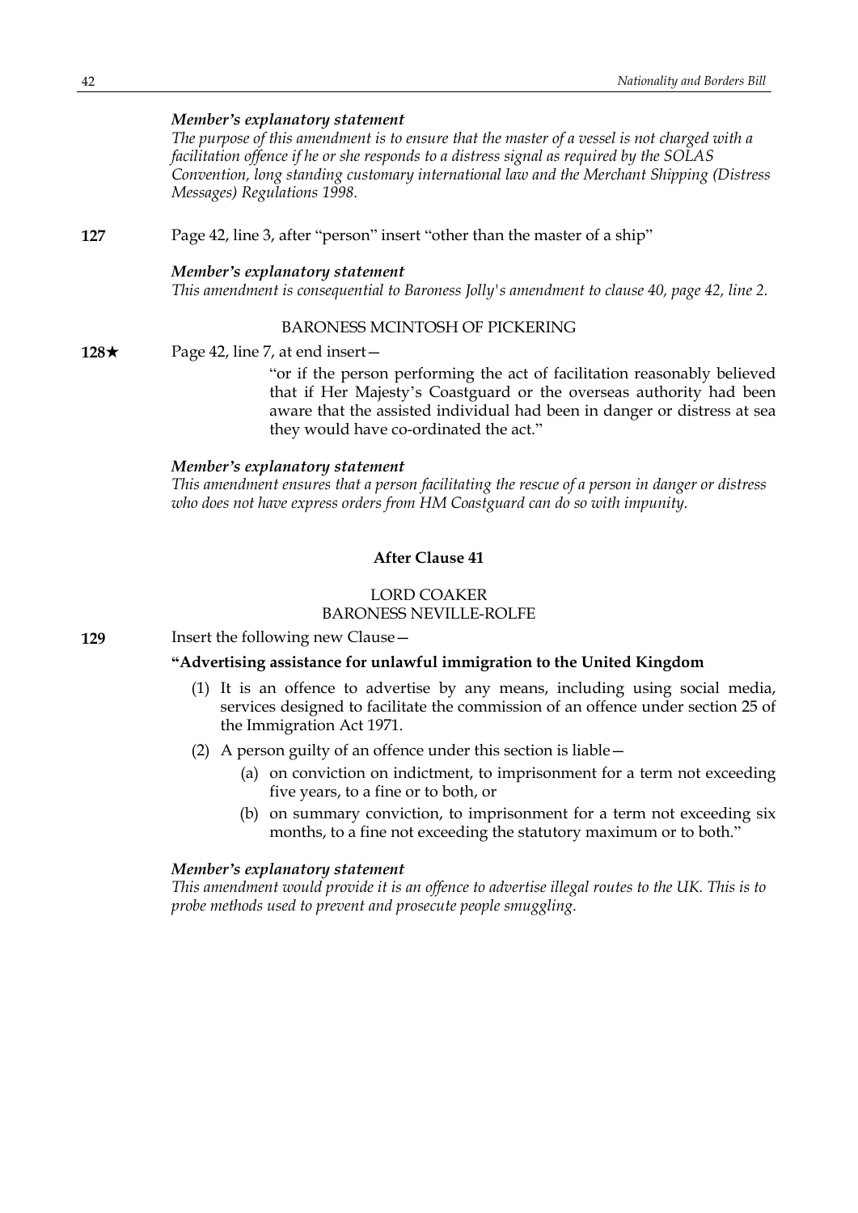***Member's explanatory statement***

*The purpose of this amendment is to ensure that the master of a vessel is not charged with a facilitation offence if he or she responds to a distress signal as required by the SOLAS Convention, long standing customary international law and the Merchant Shipping (Distress Messages) Regulations 1998.*

**127** Page 42, line 3, after "person" insert "other than the master of a ship"

***Member's explanatory statement***

*This amendment is consequential to Baroness Jolly's amendment to clause 40, page 42, line 2.*

BARONESS MCINTOSH OF PICKERING

**128★** Page 42, line 7, at end insert—

"or if the person performing the act of facilitation reasonably believed that if Her Majesty's Coastguard or the overseas authority had been aware that the assisted individual had been in danger or distress at sea they would have co-ordinated the act."

***Member's explanatory statement***

*This amendment ensures that a person facilitating the rescue of a person in danger or distress who does not have express orders from HM Coastguard can do so with impunity.*

## After Clause 41

LORD COAKER
BARONESS NEVILLE-ROLFE

**129** Insert the following new Clause—

**"Advertising assistance for unlawful immigration to the United Kingdom**

(1) It is an offence to advertise by any means, including using social media, services designed to facilitate the commission of an offence under section 25 of the Immigration Act 1971.

(2) A person guilty of an offence under this section is liable—

(a) on conviction on indictment, to imprisonment for a term not exceeding five years, to a fine or to both, or

(b) on summary conviction, to imprisonment for a term not exceeding six months, to a fine not exceeding the statutory maximum or to both."

***Member's explanatory statement***

*This amendment would provide it is an offence to advertise illegal routes to the UK. This is to probe methods used to prevent and prosecute people smuggling.*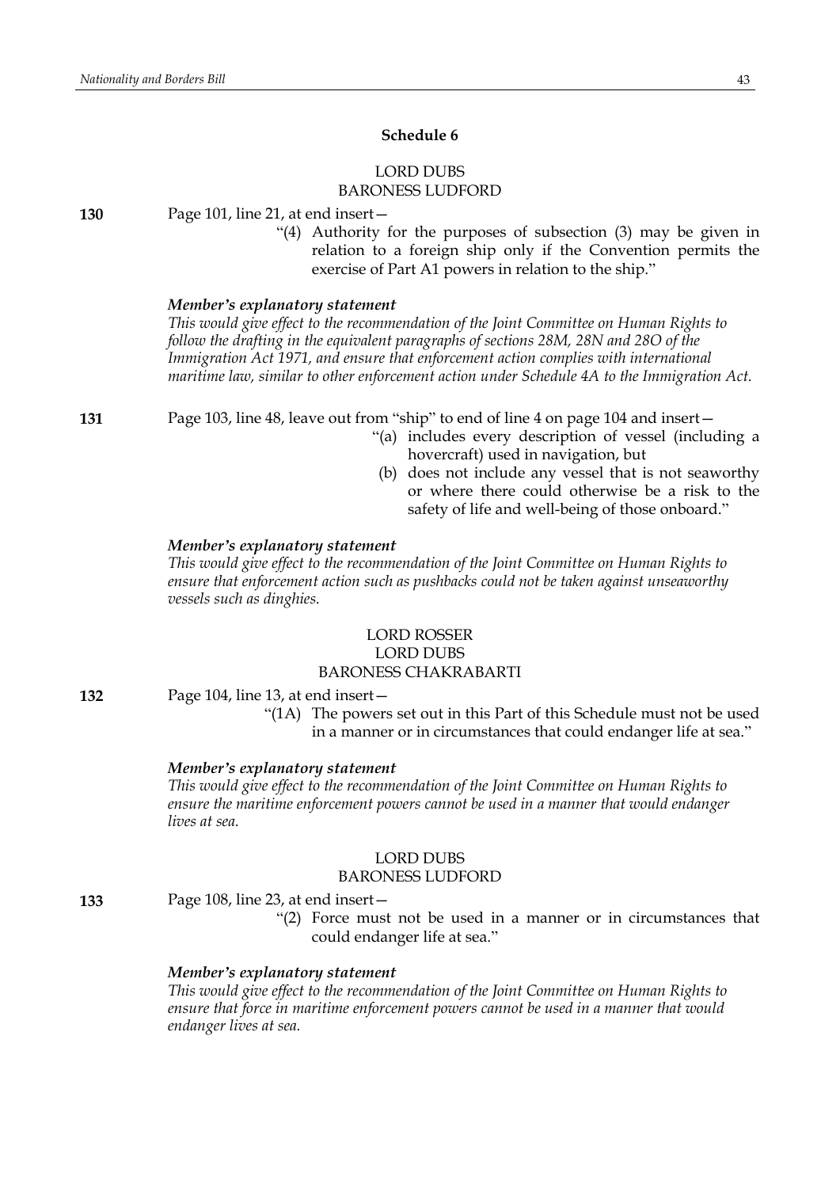## Schedule 6

LORD DUBS
BARONESS LUDFORD

**130** Page 101, line 21, at end insert—

> "(4) Authority for the purposes of subsection (3) may be given in relation to a foreign ship only if the Convention permits the exercise of Part A1 powers in relation to the ship."

***Member's explanatory statement***

*This would give effect to the recommendation of the Joint Committee on Human Rights to follow the drafting in the equivalent paragraphs of sections 28M, 28N and 28O of the Immigration Act 1971, and ensure that enforcement action complies with international maritime law, similar to other enforcement action under Schedule 4A to the Immigration Act.*

**131** Page 103, line 48, leave out from "ship" to end of line 4 on page 104 and insert—

> "(a) includes every description of vessel (including a hovercraft) used in navigation, but
>
> (b) does not include any vessel that is not seaworthy or where there could otherwise be a risk to the safety of life and well-being of those onboard."

***Member's explanatory statement***

*This would give effect to the recommendation of the Joint Committee on Human Rights to ensure that enforcement action such as pushbacks could not be taken against unseaworthy vessels such as dinghies.*

LORD ROSSER
LORD DUBS
BARONESS CHAKRABARTI

**132** Page 104, line 13, at end insert—

> "(1A) The powers set out in this Part of this Schedule must not be used in a manner or in circumstances that could endanger life at sea."

***Member's explanatory statement***

*This would give effect to the recommendation of the Joint Committee on Human Rights to ensure the maritime enforcement powers cannot be used in a manner that would endanger lives at sea.*

LORD DUBS
BARONESS LUDFORD

**133** Page 108, line 23, at end insert—

> "(2) Force must not be used in a manner or in circumstances that could endanger life at sea."

***Member's explanatory statement***

*This would give effect to the recommendation of the Joint Committee on Human Rights to ensure that force in maritime enforcement powers cannot be used in a manner that would endanger lives at sea.*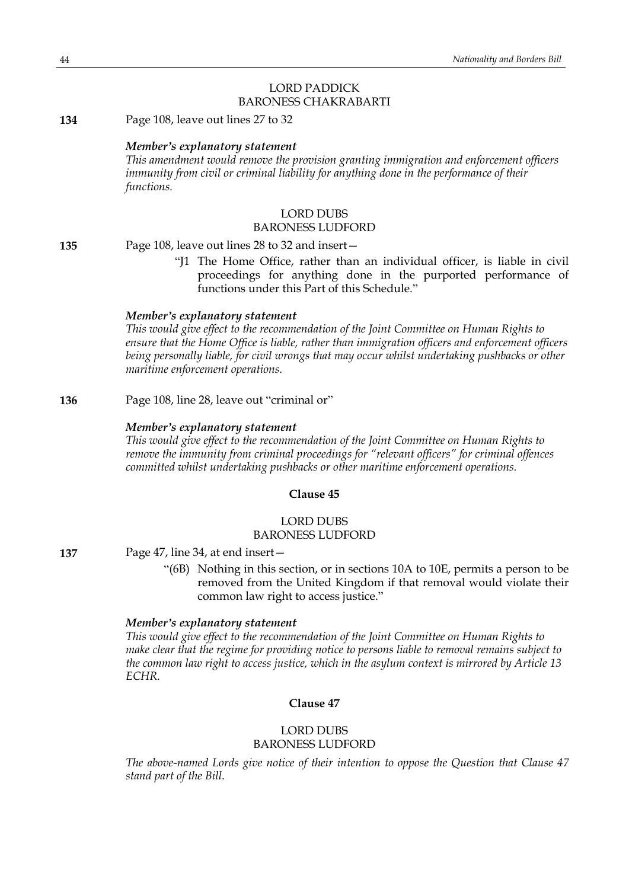LORD PADDICK
BARONESS CHAKRABARTI

**134** Page 108, leave out lines 27 to 32

***Member's explanatory statement***

*This amendment would remove the provision granting immigration and enforcement officers immunity from civil or criminal liability for anything done in the performance of their functions.*

LORD DUBS
BARONESS LUDFORD

**135** Page 108, leave out lines 28 to 32 and insert—

> "J1 The Home Office, rather than an individual officer, is liable in civil proceedings for anything done in the purported performance of functions under this Part of this Schedule."

***Member's explanatory statement***

*This would give effect to the recommendation of the Joint Committee on Human Rights to ensure that the Home Office is liable, rather than immigration officers and enforcement officers being personally liable, for civil wrongs that may occur whilst undertaking pushbacks or other maritime enforcement operations.*

**136** Page 108, line 28, leave out "criminal or"

***Member's explanatory statement***

*This would give effect to the recommendation of the Joint Committee on Human Rights to remove the immunity from criminal proceedings for "relevant officers" for criminal offences committed whilst undertaking pushbacks or other maritime enforcement operations.*

## Clause 45

LORD DUBS
BARONESS LUDFORD

**137** Page 47, line 34, at end insert—

> "(6B) Nothing in this section, or in sections 10A to 10E, permits a person to be removed from the United Kingdom if that removal would violate their common law right to access justice."

***Member's explanatory statement***

*This would give effect to the recommendation of the Joint Committee on Human Rights to make clear that the regime for providing notice to persons liable to removal remains subject to the common law right to access justice, which in the asylum context is mirrored by Article 13 ECHR.*

## Clause 47

LORD DUBS
BARONESS LUDFORD

*The above-named Lords give notice of their intention to oppose the Question that Clause 47 stand part of the Bill.*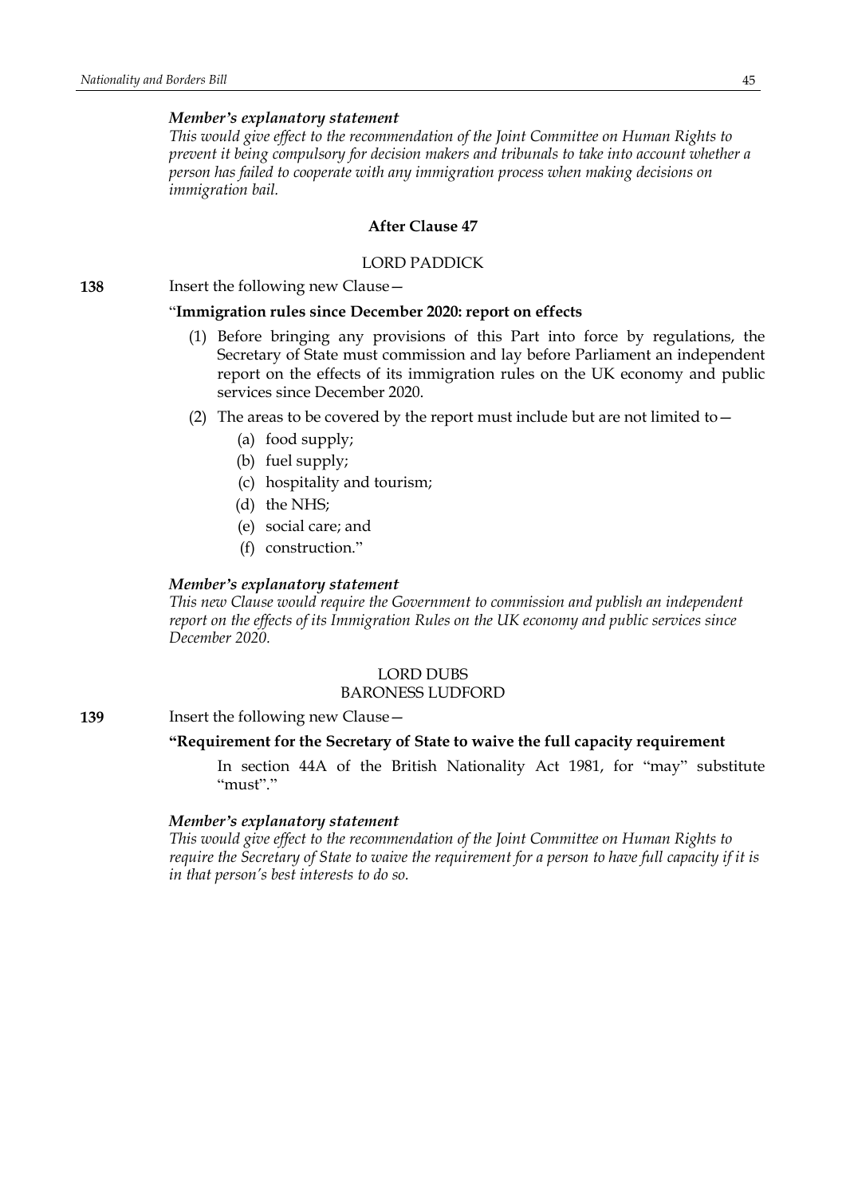*Member's explanatory statement*

*This would give effect to the recommendation of the Joint Committee on Human Rights to prevent it being compulsory for decision makers and tribunals to take into account whether a person has failed to cooperate with any immigration process when making decisions on immigration bail.*

**After Clause 47**

LORD PADDICK

**138** Insert the following new Clause—

"**Immigration rules since December 2020: report on effects**

(1) Before bringing any provisions of this Part into force by regulations, the Secretary of State must commission and lay before Parliament an independent report on the effects of its immigration rules on the UK economy and public services since December 2020.

(2) The areas to be covered by the report must include but are not limited to—

(a) food supply;

(b) fuel supply;

(c) hospitality and tourism;

(d) the NHS;

(e) social care; and

(f) construction."

*Member's explanatory statement*

*This new Clause would require the Government to commission and publish an independent report on the effects of its Immigration Rules on the UK economy and public services since December 2020.*

LORD DUBS
BARONESS LUDFORD

**139** Insert the following new Clause—

**"Requirement for the Secretary of State to waive the full capacity requirement**

In section 44A of the British Nationality Act 1981, for "may" substitute "must"."

*Member's explanatory statement*

*This would give effect to the recommendation of the Joint Committee on Human Rights to require the Secretary of State to waive the requirement for a person to have full capacity if it is in that person's best interests to do so.*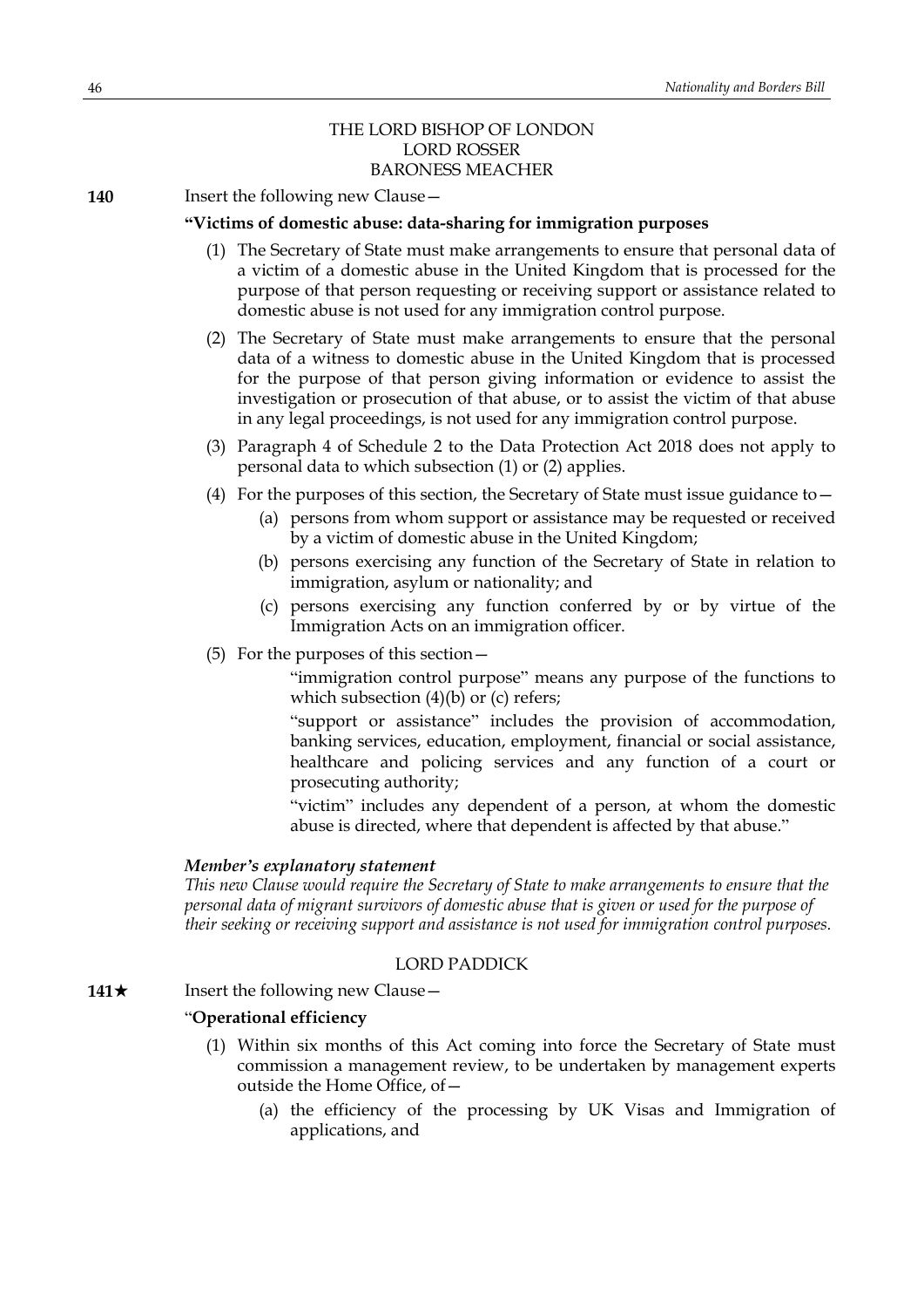THE LORD BISHOP OF LONDON
LORD ROSSER
BARONESS MEACHER

**140** Insert the following new Clause—

**"Victims of domestic abuse: data-sharing for immigration purposes**

(1) The Secretary of State must make arrangements to ensure that personal data of a victim of a domestic abuse in the United Kingdom that is processed for the purpose of that person requesting or receiving support or assistance related to domestic abuse is not used for any immigration control purpose.

(2) The Secretary of State must make arrangements to ensure that the personal data of a witness to domestic abuse in the United Kingdom that is processed for the purpose of that person giving information or evidence to assist the investigation or prosecution of that abuse, or to assist the victim of that abuse in any legal proceedings, is not used for any immigration control purpose.

(3) Paragraph 4 of Schedule 2 to the Data Protection Act 2018 does not apply to personal data to which subsection (1) or (2) applies.

(4) For the purposes of this section, the Secretary of State must issue guidance to—

(a) persons from whom support or assistance may be requested or received by a victim of domestic abuse in the United Kingdom;

(b) persons exercising any function of the Secretary of State in relation to immigration, asylum or nationality; and

(c) persons exercising any function conferred by or by virtue of the Immigration Acts on an immigration officer.

(5) For the purposes of this section—

"immigration control purpose" means any purpose of the functions to which subsection (4)(b) or (c) refers;

"support or assistance" includes the provision of accommodation, banking services, education, employment, financial or social assistance, healthcare and policing services and any function of a court or prosecuting authority;

"victim" includes any dependent of a person, at whom the domestic abuse is directed, where that dependent is affected by that abuse."

***Member's explanatory statement***

*This new Clause would require the Secretary of State to make arrangements to ensure that the personal data of migrant survivors of domestic abuse that is given or used for the purpose of their seeking or receiving support and assistance is not used for immigration control purposes.*

LORD PADDICK

**141★** Insert the following new Clause—

"**Operational efficiency**

(1) Within six months of this Act coming into force the Secretary of State must commission a management review, to be undertaken by management experts outside the Home Office, of—

(a) the efficiency of the processing by UK Visas and Immigration of applications, and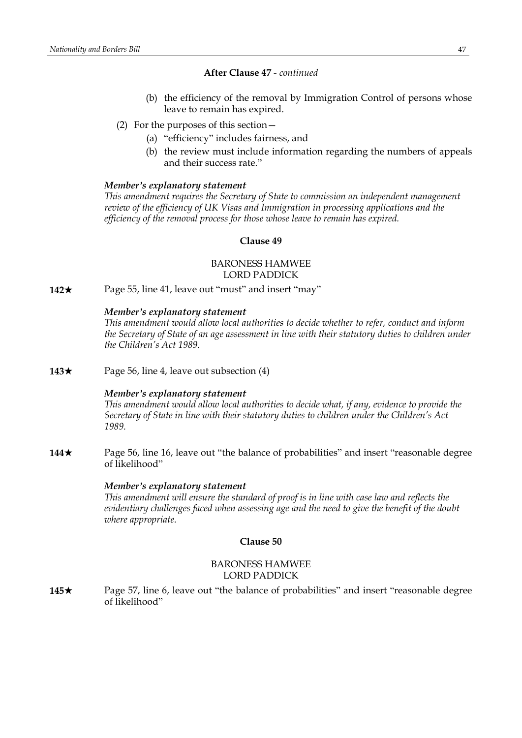**After Clause 47** - *continued*

(b) the efficiency of the removal by Immigration Control of persons whose leave to remain has expired.

(2) For the purposes of this section—

(a) "efficiency" includes fairness, and

(b) the review must include information regarding the numbers of appeals and their success rate."

***Member's explanatory statement***

*This amendment requires the Secretary of State to commission an independent management review of the efficiency of UK Visas and Immigration in processing applications and the efficiency of the removal process for those whose leave to remain has expired.*

**Clause 49**

BARONESS HAMWEE
LORD PADDICK

**142★** Page 55, line 41, leave out "must" and insert "may"

***Member's explanatory statement***

*This amendment would allow local authorities to decide whether to refer, conduct and inform the Secretary of State of an age assessment in line with their statutory duties to children under the Children's Act 1989.*

**143★** Page 56, line 4, leave out subsection (4)

***Member's explanatory statement***

*This amendment would allow local authorities to decide what, if any, evidence to provide the Secretary of State in line with their statutory duties to children under the Children's Act 1989.*

**144★** Page 56, line 16, leave out "the balance of probabilities" and insert "reasonable degree of likelihood"

***Member's explanatory statement***

*This amendment will ensure the standard of proof is in line with case law and reflects the evidentiary challenges faced when assessing age and the need to give the benefit of the doubt where appropriate.*

**Clause 50**

BARONESS HAMWEE
LORD PADDICK

**145★** Page 57, line 6, leave out "the balance of probabilities" and insert "reasonable degree of likelihood"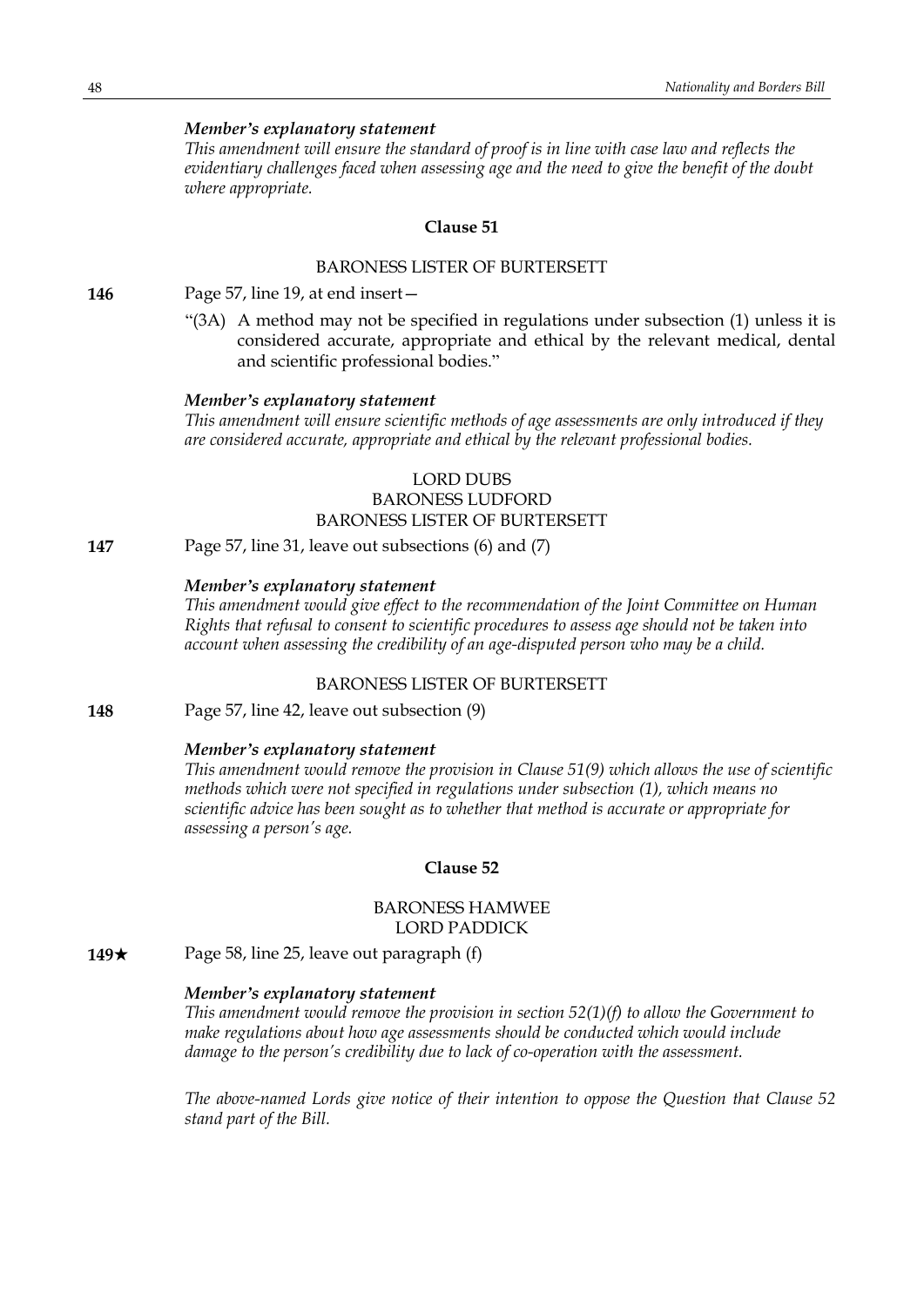*Member's explanatory statement*

*This amendment will ensure the standard of proof is in line with case law and reflects the evidentiary challenges faced when assessing age and the need to give the benefit of the doubt where appropriate.*

**Clause 51**

BARONESS LISTER OF BURTERSETT

**146** Page 57, line 19, at end insert—

"(3A) A method may not be specified in regulations under subsection (1) unless it is considered accurate, appropriate and ethical by the relevant medical, dental and scientific professional bodies."

*Member's explanatory statement*

*This amendment will ensure scientific methods of age assessments are only introduced if they are considered accurate, appropriate and ethical by the relevant professional bodies.*

LORD DUBS
BARONESS LUDFORD
BARONESS LISTER OF BURTERSETT

**147** Page 57, line 31, leave out subsections (6) and (7)

*Member's explanatory statement*

*This amendment would give effect to the recommendation of the Joint Committee on Human Rights that refusal to consent to scientific procedures to assess age should not be taken into account when assessing the credibility of an age-disputed person who may be a child.*

BARONESS LISTER OF BURTERSETT

**148** Page 57, line 42, leave out subsection (9)

*Member's explanatory statement*

*This amendment would remove the provision in Clause 51(9) which allows the use of scientific methods which were not specified in regulations under subsection (1), which means no scientific advice has been sought as to whether that method is accurate or appropriate for assessing a person's age.*

**Clause 52**

BARONESS HAMWEE
LORD PADDICK

**149★** Page 58, line 25, leave out paragraph (f)

*Member's explanatory statement*

*This amendment would remove the provision in section 52(1)(f) to allow the Government to make regulations about how age assessments should be conducted which would include damage to the person's credibility due to lack of co-operation with the assessment.*

*The above-named Lords give notice of their intention to oppose the Question that Clause 52 stand part of the Bill.*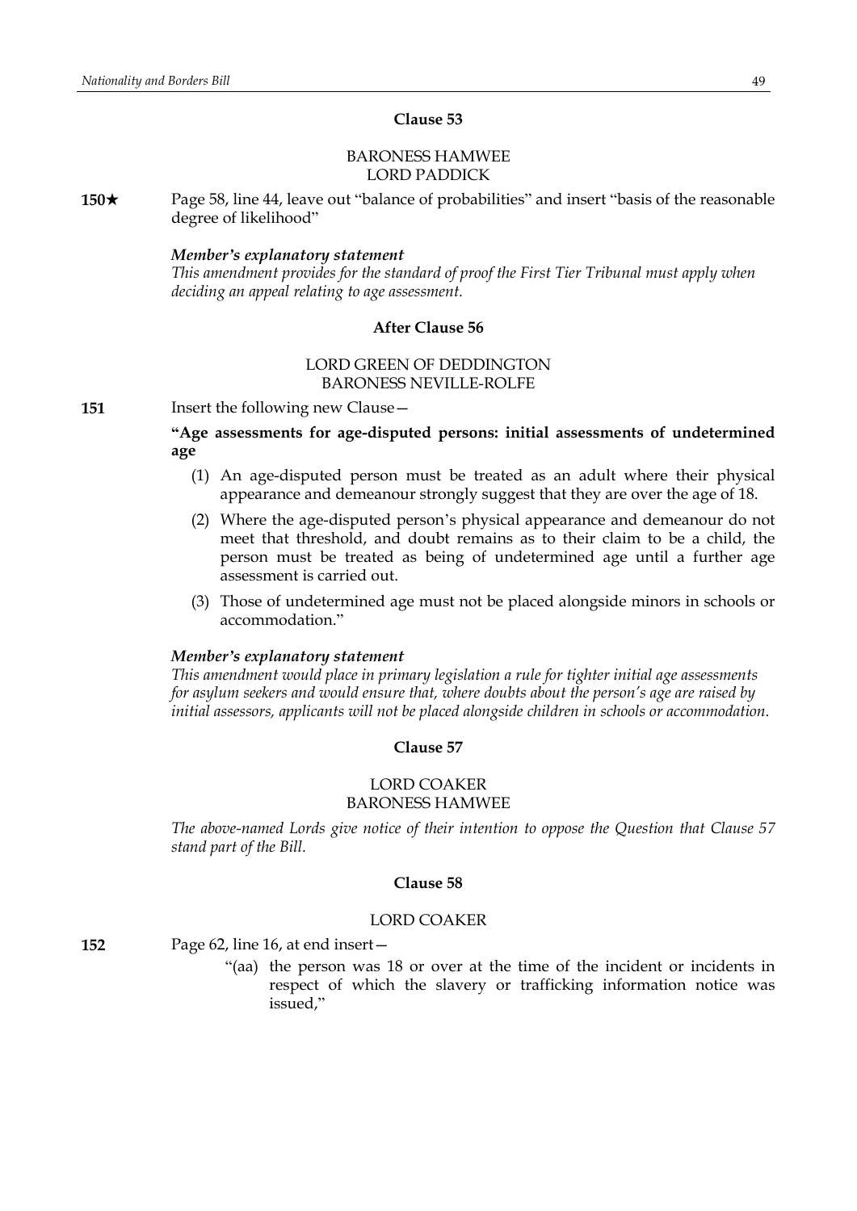## Clause 53

BARONESS HAMWEE
LORD PADDICK

**150★** Page 58, line 44, leave out "balance of probabilities" and insert "basis of the reasonable degree of likelihood"

***Member's explanatory statement***
*This amendment provides for the standard of proof the First Tier Tribunal must apply when deciding an appeal relating to age assessment.*

## After Clause 56

LORD GREEN OF DEDDINGTON
BARONESS NEVILLE-ROLFE

**151** Insert the following new Clause—

**"Age assessments for age-disputed persons: initial assessments of undetermined age**

(1) An age-disputed person must be treated as an adult where their physical appearance and demeanour strongly suggest that they are over the age of 18.

(2) Where the age-disputed person's physical appearance and demeanour do not meet that threshold, and doubt remains as to their claim to be a child, the person must be treated as being of undetermined age until a further age assessment is carried out.

(3) Those of undetermined age must not be placed alongside minors in schools or accommodation."

***Member's explanatory statement***
*This amendment would place in primary legislation a rule for tighter initial age assessments for asylum seekers and would ensure that, where doubts about the person's age are raised by initial assessors, applicants will not be placed alongside children in schools or accommodation.*

## Clause 57

LORD COAKER
BARONESS HAMWEE

*The above-named Lords give notice of their intention to oppose the Question that Clause 57 stand part of the Bill.*

## Clause 58

LORD COAKER

**152** Page 62, line 16, at end insert—

"(aa) the person was 18 or over at the time of the incident or incidents in respect of which the slavery or trafficking information notice was issued,"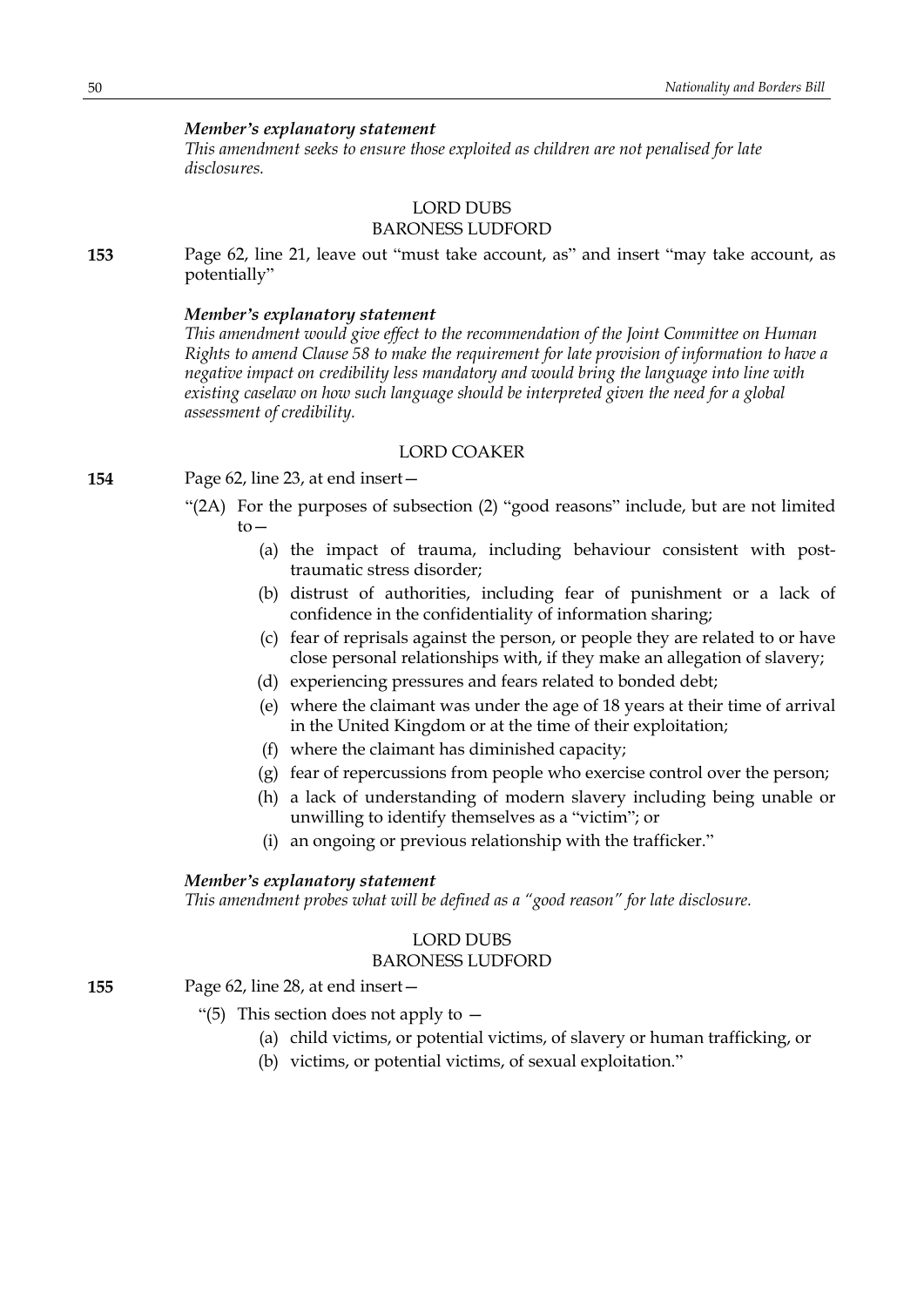***Member's explanatory statement***

*This amendment seeks to ensure those exploited as children are not penalised for late disclosures.*

LORD DUBS
BARONESS LUDFORD

**153** Page 62, line 21, leave out "must take account, as" and insert "may take account, as potentially"

***Member's explanatory statement***

*This amendment would give effect to the recommendation of the Joint Committee on Human Rights to amend Clause 58 to make the requirement for late provision of information to have a negative impact on credibility less mandatory and would bring the language into line with existing caselaw on how such language should be interpreted given the need for a global assessment of credibility.*

LORD COAKER

**154** Page 62, line 23, at end insert—

"(2A) For the purposes of subsection (2) "good reasons" include, but are not limited to—

(a) the impact of trauma, including behaviour consistent with post-traumatic stress disorder;

(b) distrust of authorities, including fear of punishment or a lack of confidence in the confidentiality of information sharing;

(c) fear of reprisals against the person, or people they are related to or have close personal relationships with, if they make an allegation of slavery;

(d) experiencing pressures and fears related to bonded debt;

(e) where the claimant was under the age of 18 years at their time of arrival in the United Kingdom or at the time of their exploitation;

(f) where the claimant has diminished capacity;

(g) fear of repercussions from people who exercise control over the person;

(h) a lack of understanding of modern slavery including being unable or unwilling to identify themselves as a "victim"; or

(i) an ongoing or previous relationship with the trafficker."

***Member's explanatory statement***

*This amendment probes what will be defined as a "good reason" for late disclosure.*

LORD DUBS
BARONESS LUDFORD

**155** Page 62, line 28, at end insert—

"(5) This section does not apply to —

(a) child victims, or potential victims, of slavery or human trafficking, or

(b) victims, or potential victims, of sexual exploitation."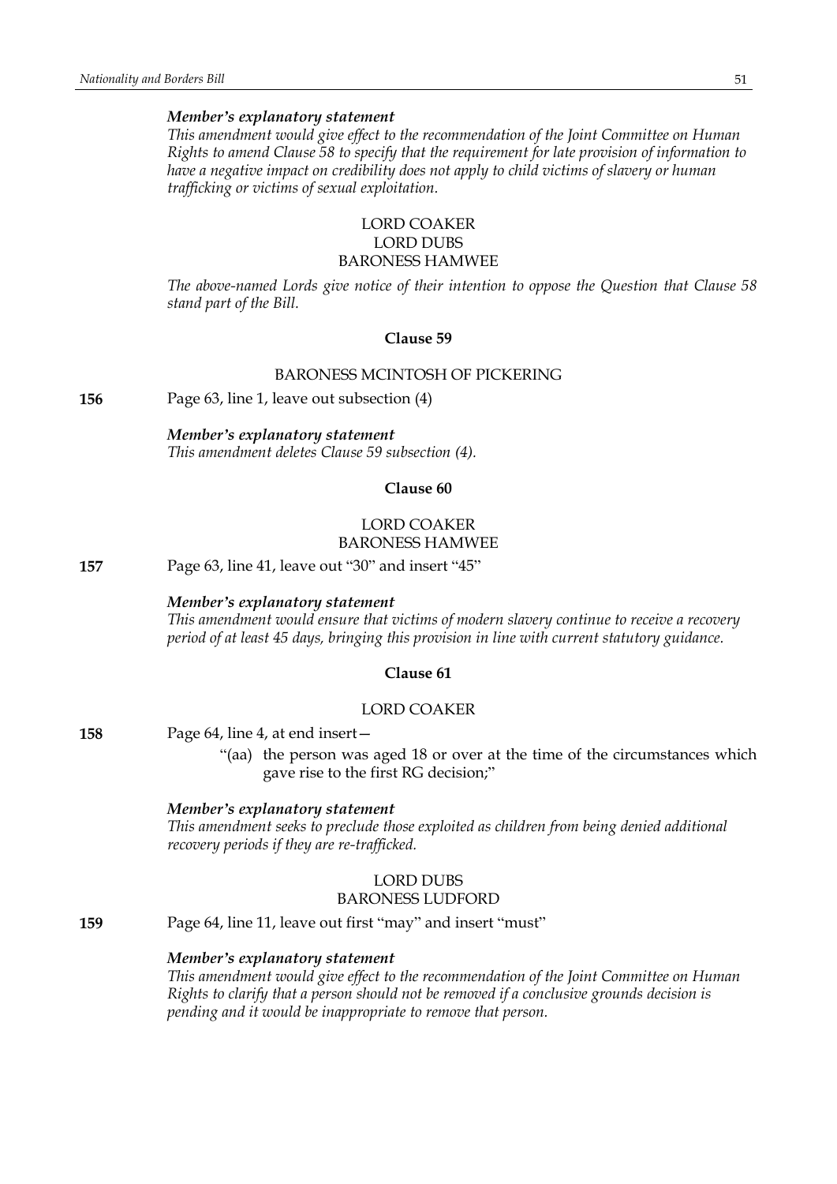*Member's explanatory statement*

*This amendment would give effect to the recommendation of the Joint Committee on Human Rights to amend Clause 58 to specify that the requirement for late provision of information to have a negative impact on credibility does not apply to child victims of slavery or human trafficking or victims of sexual exploitation.*

LORD COAKER
LORD DUBS
BARONESS HAMWEE

*The above-named Lords give notice of their intention to oppose the Question that Clause 58 stand part of the Bill.*

**Clause 59**

BARONESS MCINTOSH OF PICKERING

**156** Page 63, line 1, leave out subsection (4)

*Member's explanatory statement*

*This amendment deletes Clause 59 subsection (4).*

**Clause 60**

LORD COAKER
BARONESS HAMWEE

**157** Page 63, line 41, leave out "30" and insert "45"

*Member's explanatory statement*

*This amendment would ensure that victims of modern slavery continue to receive a recovery period of at least 45 days, bringing this provision in line with current statutory guidance.*

**Clause 61**

LORD COAKER

**158** Page 64, line 4, at end insert—

"(aa) the person was aged 18 or over at the time of the circumstances which gave rise to the first RG decision;"

*Member's explanatory statement*

*This amendment seeks to preclude those exploited as children from being denied additional recovery periods if they are re-trafficked.*

LORD DUBS
BARONESS LUDFORD

**159** Page 64, line 11, leave out first "may" and insert "must"

*Member's explanatory statement*

*This amendment would give effect to the recommendation of the Joint Committee on Human Rights to clarify that a person should not be removed if a conclusive grounds decision is pending and it would be inappropriate to remove that person.*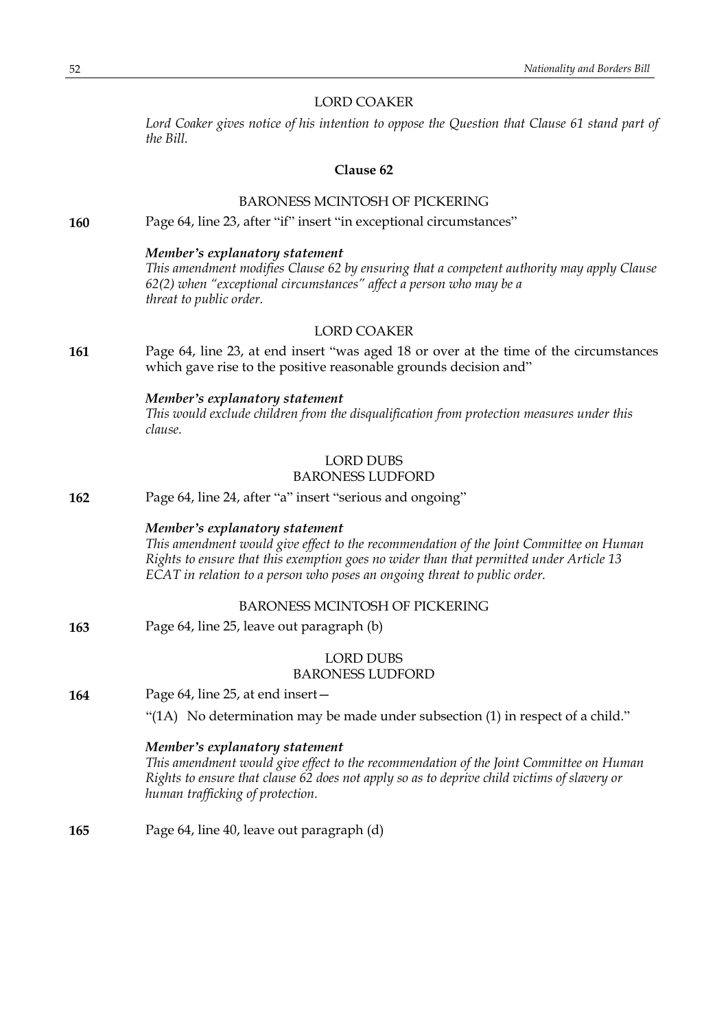LORD COAKER

*Lord Coaker gives notice of his intention to oppose the Question that Clause 61 stand part of the Bill.*

**Clause 62**

BARONESS MCINTOSH OF PICKERING

**160** Page 64, line 23, after "if" insert "in exceptional circumstances"

***Member's explanatory statement***
*This amendment modifies Clause 62 by ensuring that a competent authority may apply Clause 62(2) when "exceptional circumstances" affect a person who may be a threat to public order.*

LORD COAKER

**161** Page 64, line 23, at end insert "was aged 18 or over at the time of the circumstances which gave rise to the positive reasonable grounds decision and"

***Member's explanatory statement***
*This would exclude children from the disqualification from protection measures under this clause.*

LORD DUBS
BARONESS LUDFORD

**162** Page 64, line 24, after "a" insert "serious and ongoing"

***Member's explanatory statement***
*This amendment would give effect to the recommendation of the Joint Committee on Human Rights to ensure that this exemption goes no wider than that permitted under Article 13 ECAT in relation to a person who poses an ongoing threat to public order.*

BARONESS MCINTOSH OF PICKERING

**163** Page 64, line 25, leave out paragraph (b)

LORD DUBS
BARONESS LUDFORD

**164** Page 64, line 25, at end insert—

"(1A) No determination may be made under subsection (1) in respect of a child."

***Member's explanatory statement***
*This amendment would give effect to the recommendation of the Joint Committee on Human Rights to ensure that clause 62 does not apply so as to deprive child victims of slavery or human trafficking of protection.*

**165** Page 64, line 40, leave out paragraph (d)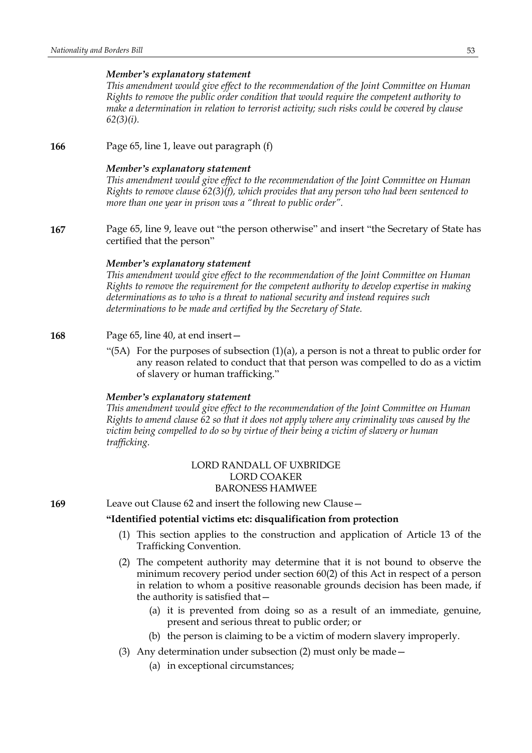*Member's explanatory statement*

*This amendment would give effect to the recommendation of the Joint Committee on Human Rights to remove the public order condition that would require the competent authority to make a determination in relation to terrorist activity; such risks could be covered by clause 62(3)(i).*

**166** Page 65, line 1, leave out paragraph (f)

*Member's explanatory statement*

*This amendment would give effect to the recommendation of the Joint Committee on Human Rights to remove clause 62(3)(f), which provides that any person who had been sentenced to more than one year in prison was a "threat to public order".*

**167** Page 65, line 9, leave out "the person otherwise" and insert "the Secretary of State has certified that the person"

*Member's explanatory statement*

*This amendment would give effect to the recommendation of the Joint Committee on Human Rights to remove the requirement for the competent authority to develop expertise in making determinations as to who is a threat to national security and instead requires such determinations to be made and certified by the Secretary of State.*

**168** Page 65, line 40, at end insert—

"(5A) For the purposes of subsection (1)(a), a person is not a threat to public order for any reason related to conduct that that person was compelled to do as a victim of slavery or human trafficking."

*Member's explanatory statement*

*This amendment would give effect to the recommendation of the Joint Committee on Human Rights to amend clause 62 so that it does not apply where any criminality was caused by the victim being compelled to do so by virtue of their being a victim of slavery or human trafficking.*

LORD RANDALL OF UXBRIDGE
LORD COAKER
BARONESS HAMWEE

**169** Leave out Clause 62 and insert the following new Clause—

**"Identified potential victims etc: disqualification from protection**

(1) This section applies to the construction and application of Article 13 of the Trafficking Convention.

(2) The competent authority may determine that it is not bound to observe the minimum recovery period under section 60(2) of this Act in respect of a person in relation to whom a positive reasonable grounds decision has been made, if the authority is satisfied that—

(a) it is prevented from doing so as a result of an immediate, genuine, present and serious threat to public order; or

(b) the person is claiming to be a victim of modern slavery improperly.

(3) Any determination under subsection (2) must only be made—

(a) in exceptional circumstances;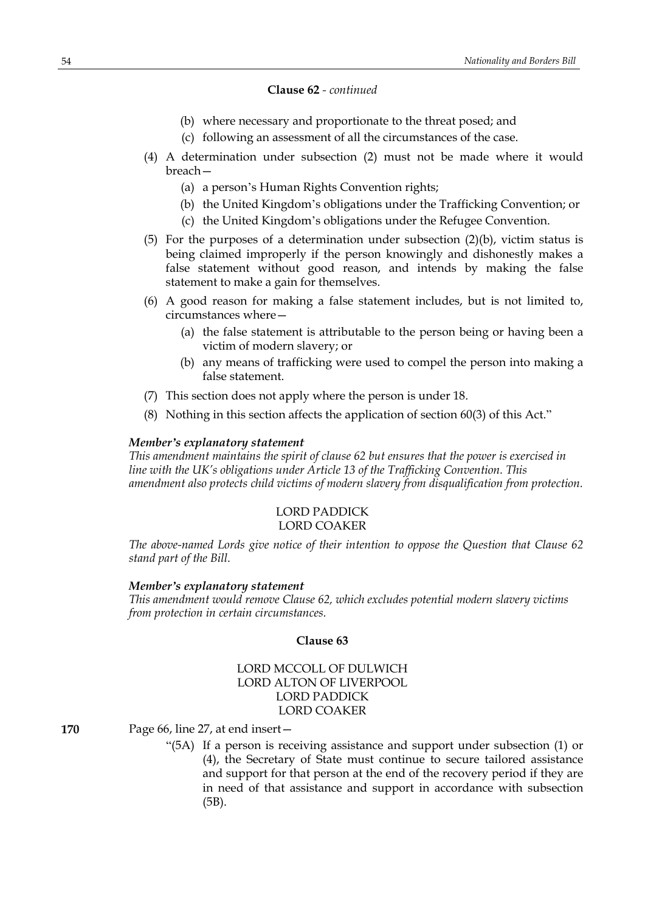**Clause 62** - *continued*

(b) where necessary and proportionate to the threat posed; and

(c) following an assessment of all the circumstances of the case.

(4) A determination under subsection (2) must not be made where it would breach—

(a) a person's Human Rights Convention rights;

(b) the United Kingdom's obligations under the Trafficking Convention; or

(c) the United Kingdom's obligations under the Refugee Convention.

(5) For the purposes of a determination under subsection (2)(b), victim status is being claimed improperly if the person knowingly and dishonestly makes a false statement without good reason, and intends by making the false statement to make a gain for themselves.

(6) A good reason for making a false statement includes, but is not limited to, circumstances where—

(a) the false statement is attributable to the person being or having been a victim of modern slavery; or

(b) any means of trafficking were used to compel the person into making a false statement.

(7) This section does not apply where the person is under 18.

(8) Nothing in this section affects the application of section 60(3) of this Act."

***Member's explanatory statement***

*This amendment maintains the spirit of clause 62 but ensures that the power is exercised in line with the UK's obligations under Article 13 of the Trafficking Convention. This amendment also protects child victims of modern slavery from disqualification from protection.*

LORD PADDICK
LORD COAKER

*The above-named Lords give notice of their intention to oppose the Question that Clause 62 stand part of the Bill.*

***Member's explanatory statement***

*This amendment would remove Clause 62, which excludes potential modern slavery victims from protection in certain circumstances.*

**Clause 63**

LORD MCCOLL OF DULWICH
LORD ALTON OF LIVERPOOL
LORD PADDICK
LORD COAKER

**170** Page 66, line 27, at end insert—

"(5A) If a person is receiving assistance and support under subsection (1) or (4), the Secretary of State must continue to secure tailored assistance and support for that person at the end of the recovery period if they are in need of that assistance and support in accordance with subsection (5B).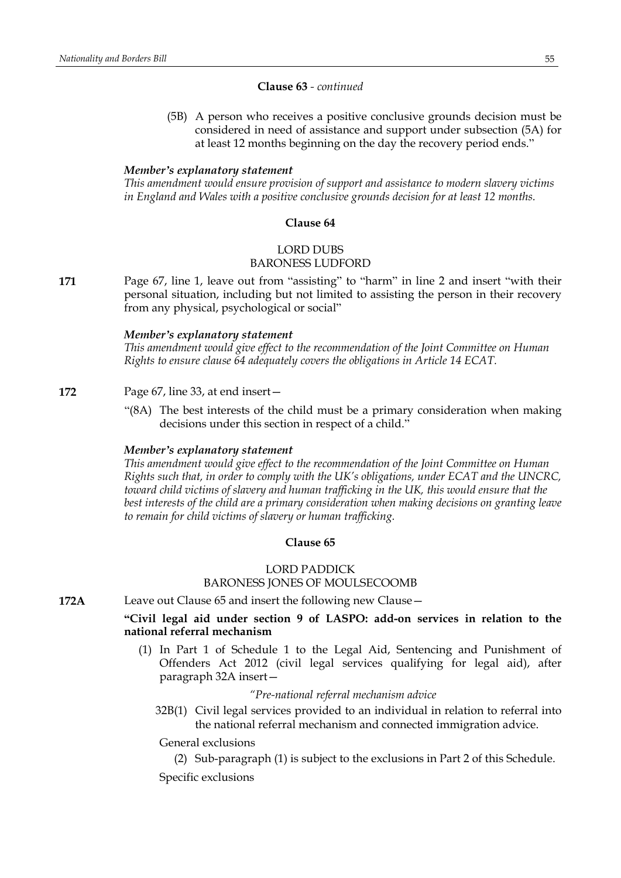**Clause 63** - *continued*

(5B) A person who receives a positive conclusive grounds decision must be considered in need of assistance and support under subsection (5A) for at least 12 months beginning on the day the recovery period ends."

***Member's explanatory statement***

*This amendment would ensure provision of support and assistance to modern slavery victims in England and Wales with a positive conclusive grounds decision for at least 12 months.*

**Clause 64**

LORD DUBS
BARONESS LUDFORD

**171** Page 67, line 1, leave out from "assisting" to "harm" in line 2 and insert "with their personal situation, including but not limited to assisting the person in their recovery from any physical, psychological or social"

***Member's explanatory statement***

*This amendment would give effect to the recommendation of the Joint Committee on Human Rights to ensure clause 64 adequately covers the obligations in Article 14 ECAT.*

**172** Page 67, line 33, at end insert—

"(8A) The best interests of the child must be a primary consideration when making decisions under this section in respect of a child."

***Member's explanatory statement***

*This amendment would give effect to the recommendation of the Joint Committee on Human Rights such that, in order to comply with the UK's obligations, under ECAT and the UNCRC, toward child victims of slavery and human trafficking in the UK, this would ensure that the best interests of the child are a primary consideration when making decisions on granting leave to remain for child victims of slavery or human trafficking.*

**Clause 65**

LORD PADDICK
BARONESS JONES OF MOULSECOOMB

**172A** Leave out Clause 65 and insert the following new Clause—

**"Civil legal aid under section 9 of LASPO: add-on services in relation to the national referral mechanism**

(1) In Part 1 of Schedule 1 to the Legal Aid, Sentencing and Punishment of Offenders Act 2012 (civil legal services qualifying for legal aid), after paragraph 32A insert—

*"Pre-national referral mechanism advice*

32B(1) Civil legal services provided to an individual in relation to referral into the national referral mechanism and connected immigration advice.

General exclusions

(2) Sub-paragraph (1) is subject to the exclusions in Part 2 of this Schedule.

Specific exclusions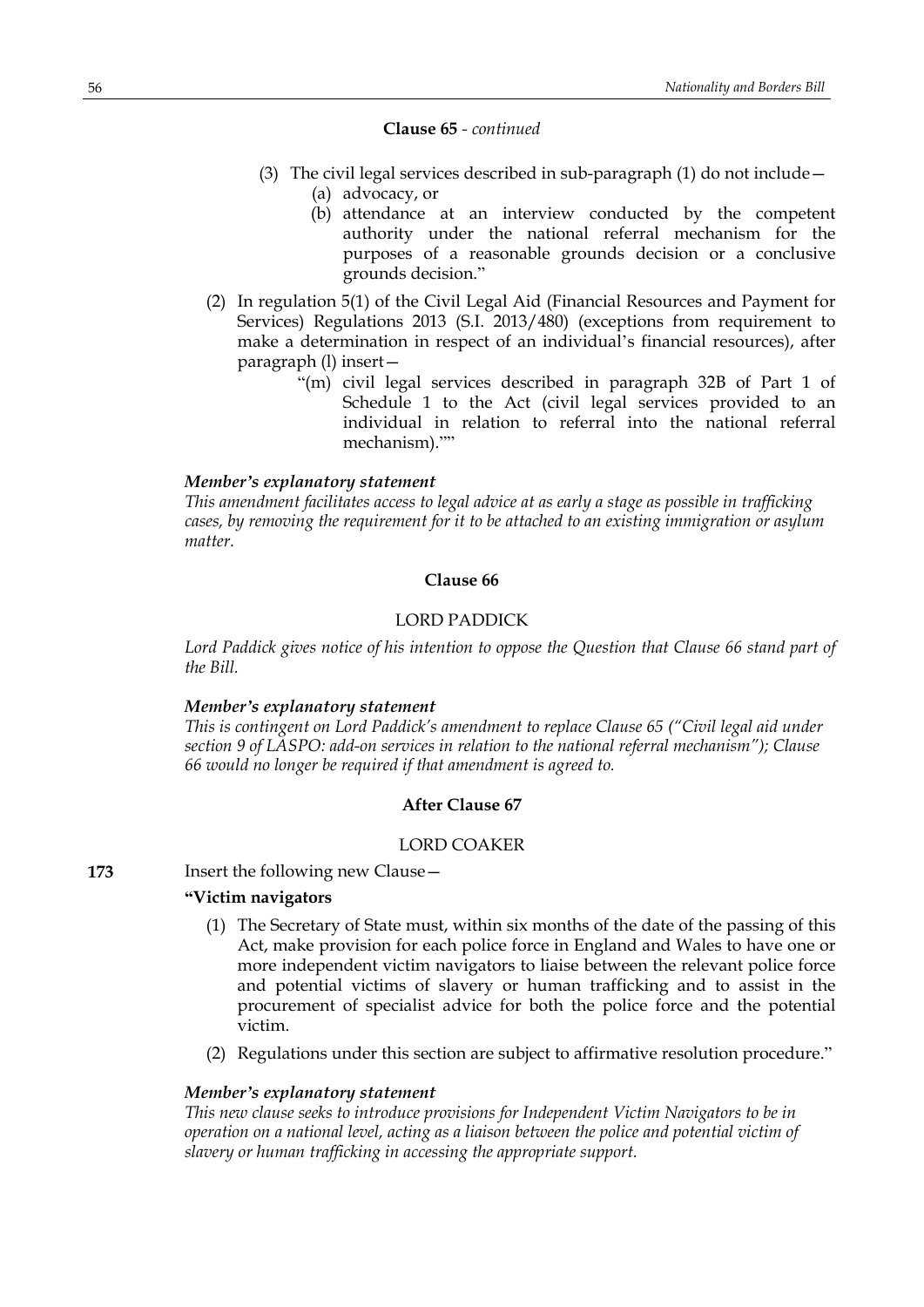**Clause 65** - *continued*

(3) The civil legal services described in sub-paragraph (1) do not include—

(a) advocacy, or

(b) attendance at an interview conducted by the competent authority under the national referral mechanism for the purposes of a reasonable grounds decision or a conclusive grounds decision."

(2) In regulation 5(1) of the Civil Legal Aid (Financial Resources and Payment for Services) Regulations 2013 (S.I. 2013/480) (exceptions from requirement to make a determination in respect of an individual's financial resources), after paragraph (l) insert—

"(m) civil legal services described in paragraph 32B of Part 1 of Schedule 1 to the Act (civil legal services provided to an individual in relation to referral into the national referral mechanism).""

***Member's explanatory statement***

*This amendment facilitates access to legal advice at as early a stage as possible in trafficking cases, by removing the requirement for it to be attached to an existing immigration or asylum matter.*

**Clause 66**

LORD PADDICK

*Lord Paddick gives notice of his intention to oppose the Question that Clause 66 stand part of the Bill.*

***Member's explanatory statement***

*This is contingent on Lord Paddick's amendment to replace Clause 65 ("Civil legal aid under section 9 of LASPO: add-on services in relation to the national referral mechanism"); Clause 66 would no longer be required if that amendment is agreed to.*

**After Clause 67**

LORD COAKER

**173** Insert the following new Clause—

**"Victim navigators**

(1) The Secretary of State must, within six months of the date of the passing of this Act, make provision for each police force in England and Wales to have one or more independent victim navigators to liaise between the relevant police force and potential victims of slavery or human trafficking and to assist in the procurement of specialist advice for both the police force and the potential victim.

(2) Regulations under this section are subject to affirmative resolution procedure."

***Member's explanatory statement***

*This new clause seeks to introduce provisions for Independent Victim Navigators to be in operation on a national level, acting as a liaison between the police and potential victim of slavery or human trafficking in accessing the appropriate support.*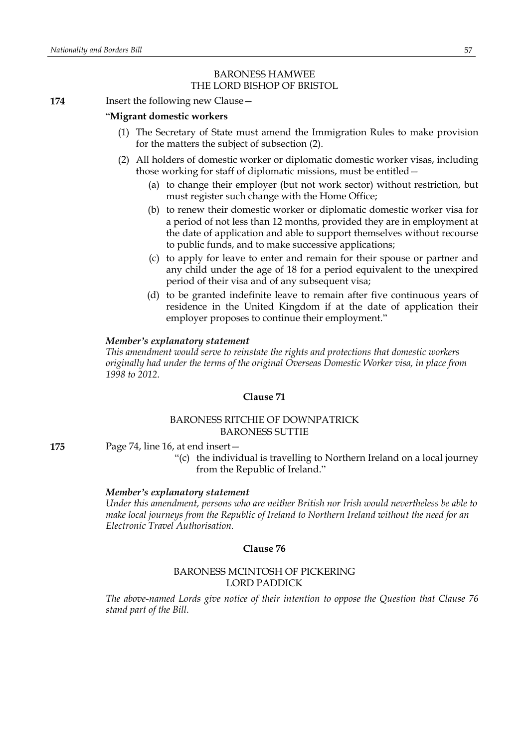BARONESS HAMWEE
THE LORD BISHOP OF BRISTOL

**174** Insert the following new Clause—

"**Migrant domestic workers**

(1) The Secretary of State must amend the Immigration Rules to make provision for the matters the subject of subsection (2).

(2) All holders of domestic worker or diplomatic domestic worker visas, including those working for staff of diplomatic missions, must be entitled—

(a) to change their employer (but not work sector) without restriction, but must register such change with the Home Office;

(b) to renew their domestic worker or diplomatic domestic worker visa for a period of not less than 12 months, provided they are in employment at the date of application and able to support themselves without recourse to public funds, and to make successive applications;

(c) to apply for leave to enter and remain for their spouse or partner and any child under the age of 18 for a period equivalent to the unexpired period of their visa and of any subsequent visa;

(d) to be granted indefinite leave to remain after five continuous years of residence in the United Kingdom if at the date of application their employer proposes to continue their employment."

***Member's explanatory statement***

*This amendment would serve to reinstate the rights and protections that domestic workers originally had under the terms of the original Overseas Domestic Worker visa, in place from 1998 to 2012.*

## Clause 71

BARONESS RITCHIE OF DOWNPATRICK
BARONESS SUTTIE

**175** Page 74, line 16, at end insert—

"(c) the individual is travelling to Northern Ireland on a local journey from the Republic of Ireland."

***Member's explanatory statement***

*Under this amendment, persons who are neither British nor Irish would nevertheless be able to make local journeys from the Republic of Ireland to Northern Ireland without the need for an Electronic Travel Authorisation.*

## Clause 76

BARONESS MCINTOSH OF PICKERING
LORD PADDICK

*The above-named Lords give notice of their intention to oppose the Question that Clause 76 stand part of the Bill.*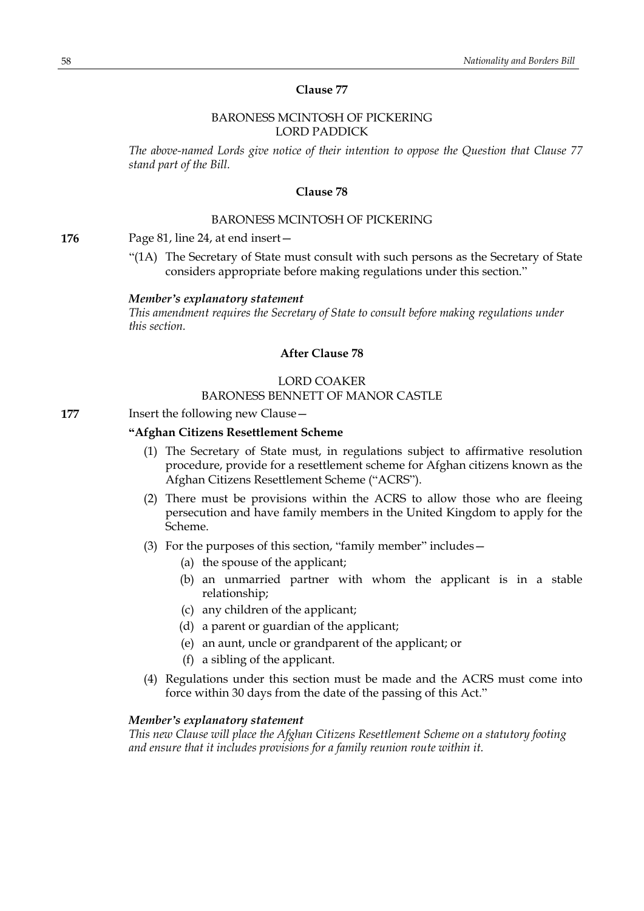### Clause 77

BARONESS MCINTOSH OF PICKERING
LORD PADDICK

*The above-named Lords give notice of their intention to oppose the Question that Clause 77 stand part of the Bill.*

### Clause 78

BARONESS MCINTOSH OF PICKERING

**176** Page 81, line 24, at end insert—

"(1A) The Secretary of State must consult with such persons as the Secretary of State considers appropriate before making regulations under this section."

***Member's explanatory statement***
*This amendment requires the Secretary of State to consult before making regulations under this section.*

### After Clause 78

LORD COAKER
BARONESS BENNETT OF MANOR CASTLE

**177** Insert the following new Clause—

**"Afghan Citizens Resettlement Scheme**

(1) The Secretary of State must, in regulations subject to affirmative resolution procedure, provide for a resettlement scheme for Afghan citizens known as the Afghan Citizens Resettlement Scheme ("ACRS").

(2) There must be provisions within the ACRS to allow those who are fleeing persecution and have family members in the United Kingdom to apply for the Scheme.

(3) For the purposes of this section, "family member" includes—

(a) the spouse of the applicant;

(b) an unmarried partner with whom the applicant is in a stable relationship;

(c) any children of the applicant;

(d) a parent or guardian of the applicant;

(e) an aunt, uncle or grandparent of the applicant; or

(f) a sibling of the applicant.

(4) Regulations under this section must be made and the ACRS must come into force within 30 days from the date of the passing of this Act."

***Member's explanatory statement***
*This new Clause will place the Afghan Citizens Resettlement Scheme on a statutory footing and ensure that it includes provisions for a family reunion route within it.*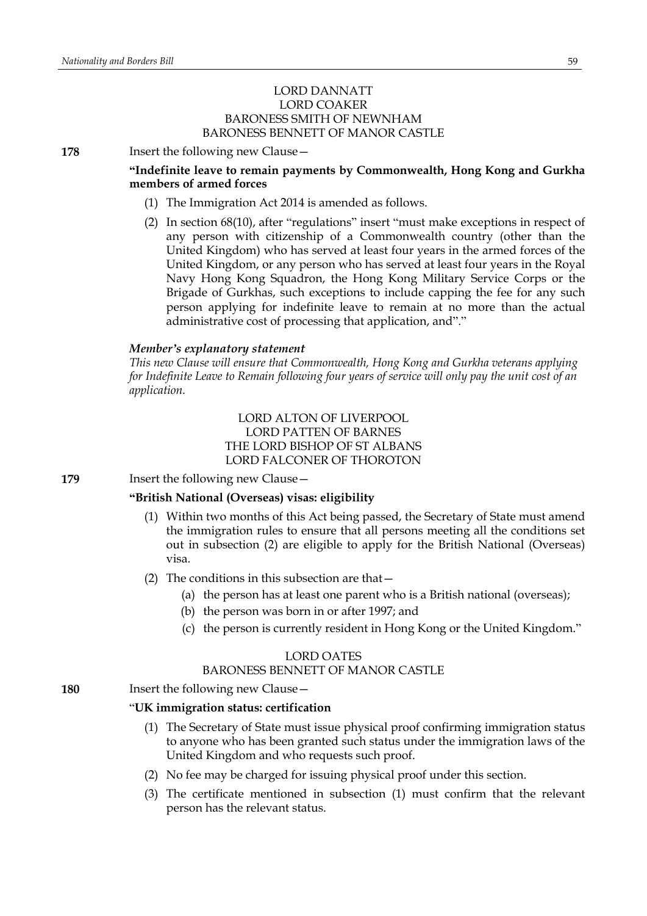LORD DANNATT
LORD COAKER
BARONESS SMITH OF NEWNHAM
BARONESS BENNETT OF MANOR CASTLE

**178** Insert the following new Clause—

**"Indefinite leave to remain payments by Commonwealth, Hong Kong and Gurkha members of armed forces**

(1) The Immigration Act 2014 is amended as follows.

(2) In section 68(10), after "regulations" insert "must make exceptions in respect of any person with citizenship of a Commonwealth country (other than the United Kingdom) who has served at least four years in the armed forces of the United Kingdom, or any person who has served at least four years in the Royal Navy Hong Kong Squadron, the Hong Kong Military Service Corps or the Brigade of Gurkhas, such exceptions to include capping the fee for any such person applying for indefinite leave to remain at no more than the actual administrative cost of processing that application, and"."

***Member's explanatory statement***

*This new Clause will ensure that Commonwealth, Hong Kong and Gurkha veterans applying for Indefinite Leave to Remain following four years of service will only pay the unit cost of an application.*

LORD ALTON OF LIVERPOOL
LORD PATTEN OF BARNES
THE LORD BISHOP OF ST ALBANS
LORD FALCONER OF THOROTON

**179** Insert the following new Clause—

**"British National (Overseas) visas: eligibility**

(1) Within two months of this Act being passed, the Secretary of State must amend the immigration rules to ensure that all persons meeting all the conditions set out in subsection (2) are eligible to apply for the British National (Overseas) visa.

(2) The conditions in this subsection are that—

(a) the person has at least one parent who is a British national (overseas);

(b) the person was born in or after 1997; and

(c) the person is currently resident in Hong Kong or the United Kingdom."

LORD OATES
BARONESS BENNETT OF MANOR CASTLE

**180** Insert the following new Clause—

"**UK immigration status: certification**

(1) The Secretary of State must issue physical proof confirming immigration status to anyone who has been granted such status under the immigration laws of the United Kingdom and who requests such proof.

(2) No fee may be charged for issuing physical proof under this section.

(3) The certificate mentioned in subsection (1) must confirm that the relevant person has the relevant status.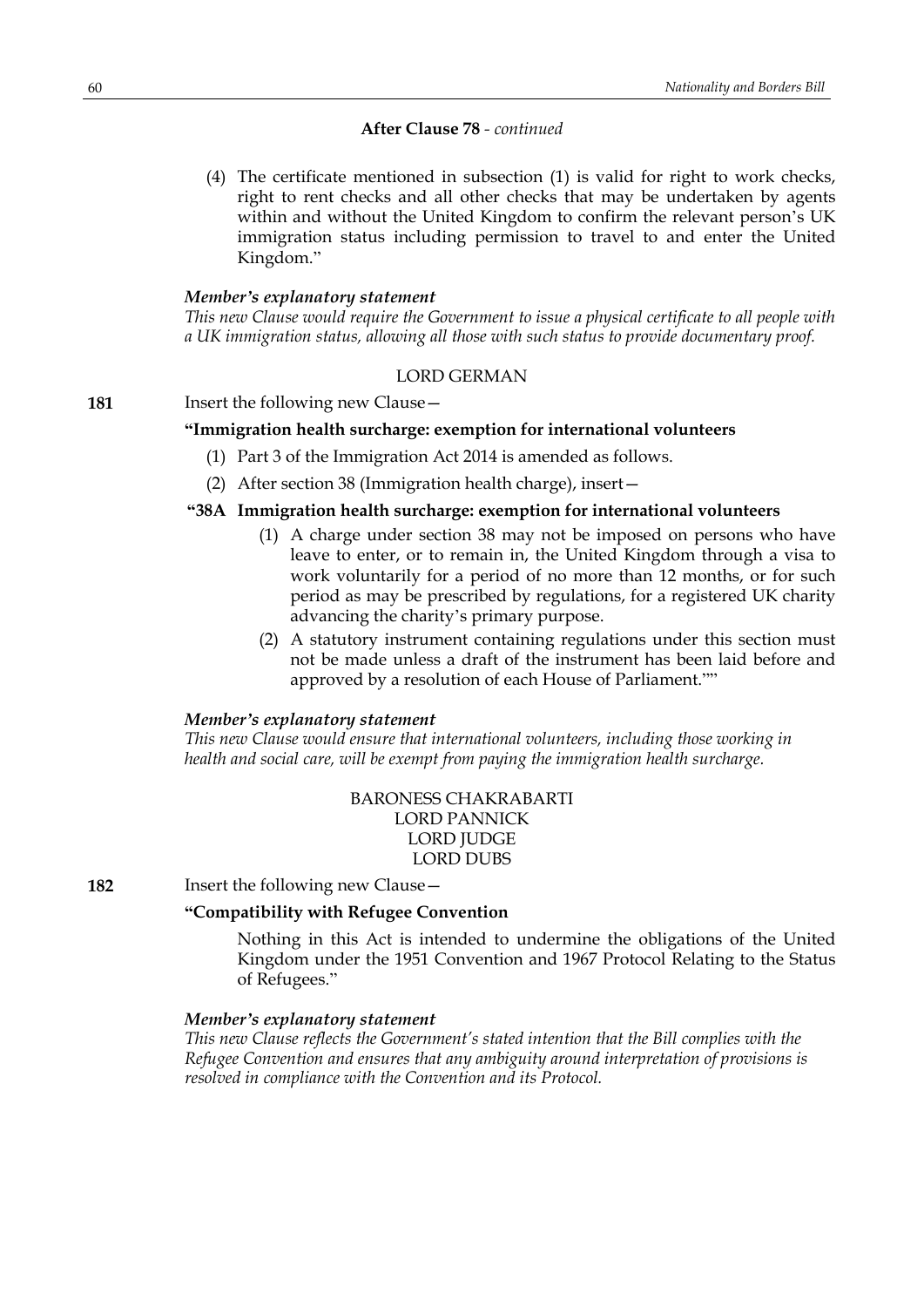**After Clause 78** - *continued*

(4) The certificate mentioned in subsection (1) is valid for right to work checks, right to rent checks and all other checks that may be undertaken by agents within and without the United Kingdom to confirm the relevant person's UK immigration status including permission to travel to and enter the United Kingdom."

***Member's explanatory statement***

*This new Clause would require the Government to issue a physical certificate to all people with a UK immigration status, allowing all those with such status to provide documentary proof.*

LORD GERMAN

**181** Insert the following new Clause—

**"Immigration health surcharge: exemption for international volunteers**

(1) Part 3 of the Immigration Act 2014 is amended as follows.

(2) After section 38 (Immigration health charge), insert—

**"38A Immigration health surcharge: exemption for international volunteers**

(1) A charge under section 38 may not be imposed on persons who have leave to enter, or to remain in, the United Kingdom through a visa to work voluntarily for a period of no more than 12 months, or for such period as may be prescribed by regulations, for a registered UK charity advancing the charity's primary purpose.

(2) A statutory instrument containing regulations under this section must not be made unless a draft of the instrument has been laid before and approved by a resolution of each House of Parliament.""

***Member's explanatory statement***

*This new Clause would ensure that international volunteers, including those working in health and social care, will be exempt from paying the immigration health surcharge.*

BARONESS CHAKRABARTI
LORD PANNICK
LORD JUDGE
LORD DUBS

**182** Insert the following new Clause—

**"Compatibility with Refugee Convention**

Nothing in this Act is intended to undermine the obligations of the United Kingdom under the 1951 Convention and 1967 Protocol Relating to the Status of Refugees."

***Member's explanatory statement***

*This new Clause reflects the Government's stated intention that the Bill complies with the Refugee Convention and ensures that any ambiguity around interpretation of provisions is resolved in compliance with the Convention and its Protocol.*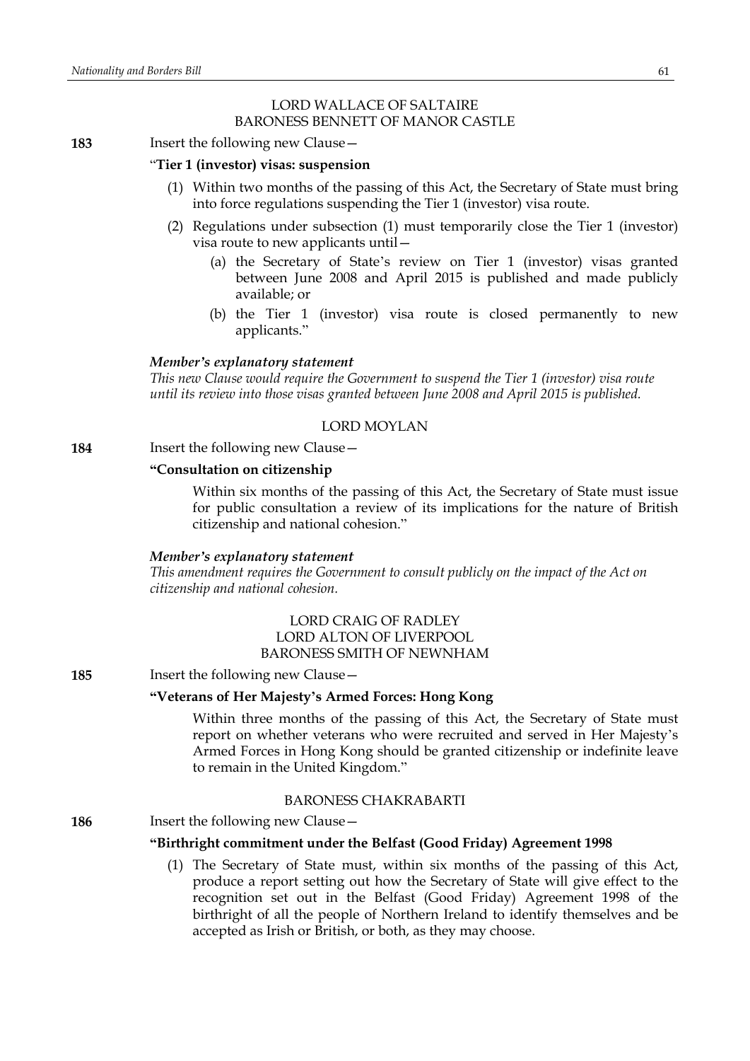LORD WALLACE OF SALTAIRE
BARONESS BENNETT OF MANOR CASTLE

**183** Insert the following new Clause—

"**Tier 1 (investor) visas: suspension**

(1) Within two months of the passing of this Act, the Secretary of State must bring into force regulations suspending the Tier 1 (investor) visa route.

(2) Regulations under subsection (1) must temporarily close the Tier 1 (investor) visa route to new applicants until—

(a) the Secretary of State's review on Tier 1 (investor) visas granted between June 2008 and April 2015 is published and made publicly available; or

(b) the Tier 1 (investor) visa route is closed permanently to new applicants."

***Member's explanatory statement***
*This new Clause would require the Government to suspend the Tier 1 (investor) visa route until its review into those visas granted between June 2008 and April 2015 is published.*

LORD MOYLAN

**184** Insert the following new Clause—

**"Consultation on citizenship**

Within six months of the passing of this Act, the Secretary of State must issue for public consultation a review of its implications for the nature of British citizenship and national cohesion."

***Member's explanatory statement***
*This amendment requires the Government to consult publicly on the impact of the Act on citizenship and national cohesion.*

LORD CRAIG OF RADLEY
LORD ALTON OF LIVERPOOL
BARONESS SMITH OF NEWNHAM

**185** Insert the following new Clause—

**"Veterans of Her Majesty's Armed Forces: Hong Kong**

Within three months of the passing of this Act, the Secretary of State must report on whether veterans who were recruited and served in Her Majesty's Armed Forces in Hong Kong should be granted citizenship or indefinite leave to remain in the United Kingdom."

BARONESS CHAKRABARTI

**186** Insert the following new Clause—

**"Birthright commitment under the Belfast (Good Friday) Agreement 1998**

(1) The Secretary of State must, within six months of the passing of this Act, produce a report setting out how the Secretary of State will give effect to the recognition set out in the Belfast (Good Friday) Agreement 1998 of the birthright of all the people of Northern Ireland to identify themselves and be accepted as Irish or British, or both, as they may choose.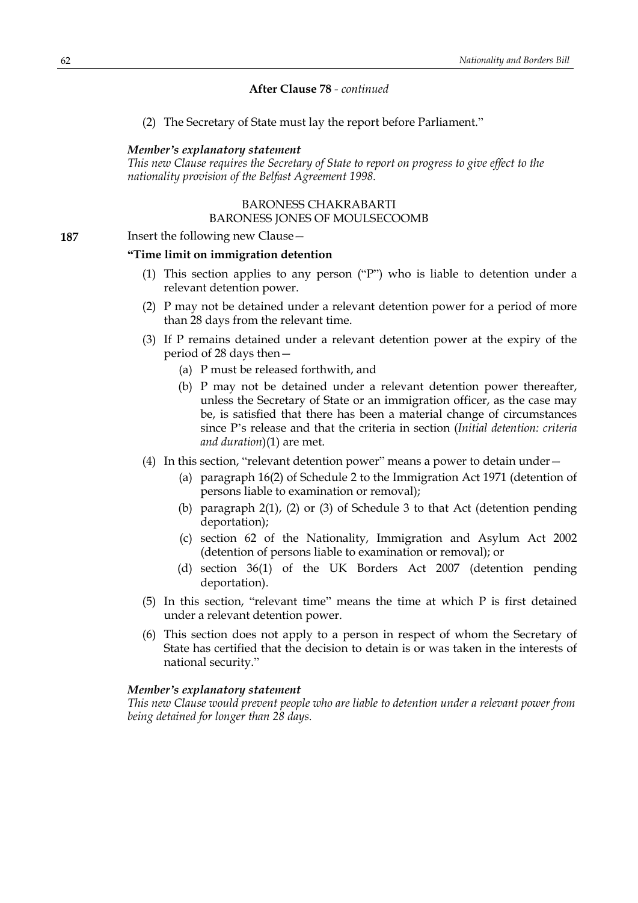**After Clause 78** - *continued*

(2) The Secretary of State must lay the report before Parliament."

***Member's explanatory statement***
*This new Clause requires the Secretary of State to report on progress to give effect to the nationality provision of the Belfast Agreement 1998.*

BARONESS CHAKRABARTI
BARONESS JONES OF MOULSECOOMB

**187** Insert the following new Clause—

**"Time limit on immigration detention**

(1) This section applies to any person ("P") who is liable to detention under a relevant detention power.

(2) P may not be detained under a relevant detention power for a period of more than 28 days from the relevant time.

(3) If P remains detained under a relevant detention power at the expiry of the period of 28 days then—

(a) P must be released forthwith, and

(b) P may not be detained under a relevant detention power thereafter, unless the Secretary of State or an immigration officer, as the case may be, is satisfied that there has been a material change of circumstances since P's release and that the criteria in section (*Initial detention: criteria and duration*)(1) are met.

(4) In this section, "relevant detention power" means a power to detain under—

(a) paragraph 16(2) of Schedule 2 to the Immigration Act 1971 (detention of persons liable to examination or removal);

(b) paragraph 2(1), (2) or (3) of Schedule 3 to that Act (detention pending deportation);

(c) section 62 of the Nationality, Immigration and Asylum Act 2002 (detention of persons liable to examination or removal); or

(d) section 36(1) of the UK Borders Act 2007 (detention pending deportation).

(5) In this section, "relevant time" means the time at which P is first detained under a relevant detention power.

(6) This section does not apply to a person in respect of whom the Secretary of State has certified that the decision to detain is or was taken in the interests of national security."

***Member's explanatory statement***
*This new Clause would prevent people who are liable to detention under a relevant power from being detained for longer than 28 days.*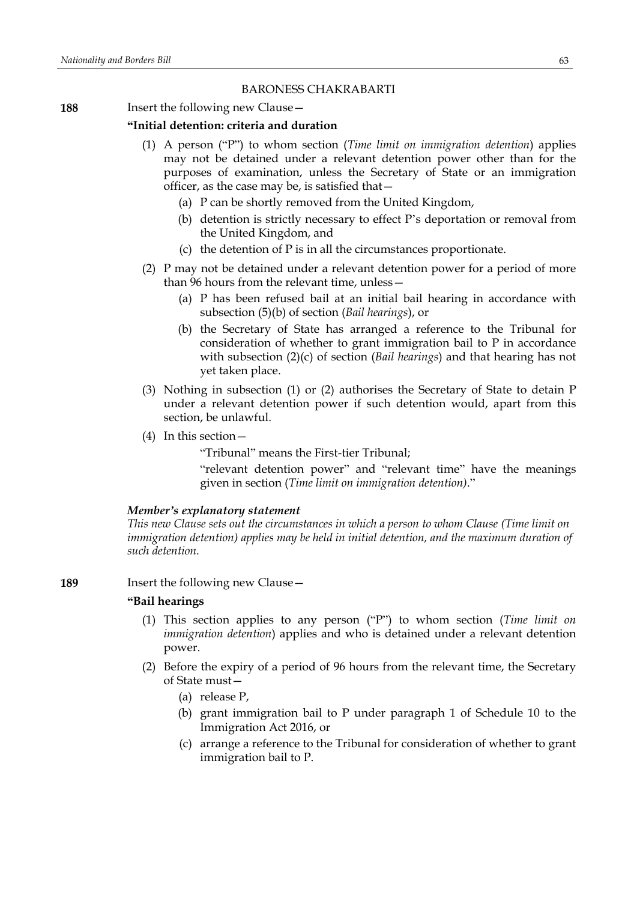BARONESS CHAKRABARTI

**188** Insert the following new Clause—

**"Initial detention: criteria and duration**

(1) A person ("P") to whom section (*Time limit on immigration detention*) applies may not be detained under a relevant detention power other than for the purposes of examination, unless the Secretary of State or an immigration officer, as the case may be, is satisfied that—

(a) P can be shortly removed from the United Kingdom,

(b) detention is strictly necessary to effect P's deportation or removal from the United Kingdom, and

(c) the detention of P is in all the circumstances proportionate.

(2) P may not be detained under a relevant detention power for a period of more than 96 hours from the relevant time, unless—

(a) P has been refused bail at an initial bail hearing in accordance with subsection (5)(b) of section (*Bail hearings*), or

(b) the Secretary of State has arranged a reference to the Tribunal for consideration of whether to grant immigration bail to P in accordance with subsection (2)(c) of section (*Bail hearings*) and that hearing has not yet taken place.

(3) Nothing in subsection (1) or (2) authorises the Secretary of State to detain P under a relevant detention power if such detention would, apart from this section, be unlawful.

(4) In this section—

"Tribunal" means the First-tier Tribunal;

"relevant detention power" and "relevant time" have the meanings given in section (*Time limit on immigration detention*)."

***Member's explanatory statement***

*This new Clause sets out the circumstances in which a person to whom Clause (Time limit on immigration detention) applies may be held in initial detention, and the maximum duration of such detention.*

**189** Insert the following new Clause—

**"Bail hearings**

(1) This section applies to any person ("P") to whom section (*Time limit on immigration detention*) applies and who is detained under a relevant detention power.

(2) Before the expiry of a period of 96 hours from the relevant time, the Secretary of State must—

(a) release P,

(b) grant immigration bail to P under paragraph 1 of Schedule 10 to the Immigration Act 2016, or

(c) arrange a reference to the Tribunal for consideration of whether to grant immigration bail to P.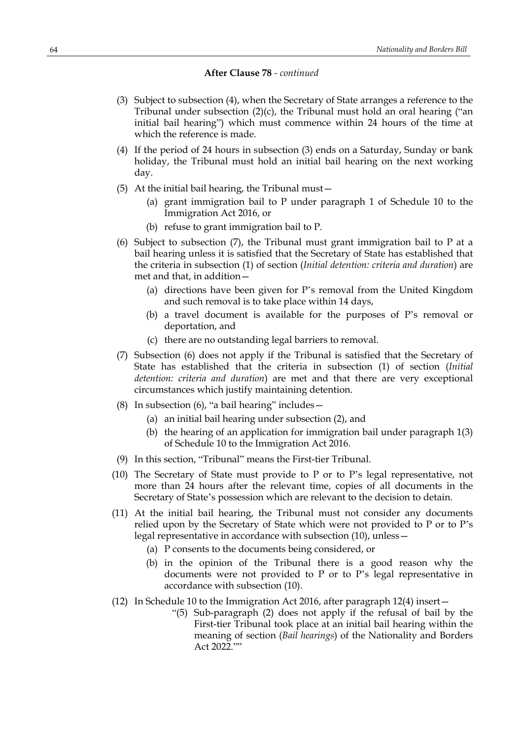**After Clause 78** - *continued*

(3) Subject to subsection (4), when the Secretary of State arranges a reference to the Tribunal under subsection (2)(c), the Tribunal must hold an oral hearing ("an initial bail hearing") which must commence within 24 hours of the time at which the reference is made.

(4) If the period of 24 hours in subsection (3) ends on a Saturday, Sunday or bank holiday, the Tribunal must hold an initial bail hearing on the next working day.

(5) At the initial bail hearing, the Tribunal must—

   (a) grant immigration bail to P under paragraph 1 of Schedule 10 to the Immigration Act 2016, or

   (b) refuse to grant immigration bail to P.

(6) Subject to subsection (7), the Tribunal must grant immigration bail to P at a bail hearing unless it is satisfied that the Secretary of State has established that the criteria in subsection (1) of section (*Initial detention: criteria and duration*) are met and that, in addition—

   (a) directions have been given for P's removal from the United Kingdom and such removal is to take place within 14 days,

   (b) a travel document is available for the purposes of P's removal or deportation, and

   (c) there are no outstanding legal barriers to removal.

(7) Subsection (6) does not apply if the Tribunal is satisfied that the Secretary of State has established that the criteria in subsection (1) of section (*Initial detention: criteria and duration*) are met and that there are very exceptional circumstances which justify maintaining detention.

(8) In subsection (6), "a bail hearing" includes—

   (a) an initial bail hearing under subsection (2), and

   (b) the hearing of an application for immigration bail under paragraph 1(3) of Schedule 10 to the Immigration Act 2016.

(9) In this section, "Tribunal" means the First-tier Tribunal.

(10) The Secretary of State must provide to P or to P's legal representative, not more than 24 hours after the relevant time, copies of all documents in the Secretary of State's possession which are relevant to the decision to detain.

(11) At the initial bail hearing, the Tribunal must not consider any documents relied upon by the Secretary of State which were not provided to P or to P's legal representative in accordance with subsection (10), unless—

   (a) P consents to the documents being considered, or

   (b) in the opinion of the Tribunal there is a good reason why the documents were not provided to P or to P's legal representative in accordance with subsection (10).

(12) In Schedule 10 to the Immigration Act 2016, after paragraph 12(4) insert—

   "(5) Sub-paragraph (2) does not apply if the refusal of bail by the First-tier Tribunal took place at an initial bail hearing within the meaning of section (*Bail hearings*) of the Nationality and Borders Act 2022.""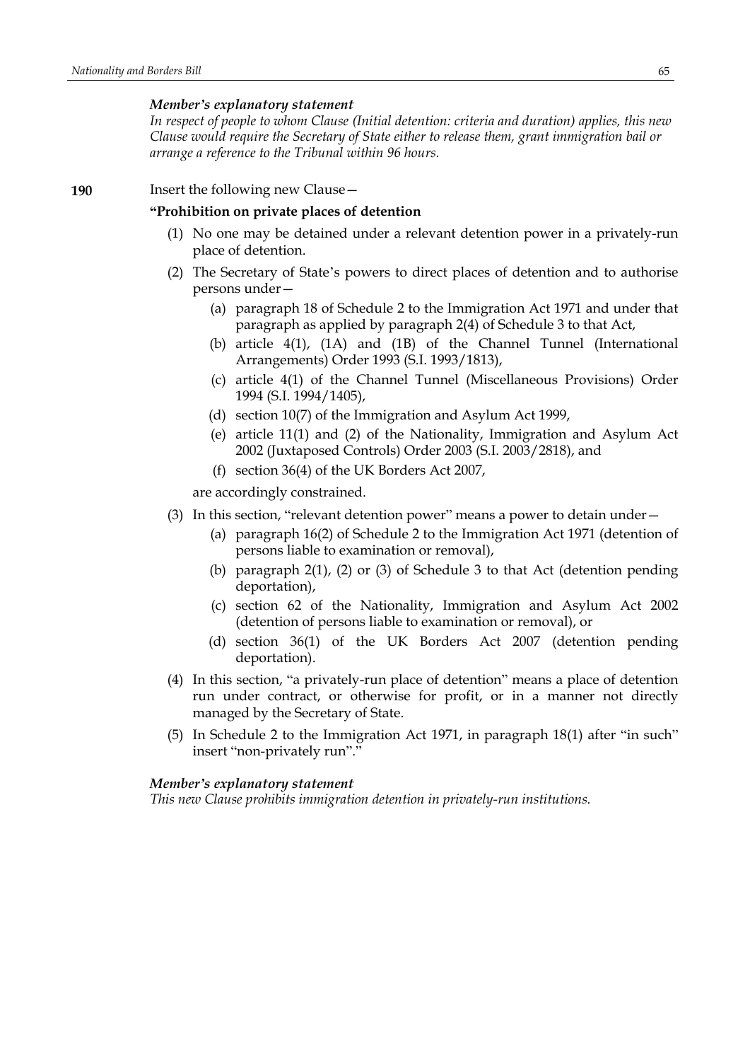***Member's explanatory statement***

*In respect of people to whom Clause (Initial detention: criteria and duration) applies, this new Clause would require the Secretary of State either to release them, grant immigration bail or arrange a reference to the Tribunal within 96 hours.*

**190** Insert the following new Clause—

**"Prohibition on private places of detention**

(1) No one may be detained under a relevant detention power in a privately-run place of detention.

(2) The Secretary of State's powers to direct places of detention and to authorise persons under—

   (a) paragraph 18 of Schedule 2 to the Immigration Act 1971 and under that paragraph as applied by paragraph 2(4) of Schedule 3 to that Act,

   (b) article 4(1), (1A) and (1B) of the Channel Tunnel (International Arrangements) Order 1993 (S.I. 1993/1813),

   (c) article 4(1) of the Channel Tunnel (Miscellaneous Provisions) Order 1994 (S.I. 1994/1405),

   (d) section 10(7) of the Immigration and Asylum Act 1999,

   (e) article 11(1) and (2) of the Nationality, Immigration and Asylum Act 2002 (Juxtaposed Controls) Order 2003 (S.I. 2003/2818), and

   (f) section 36(4) of the UK Borders Act 2007,

are accordingly constrained.

(3) In this section, "relevant detention power" means a power to detain under—

   (a) paragraph 16(2) of Schedule 2 to the Immigration Act 1971 (detention of persons liable to examination or removal),

   (b) paragraph 2(1), (2) or (3) of Schedule 3 to that Act (detention pending deportation),

   (c) section 62 of the Nationality, Immigration and Asylum Act 2002 (detention of persons liable to examination or removal), or

   (d) section 36(1) of the UK Borders Act 2007 (detention pending deportation).

(4) In this section, "a privately-run place of detention" means a place of detention run under contract, or otherwise for profit, or in a manner not directly managed by the Secretary of State.

(5) In Schedule 2 to the Immigration Act 1971, in paragraph 18(1) after "in such" insert "non-privately run"."

***Member's explanatory statement***

*This new Clause prohibits immigration detention in privately-run institutions.*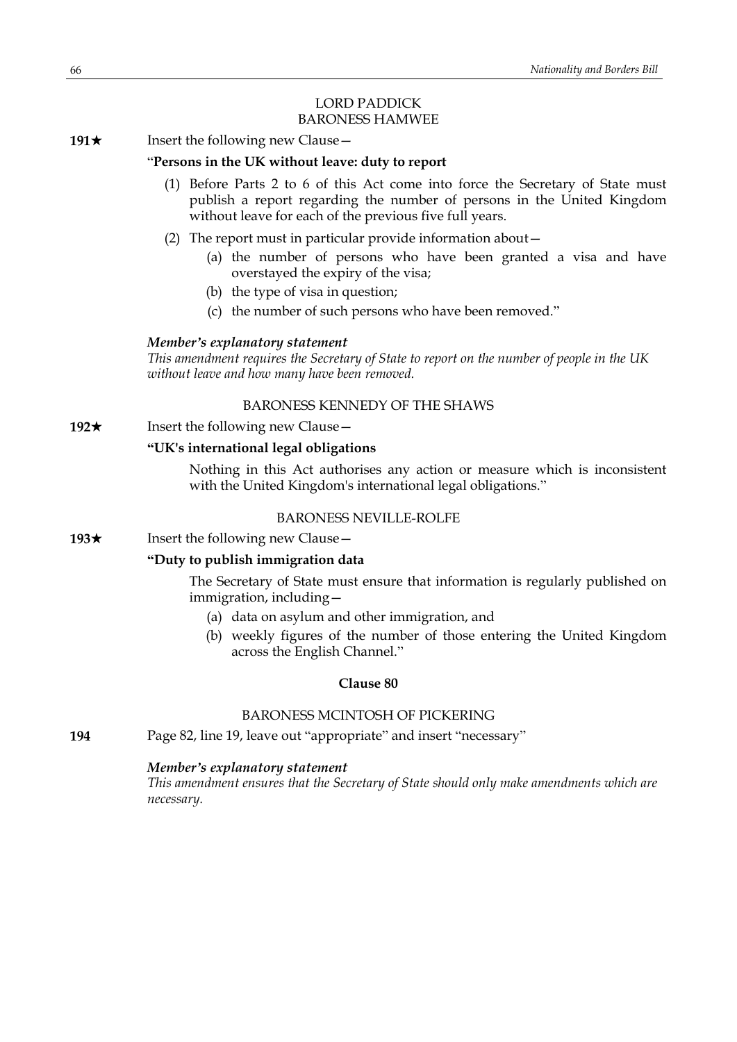LORD PADDICK
BARONESS HAMWEE

**191★** Insert the following new Clause—

"**Persons in the UK without leave: duty to report**

(1) Before Parts 2 to 6 of this Act come into force the Secretary of State must publish a report regarding the number of persons in the United Kingdom without leave for each of the previous five full years.

(2) The report must in particular provide information about—

(a) the number of persons who have been granted a visa and have overstayed the expiry of the visa;

(b) the type of visa in question;

(c) the number of such persons who have been removed."

***Member's explanatory statement***

*This amendment requires the Secretary of State to report on the number of people in the UK without leave and how many have been removed.*

BARONESS KENNEDY OF THE SHAWS

**192★** Insert the following new Clause—

**"UK's international legal obligations**

Nothing in this Act authorises any action or measure which is inconsistent with the United Kingdom's international legal obligations."

BARONESS NEVILLE-ROLFE

**193★** Insert the following new Clause—

**"Duty to publish immigration data**

The Secretary of State must ensure that information is regularly published on immigration, including—

(a) data on asylum and other immigration, and

(b) weekly figures of the number of those entering the United Kingdom across the English Channel."

**Clause 80**

BARONESS MCINTOSH OF PICKERING

**194** Page 82, line 19, leave out "appropriate" and insert "necessary"

***Member's explanatory statement***

*This amendment ensures that the Secretary of State should only make amendments which are necessary.*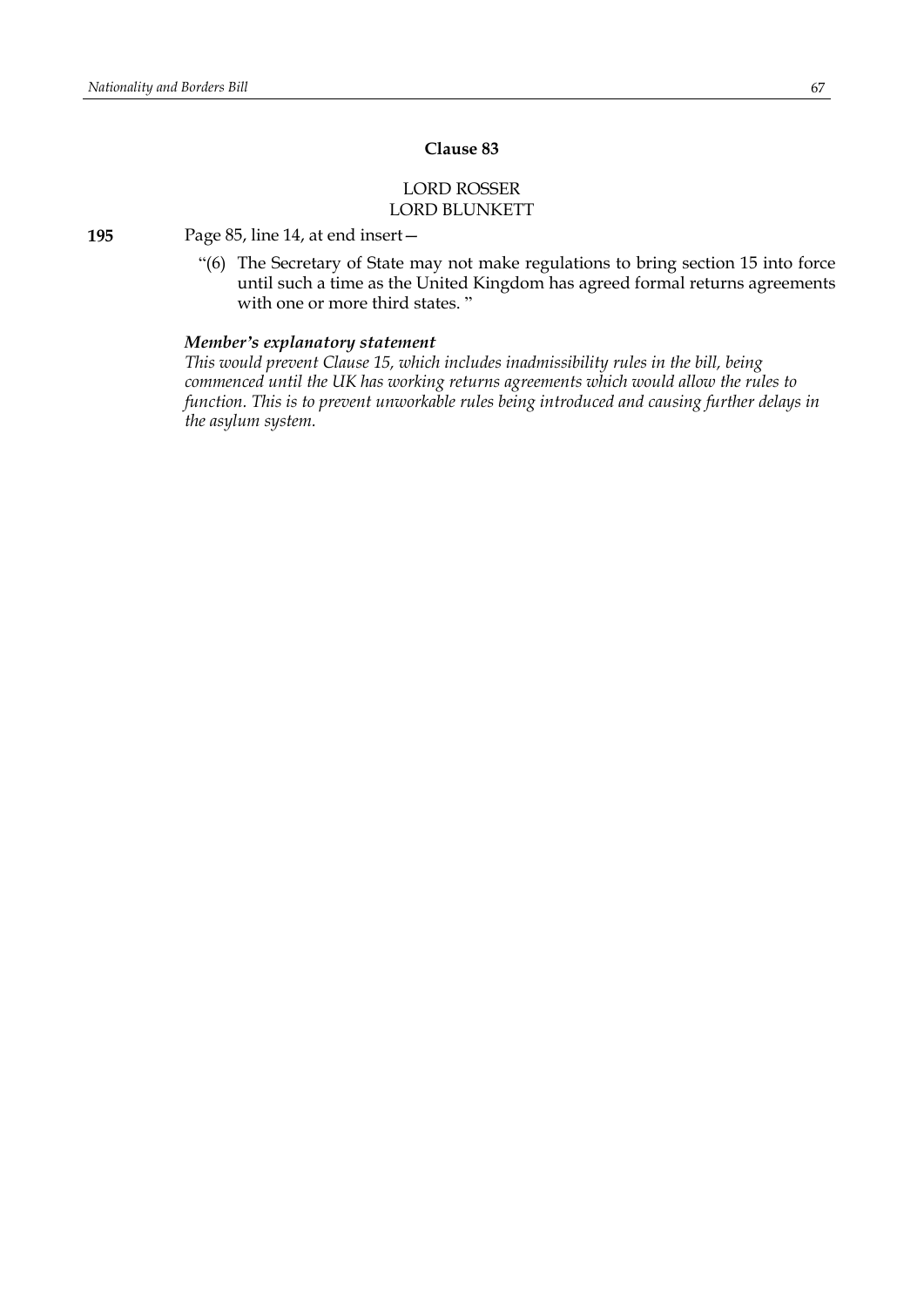**Clause 83**

LORD ROSSER
LORD BLUNKETT

**195** Page 85, line 14, at end insert—

"(6) The Secretary of State may not make regulations to bring section 15 into force until such a time as the United Kingdom has agreed formal returns agreements with one or more third states. "

***Member's explanatory statement***

*This would prevent Clause 15, which includes inadmissibility rules in the bill, being commenced until the UK has working returns agreements which would allow the rules to function. This is to prevent unworkable rules being introduced and causing further delays in the asylum system.*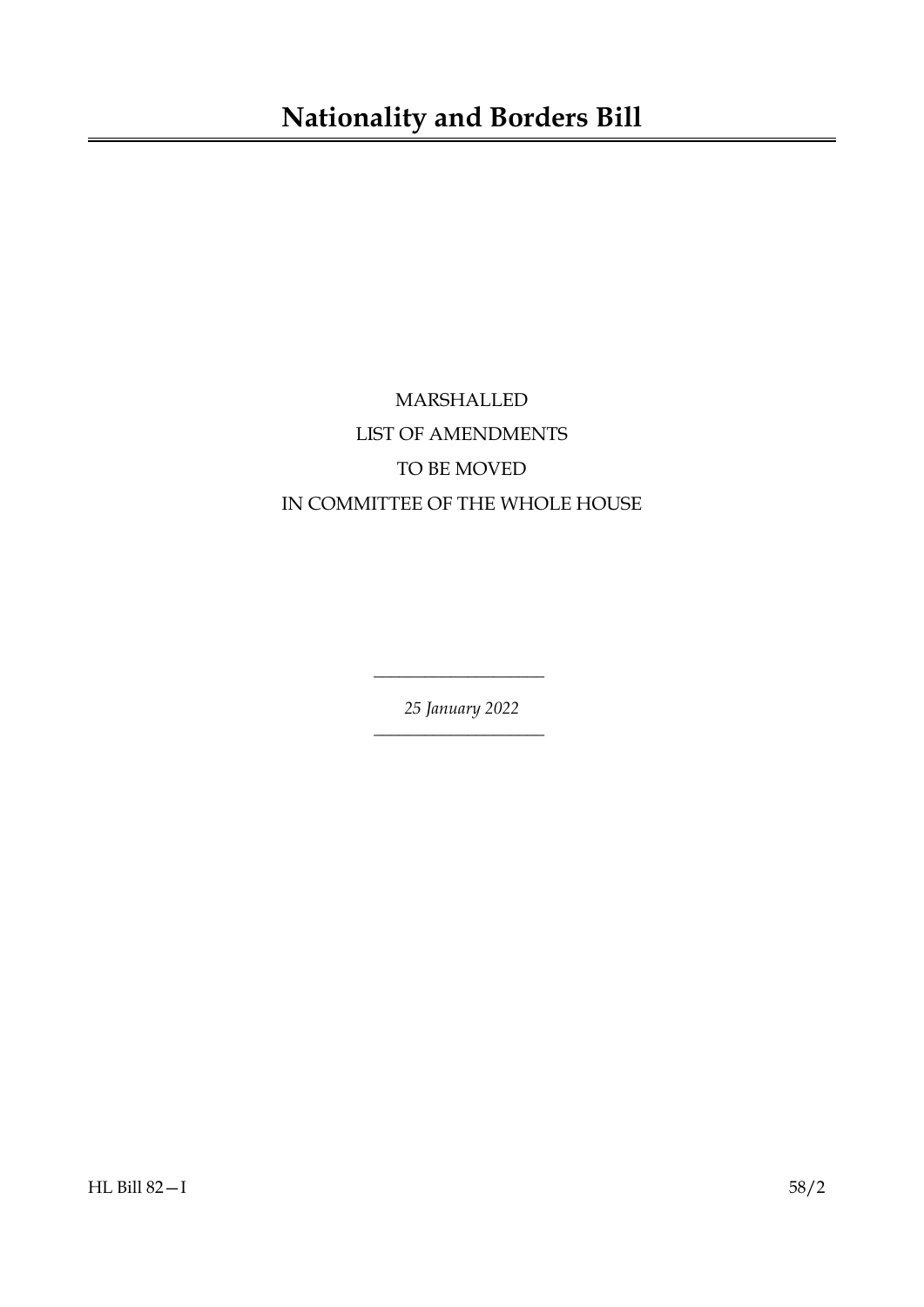# Nationality and Borders Bill

MARSHALLED
LIST OF AMENDMENTS
TO BE MOVED
IN COMMITTEE OF THE WHOLE HOUSE

---

*25 January 2022*

---

HL Bill 82—I

58/2